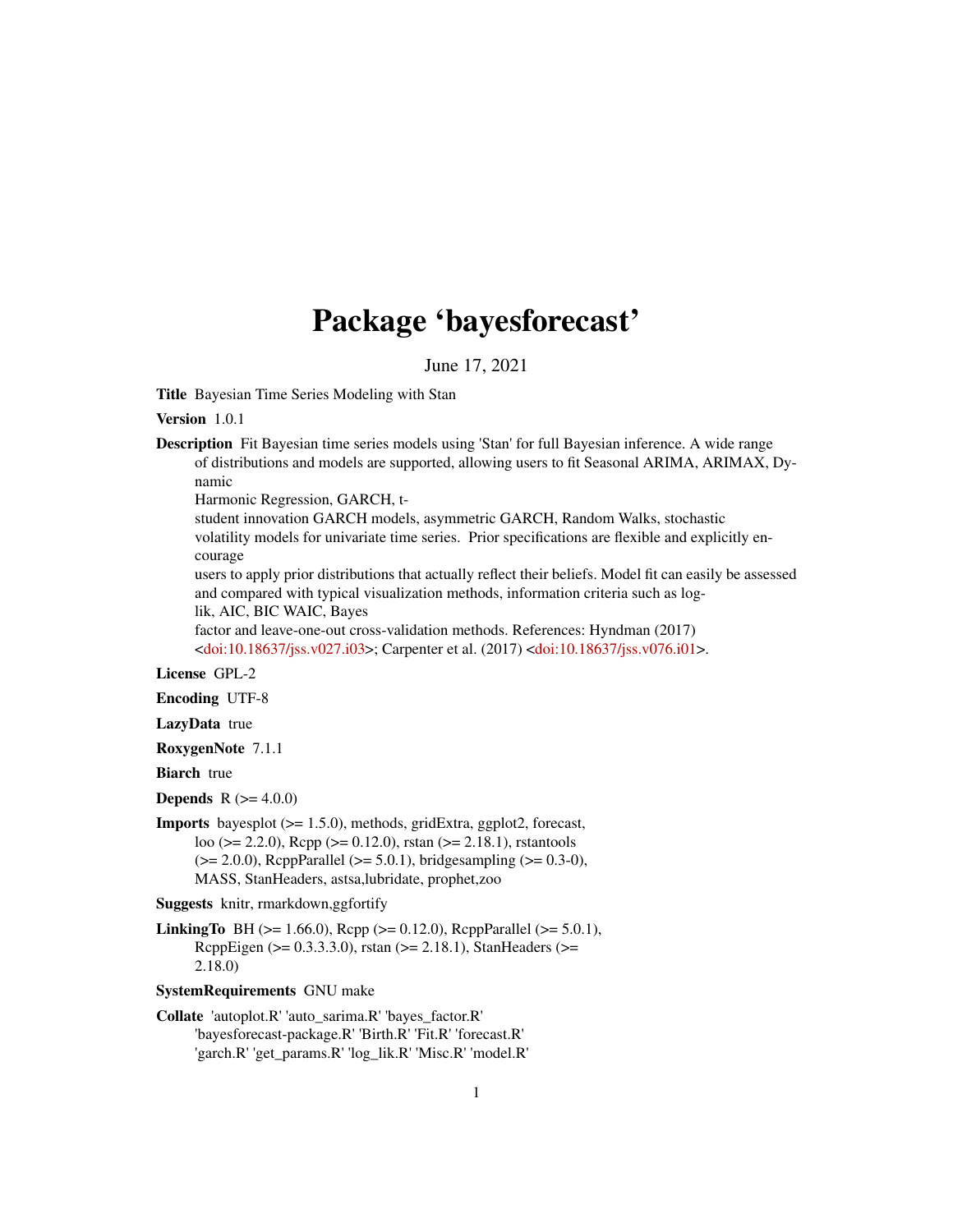# Package 'bayesforecast'

June 17, 2021

**Title** Bayesian Time Series Modeling with Stan

**Version** 1.0.1

**Description** Fit Bayesian time series models using 'Stan' for full Bayesian inference. A wide range of distributions and models are supported, allowing users to fit Seasonal ARIMA, ARIMAX, Dynamic Harmonic Regression, GARCH, t-student innovation GARCH models, asymmetric GARCH, Random Walks, stochastic volatility models for univariate time series. Prior specifications are flexible and explicitly encourage users to apply prior distributions that actually reflect their beliefs. Model fit can easily be assessed and compared with typical visualization methods, information criteria such as loglik, AIC, BIC WAIC, Bayes factor and leave-one-out cross-validation methods. References: Hyndman (2017) <doi:10.18637/jss.v027.i03>; Carpenter et al. (2017) <doi:10.18637/jss.v076.i01>.

**License** GPL-2

**Encoding** UTF-8

**LazyData** true

**RoxygenNote** 7.1.1

**Biarch** true

**Depends** R (>= 4.0.0)

**Imports** bayesplot (>= 1.5.0), methods, gridExtra, ggplot2, forecast, loo (>= 2.2.0), Rcpp (>= 0.12.0), rstan (>= 2.18.1), rstantools (>= 2.0.0), RcppParallel (>= 5.0.1), bridgesampling (>= 0.3-0), MASS, StanHeaders, astsa,lubridate, prophet,zoo

**Suggests** knitr, rmarkdown,ggfortify

**LinkingTo** BH (>= 1.66.0), Rcpp (>= 0.12.0), RcppParallel (>= 5.0.1), RcppEigen (>= 0.3.3.3.0), rstan (>= 2.18.1), StanHeaders (>= 2.18.0)

**SystemRequirements** GNU make

**Collate** 'autoplot.R' 'auto_sarima.R' 'bayes_factor.R' 'bayesforecast-package.R' 'Birth.R' 'Fit.R' 'forecast.R' 'garch.R' 'get_params.R' 'log_lik.R' 'Misc.R' 'model.R'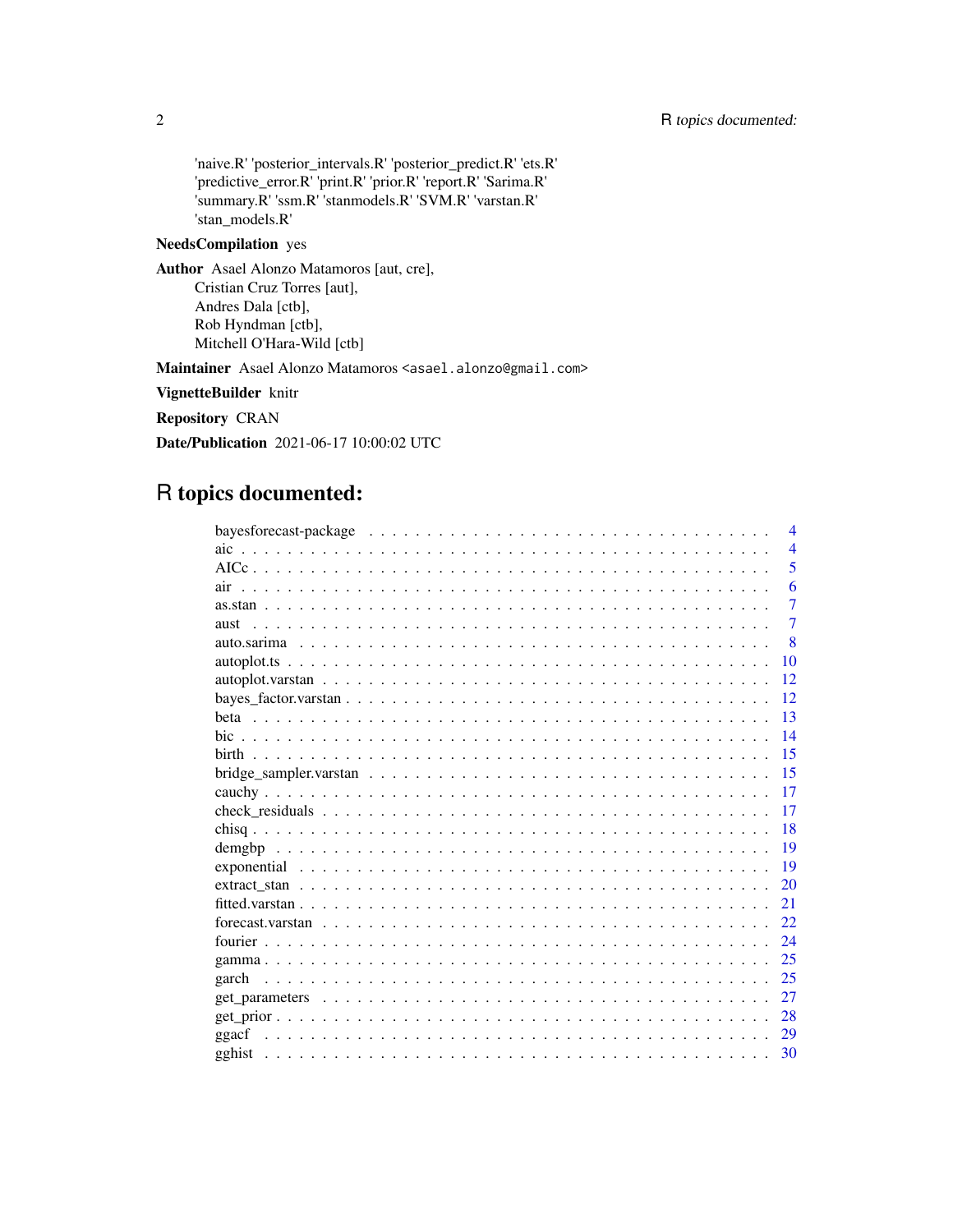'naive.R' 'posterior_intervals.R' 'posterior_predict.R' 'ets.R' 'predictive_error.R' 'print.R' 'prior.R' 'report.R' 'Sarima.R' 'summary.R' 'ssm.R' 'stanmodels.R' 'SVM.R' 'varstan.R' 'stan_models.R'

**NeedsCompilation** yes

**Author** Asael Alonzo Matamoros [aut, cre],
Cristian Cruz Torres [aut],
Andres Dala [ctb],
Rob Hyndman [ctb],
Mitchell O'Hara-Wild [ctb]

**Maintainer** Asael Alonzo Matamoros <asael.alonzo@gmail.com>

**VignetteBuilder** knitr

**Repository** CRAN

**Date/Publication** 2021-06-17 10:00:02 UTC

# R topics documented:

| | |
|---|---|
| bayesforecast-package | 4 |
| aic | 4 |
| AICc | 5 |
| air | 6 |
| as.stan | 7 |
| aust | 7 |
| auto.sarima | 8 |
| autoplot.ts | 10 |
| autoplot.varstan | 12 |
| bayes_factor.varstan | 12 |
| beta | 13 |
| bic | 14 |
| birth | 15 |
| bridge_sampler.varstan | 15 |
| cauchy | 17 |
| check_residuals | 17 |
| chisq | 18 |
| demgbp | 19 |
| exponential | 19 |
| extract_stan | 20 |
| fitted.varstan | 21 |
| forecast.varstan | 22 |
| fourier | 24 |
| gamma | 25 |
| garch | 25 |
| get_parameters | 27 |
| get_prior | 28 |
| ggacf | 29 |
| gghist | 30 |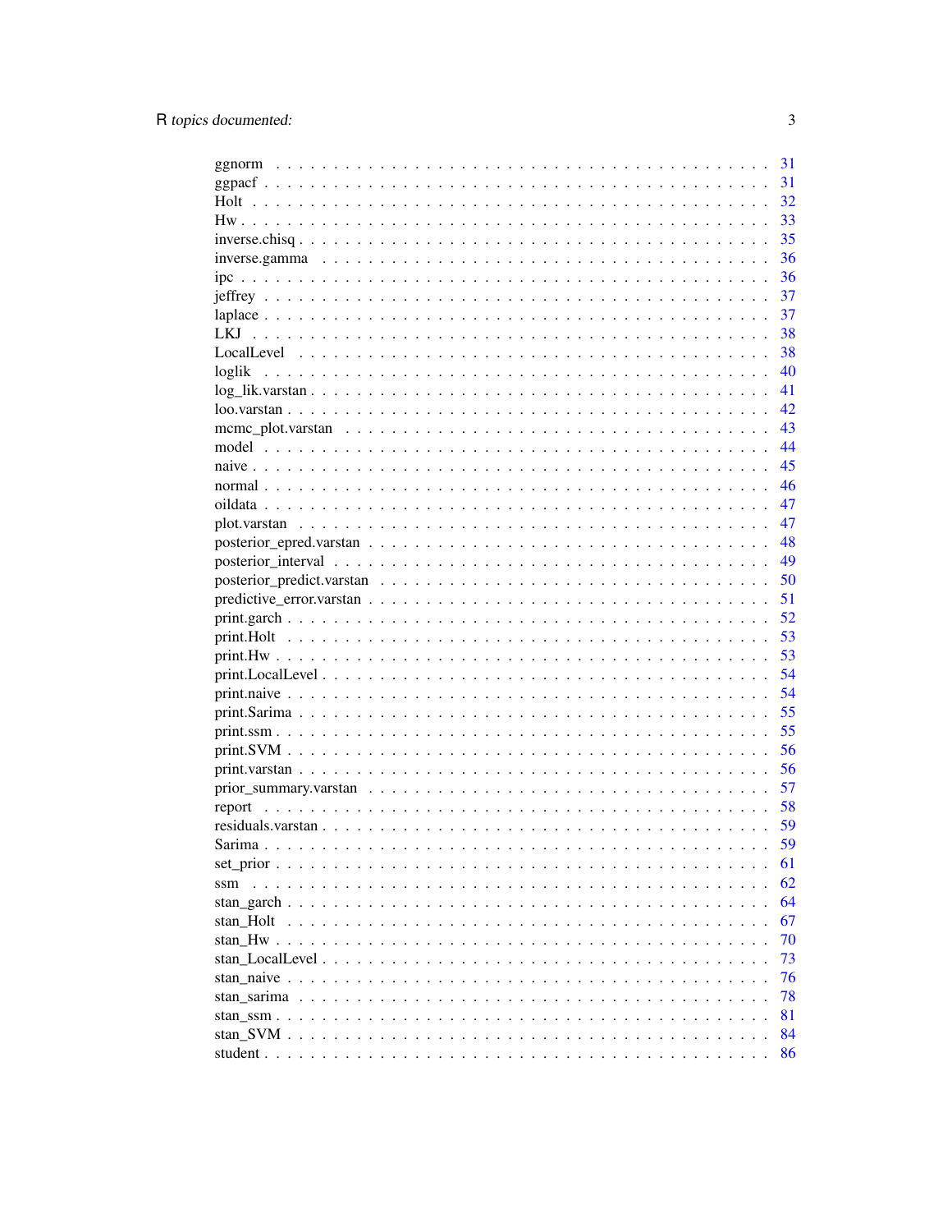ggnorm . . . . . . . . . . . . . . . . . . . . . . . . . . . . . . . . . . . . . . . . . . . 31
ggpacf . . . . . . . . . . . . . . . . . . . . . . . . . . . . . . . . . . . . . . . . . . . 31
Holt . . . . . . . . . . . . . . . . . . . . . . . . . . . . . . . . . . . . . . . . . . . . 32
Hw . . . . . . . . . . . . . . . . . . . . . . . . . . . . . . . . . . . . . . . . . . . . . 33
inverse.chisq . . . . . . . . . . . . . . . . . . . . . . . . . . . . . . . . . . . . . . . . 35
inverse.gamma . . . . . . . . . . . . . . . . . . . . . . . . . . . . . . . . . . . . . . . 36
ipc . . . . . . . . . . . . . . . . . . . . . . . . . . . . . . . . . . . . . . . . . . . . . 36
jeffrey . . . . . . . . . . . . . . . . . . . . . . . . . . . . . . . . . . . . . . . . . . . 37
laplace . . . . . . . . . . . . . . . . . . . . . . . . . . . . . . . . . . . . . . . . . . . 37
LKJ . . . . . . . . . . . . . . . . . . . . . . . . . . . . . . . . . . . . . . . . . . . . . 38
LocalLevel . . . . . . . . . . . . . . . . . . . . . . . . . . . . . . . . . . . . . . . . . 38
loglik . . . . . . . . . . . . . . . . . . . . . . . . . . . . . . . . . . . . . . . . . . . . 40
log_lik.varstan . . . . . . . . . . . . . . . . . . . . . . . . . . . . . . . . . . . . . . . 41
loo.varstan . . . . . . . . . . . . . . . . . . . . . . . . . . . . . . . . . . . . . . . . . 42
mcmc_plot.varstan . . . . . . . . . . . . . . . . . . . . . . . . . . . . . . . . . . . . . 43
model . . . . . . . . . . . . . . . . . . . . . . . . . . . . . . . . . . . . . . . . . . . . 44
naive . . . . . . . . . . . . . . . . . . . . . . . . . . . . . . . . . . . . . . . . . . . . 45
normal . . . . . . . . . . . . . . . . . . . . . . . . . . . . . . . . . . . . . . . . . . . 46
oildata . . . . . . . . . . . . . . . . . . . . . . . . . . . . . . . . . . . . . . . . . . . 47
plot.varstan . . . . . . . . . . . . . . . . . . . . . . . . . . . . . . . . . . . . . . . . . 47
posterior_epred.varstan . . . . . . . . . . . . . . . . . . . . . . . . . . . . . . . . . . . 48
posterior_interval . . . . . . . . . . . . . . . . . . . . . . . . . . . . . . . . . . . . . . 49
posterior_predict.varstan . . . . . . . . . . . . . . . . . . . . . . . . . . . . . . . . . . 50
predictive_error.varstan . . . . . . . . . . . . . . . . . . . . . . . . . . . . . . . . . . . 51
print.garch . . . . . . . . . . . . . . . . . . . . . . . . . . . . . . . . . . . . . . . . . 52
print.Holt . . . . . . . . . . . . . . . . . . . . . . . . . . . . . . . . . . . . . . . . . . 53
print.Hw . . . . . . . . . . . . . . . . . . . . . . . . . . . . . . . . . . . . . . . . . . . 53
print.LocalLevel . . . . . . . . . . . . . . . . . . . . . . . . . . . . . . . . . . . . . . . 54
print.naive . . . . . . . . . . . . . . . . . . . . . . . . . . . . . . . . . . . . . . . . . . 54
print.Sarima . . . . . . . . . . . . . . . . . . . . . . . . . . . . . . . . . . . . . . . . . 55
print.ssm . . . . . . . . . . . . . . . . . . . . . . . . . . . . . . . . . . . . . . . . . . 55
print.SVM . . . . . . . . . . . . . . . . . . . . . . . . . . . . . . . . . . . . . . . . . . 56
print.varstan . . . . . . . . . . . . . . . . . . . . . . . . . . . . . . . . . . . . . . . . 56
prior_summary.varstan . . . . . . . . . . . . . . . . . . . . . . . . . . . . . . . . . . . 57
report . . . . . . . . . . . . . . . . . . . . . . . . . . . . . . . . . . . . . . . . . . . . 58
residuals.varstan . . . . . . . . . . . . . . . . . . . . . . . . . . . . . . . . . . . . . . 59
Sarima . . . . . . . . . . . . . . . . . . . . . . . . . . . . . . . . . . . . . . . . . . . 59
set_prior . . . . . . . . . . . . . . . . . . . . . . . . . . . . . . . . . . . . . . . . . . 61
ssm . . . . . . . . . . . . . . . . . . . . . . . . . . . . . . . . . . . . . . . . . . . . . 62
stan_garch . . . . . . . . . . . . . . . . . . . . . . . . . . . . . . . . . . . . . . . . . 64
stan_Holt . . . . . . . . . . . . . . . . . . . . . . . . . . . . . . . . . . . . . . . . . . 67
stan_Hw . . . . . . . . . . . . . . . . . . . . . . . . . . . . . . . . . . . . . . . . . . . 70
stan_LocalLevel . . . . . . . . . . . . . . . . . . . . . . . . . . . . . . . . . . . . . . . 73
stan_naive . . . . . . . . . . . . . . . . . . . . . . . . . . . . . . . . . . . . . . . . . . 76
stan_sarima . . . . . . . . . . . . . . . . . . . . . . . . . . . . . . . . . . . . . . . . . 78
stan_ssm . . . . . . . . . . . . . . . . . . . . . . . . . . . . . . . . . . . . . . . . . . . 81
stan_SVM . . . . . . . . . . . . . . . . . . . . . . . . . . . . . . . . . . . . . . . . . . 84
student . . . . . . . . . . . . . . . . . . . . . . . . . . . . . . . . . . . . . . . . . . . 86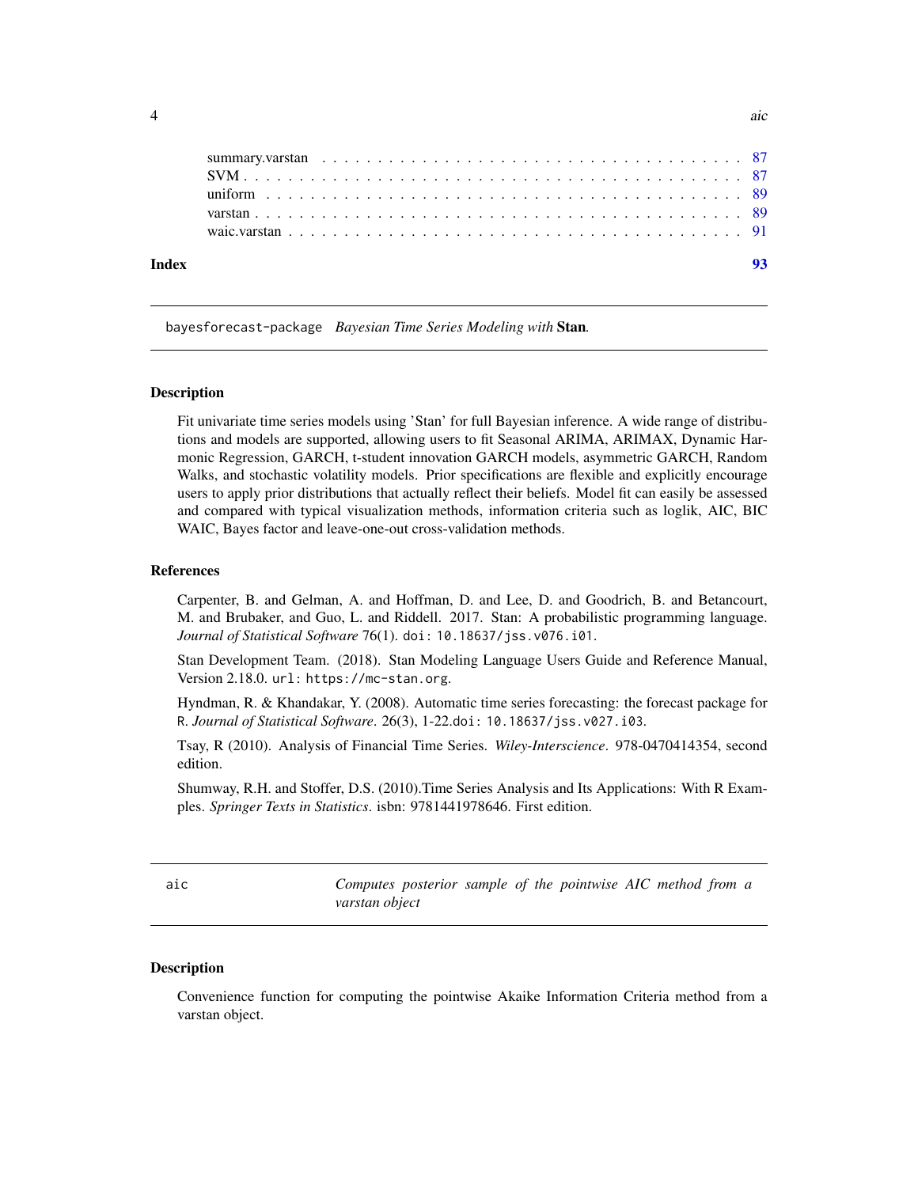summary.varstan . . . . . . . . . . . . . . . . . . . . . . . . . . . . . . . . . . . . 87
SVM . . . . . . . . . . . . . . . . . . . . . . . . . . . . . . . . . . . . . . . . . . 87
uniform . . . . . . . . . . . . . . . . . . . . . . . . . . . . . . . . . . . . . . . . 89
varstan . . . . . . . . . . . . . . . . . . . . . . . . . . . . . . . . . . . . . . . . 89
waic.varstan . . . . . . . . . . . . . . . . . . . . . . . . . . . . . . . . . . . . . 91

**Index** **93**

---

## bayesforecast-package *Bayesian Time Series Modeling with* **Stan***.*

---

### Description

Fit univariate time series models using 'Stan' for full Bayesian inference. A wide range of distributions and models are supported, allowing users to fit Seasonal ARIMA, ARIMAX, Dynamic Harmonic Regression, GARCH, t-student innovation GARCH models, asymmetric GARCH, Random Walks, and stochastic volatility models. Prior specifications are flexible and explicitly encourage users to apply prior distributions that actually reflect their beliefs. Model fit can easily be assessed and compared with typical visualization methods, information criteria such as loglik, AIC, BIC WAIC, Bayes factor and leave-one-out cross-validation methods.

### References

Carpenter, B. and Gelman, A. and Hoffman, D. and Lee, D. and Goodrich, B. and Betancourt, M. and Brubaker, and Guo, L. and Riddell. 2017. Stan: A probabilistic programming language. *Journal of Statistical Software* 76(1). `doi: 10.18637/jss.v076.i01`.

Stan Development Team. (2018). Stan Modeling Language Users Guide and Reference Manual, Version 2.18.0. `url: https://mc-stan.org`.

Hyndman, R. & Khandakar, Y. (2008). Automatic time series forecasting: the forecast package for R. *Journal of Statistical Software*. 26(3), 1-22.`doi: 10.18637/jss.v027.i03`.

Tsay, R (2010). Analysis of Financial Time Series. *Wiley-Interscience*. 978-0470414354, second edition.

Shumway, R.H. and Stoffer, D.S. (2010).Time Series Analysis and Its Applications: With R Examples. *Springer Texts in Statistics*. isbn: 9781441978646. First edition.

---

## aic *Computes posterior sample of the pointwise AIC method from a varstan object*

---

### Description

Convenience function for computing the pointwise Akaike Information Criteria method from a varstan object.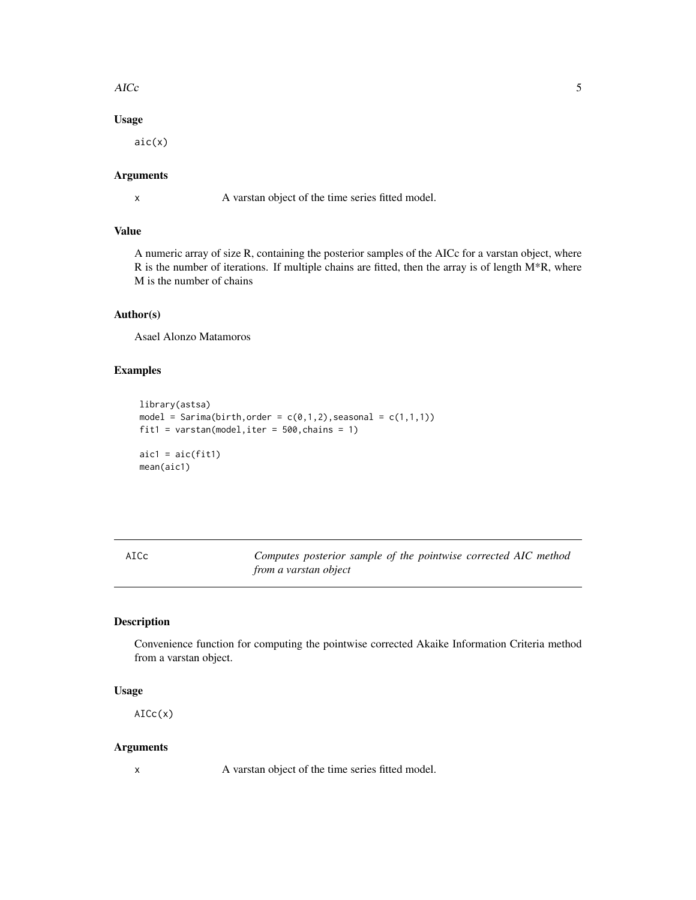### Usage

```
aic(x)
```

### Arguments

x A varstan object of the time series fitted model.

### Value

A numeric array of size R, containing the posterior samples of the AICc for a varstan object, where R is the number of iterations. If multiple chains are fitted, then the array is of length M*R, where M is the number of chains

### Author(s)

Asael Alonzo Matamoros

### Examples

```
library(astsa)
model = Sarima(birth,order = c(0,1,2),seasonal = c(1,1,1))
fit1 = varstan(model,iter = 500,chains = 1)

aic1 = aic(fit1)
mean(aic1)
```

---

## AICc — *Computes posterior sample of the pointwise corrected AIC method from a varstan object*

### Description

Convenience function for computing the pointwise corrected Akaike Information Criteria method from a varstan object.

### Usage

```
AICc(x)
```

### Arguments

x A varstan object of the time series fitted model.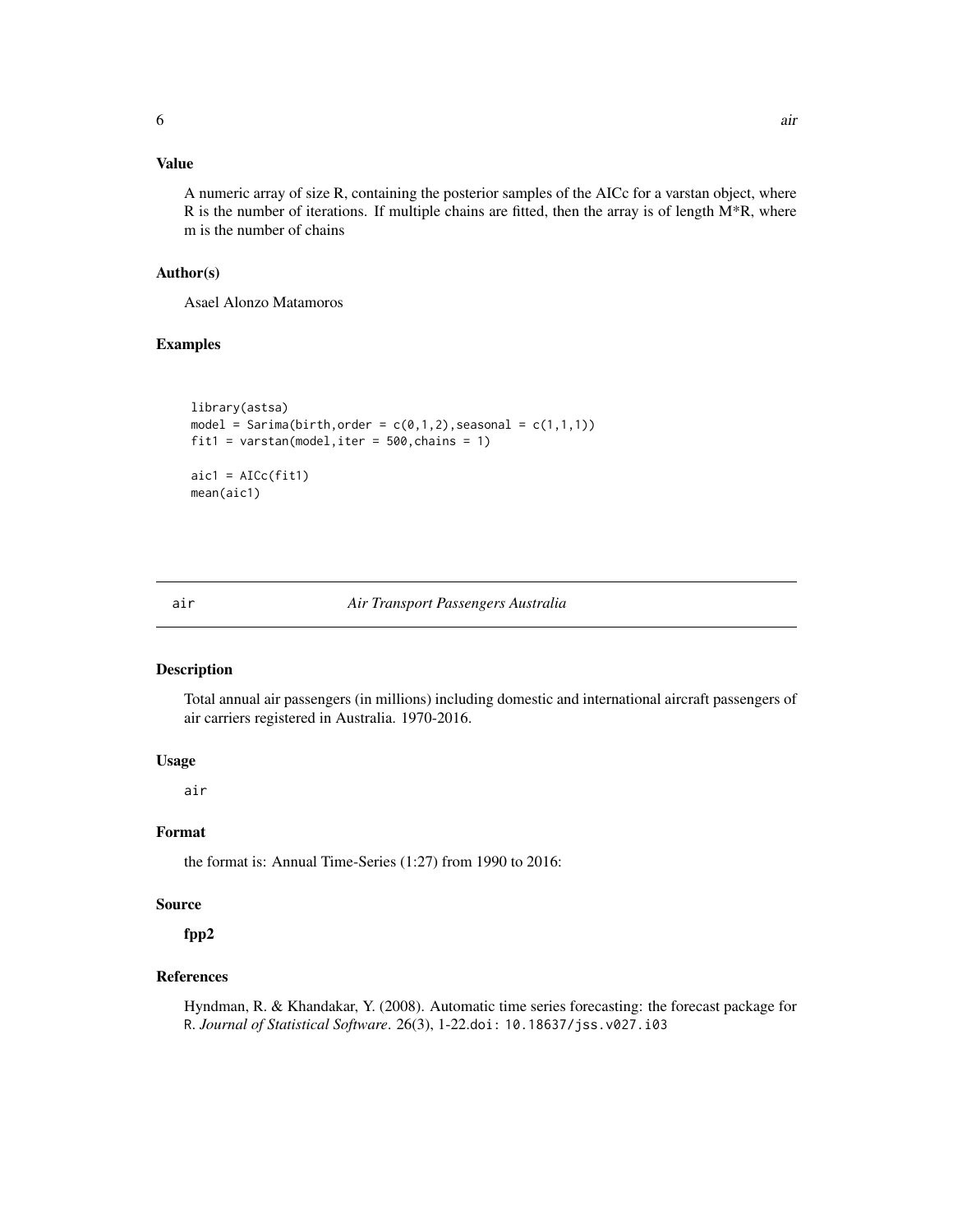### Value

A numeric array of size R, containing the posterior samples of the AICc for a varstan object, where R is the number of iterations. If multiple chains are fitted, then the array is of length M*R, where m is the number of chains

### Author(s)

Asael Alonzo Matamoros

### Examples

```
library(astsa)
model = Sarima(birth,order = c(0,1,2),seasonal = c(1,1,1))
fit1 = varstan(model,iter = 500,chains = 1)

aic1 = AICc(fit1)
mean(aic1)
```

---

## air — *Air Transport Passengers Australia*

### Description

Total annual air passengers (in millions) including domestic and international aircraft passengers of air carriers registered in Australia. 1970-2016.

### Usage

```
air
```

### Format

the format is: Annual Time-Series (1:27) from 1990 to 2016:

### Source

**fpp2**

### References

Hyndman, R. & Khandakar, Y. (2008). Automatic time series forecasting: the forecast package for R. *Journal of Statistical Software*. 26(3), 1-22.doi: 10.18637/jss.v027.i03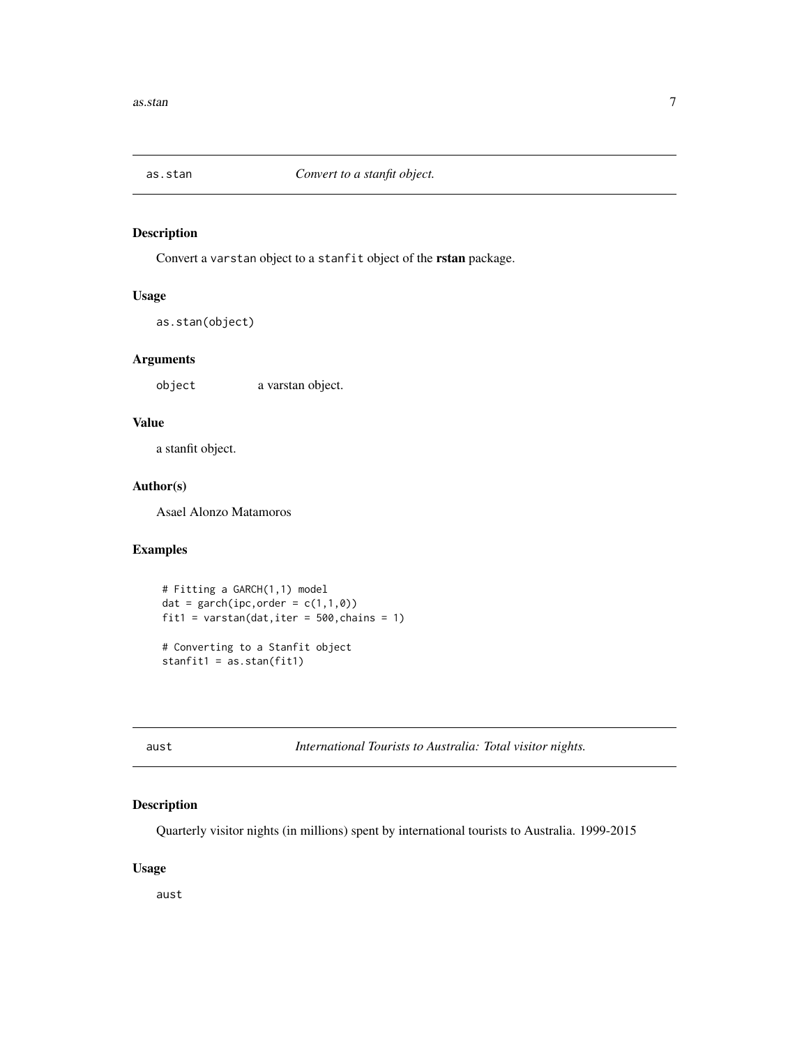## as.stan — *Convert to a stanfit object.*

### Description

Convert a `varstan` object to a `stanfit` object of the **rstan** package.

### Usage

```
as.stan(object)
```

### Arguments

| | |
|---|---|
| `object` | a varstan object. |

### Value

a stanfit object.

### Author(s)

Asael Alonzo Matamoros

### Examples

```
# Fitting a GARCH(1,1) model
dat = garch(ipc,order = c(1,1,0))
fit1 = varstan(dat,iter = 500,chains = 1)

# Converting to a Stanfit object
stanfit1 = as.stan(fit1)
```

## aust — *International Tourists to Australia: Total visitor nights.*

### Description

Quarterly visitor nights (in millions) spent by international tourists to Australia. 1999-2015

### Usage

```
aust
```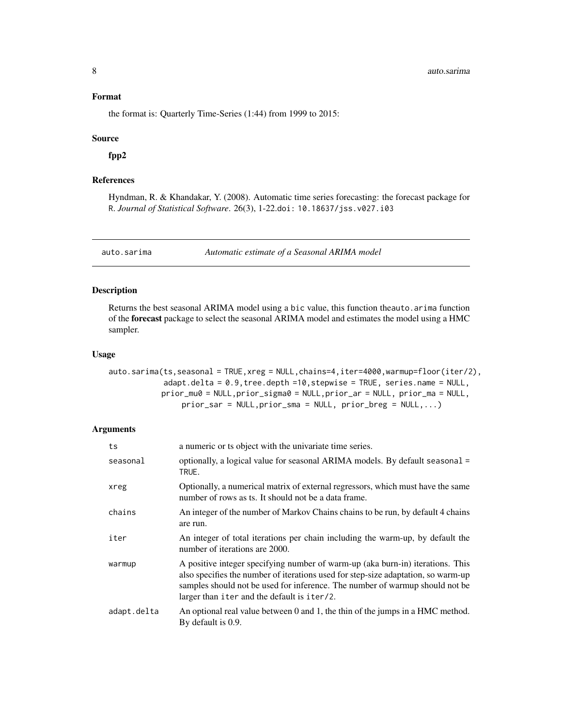### Format

the format is: Quarterly Time-Series (1:44) from 1999 to 2015:

### Source

**fpp2**

### References

Hyndman, R. & Khandakar, Y. (2008). Automatic time series forecasting: the forecast package for R. *Journal of Statistical Software*. 26(3), 1-22.doi: 10.18637/jss.v027.i03

---

## auto.sarima — *Automatic estimate of a Seasonal ARIMA model*

---

### Description

Returns the best seasonal ARIMA model using a bic value, this function theauto.arima function of the **forecast** package to select the seasonal ARIMA model and estimates the model using a HMC sampler.

### Usage

```
auto.sarima(ts,seasonal = TRUE,xreg = NULL,chains=4,iter=4000,warmup=floor(iter/2),
            adapt.delta = 0.9,tree.depth =10,stepwise = TRUE, series.name = NULL,
            prior_mu0 = NULL,prior_sigma0 = NULL,prior_ar = NULL, prior_ma = NULL,
                 prior_sar = NULL,prior_sma = NULL, prior_breg = NULL,...)
```

### Arguments

| | |
|---|---|
| ts | a numeric or ts object with the univariate time series. |
| seasonal | optionally, a logical value for seasonal ARIMA models. By default seasonal = TRUE. |
| xreg | Optionally, a numerical matrix of external regressors, which must have the same number of rows as ts. It should not be a data frame. |
| chains | An integer of the number of Markov Chains chains to be run, by default 4 chains are run. |
| iter | An integer of total iterations per chain including the warm-up, by default the number of iterations are 2000. |
| warmup | A positive integer specifying number of warm-up (aka burn-in) iterations. This also specifies the number of iterations used for step-size adaptation, so warm-up samples should not be used for inference. The number of warmup should not be larger than iter and the default is iter/2. |
| adapt.delta | An optional real value between 0 and 1, the thin of the jumps in a HMC method. By default is 0.9. |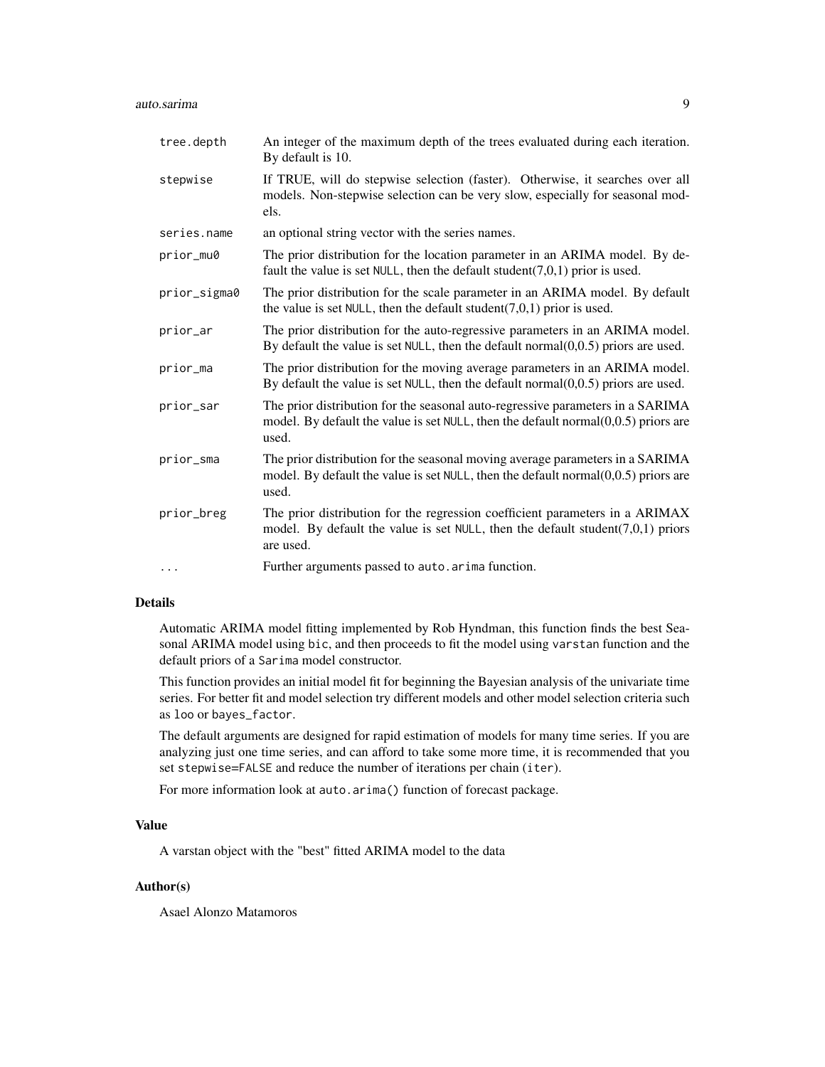| | |
|---|---|
| `tree.depth` | An integer of the maximum depth of the trees evaluated during each iteration. By default is 10. |
| `stepwise` | If TRUE, will do stepwise selection (faster). Otherwise, it searches over all models. Non-stepwise selection can be very slow, especially for seasonal models. |
| `series.name` | an optional string vector with the series names. |
| `prior_mu0` | The prior distribution for the location parameter in an ARIMA model. By default the value is set `NULL`, then the default student(7,0,1) prior is used. |
| `prior_sigma0` | The prior distribution for the scale parameter in an ARIMA model. By default the value is set `NULL`, then the default student(7,0,1) prior is used. |
| `prior_ar` | The prior distribution for the auto-regressive parameters in an ARIMA model. By default the value is set `NULL`, then the default normal(0,0.5) priors are used. |
| `prior_ma` | The prior distribution for the moving average parameters in an ARIMA model. By default the value is set `NULL`, then the default normal(0,0.5) priors are used. |
| `prior_sar` | The prior distribution for the seasonal auto-regressive parameters in a SARIMA model. By default the value is set `NULL`, then the default normal(0,0.5) priors are used. |
| `prior_sma` | The prior distribution for the seasonal moving average parameters in a SARIMA model. By default the value is set `NULL`, then the default normal(0,0.5) priors are used. |
| `prior_breg` | The prior distribution for the regression coefficient parameters in a ARIMAX model. By default the value is set `NULL`, then the default student(7,0,1) priors are used. |
| `...` | Further arguments passed to `auto.arima` function. |

### Details

Automatic ARIMA model fitting implemented by Rob Hyndman, this function finds the best Seasonal ARIMA model using `bic`, and then proceeds to fit the model using `varstan` function and the default priors of a `Sarima` model constructor.

This function provides an initial model fit for beginning the Bayesian analysis of the univariate time series. For better fit and model selection try different models and other model selection criteria such as `loo` or `bayes_factor`.

The default arguments are designed for rapid estimation of models for many time series. If you are analyzing just one time series, and can afford to take some more time, it is recommended that you set `stepwise=FALSE` and reduce the number of iterations per chain (`iter`).

For more information look at `auto.arima()` function of forecast package.

### Value

A varstan object with the "best" fitted ARIMA model to the data

### Author(s)

Asael Alonzo Matamoros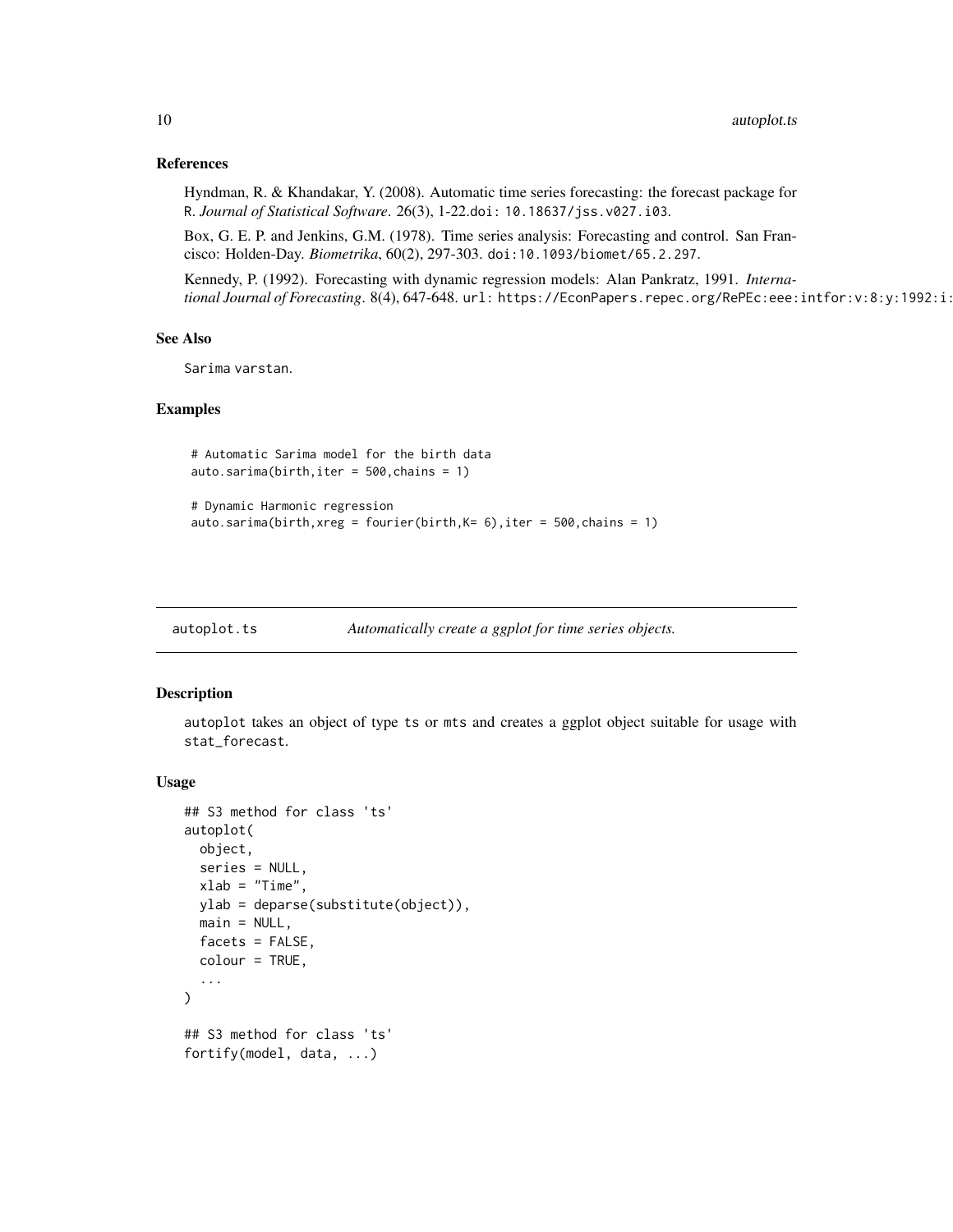### References

Hyndman, R. & Khandakar, Y. (2008). Automatic time series forecasting: the forecast package for R. *Journal of Statistical Software*. 26(3), 1-22.doi: 10.18637/jss.v027.i03.

Box, G. E. P. and Jenkins, G.M. (1978). Time series analysis: Forecasting and control. San Francisco: Holden-Day. *Biometrika*, 60(2), 297-303. doi:10.1093/biomet/65.2.297.

Kennedy, P. (1992). Forecasting with dynamic regression models: Alan Pankratz, 1991. *International Journal of Forecasting*. 8(4), 647-648. url: https://EconPapers.repec.org/RePEc:eee:intfor:v:8:y:1992:i:

### See Also

Sarima varstan.

### Examples

```
# Automatic Sarima model for the birth data
auto.sarima(birth,iter = 500,chains = 1)

# Dynamic Harmonic regression
auto.sarima(birth,xreg = fourier(birth,K= 6),iter = 500,chains = 1)
```

---

## autoplot.ts — *Automatically create a ggplot for time series objects.*

### Description

autoplot takes an object of type ts or mts and creates a ggplot object suitable for usage with stat_forecast.

### Usage

```
## S3 method for class 'ts'
autoplot(
  object,
  series = NULL,
  xlab = "Time",
  ylab = deparse(substitute(object)),
  main = NULL,
  facets = FALSE,
  colour = TRUE,
  ...
)

## S3 method for class 'ts'
fortify(model, data, ...)
```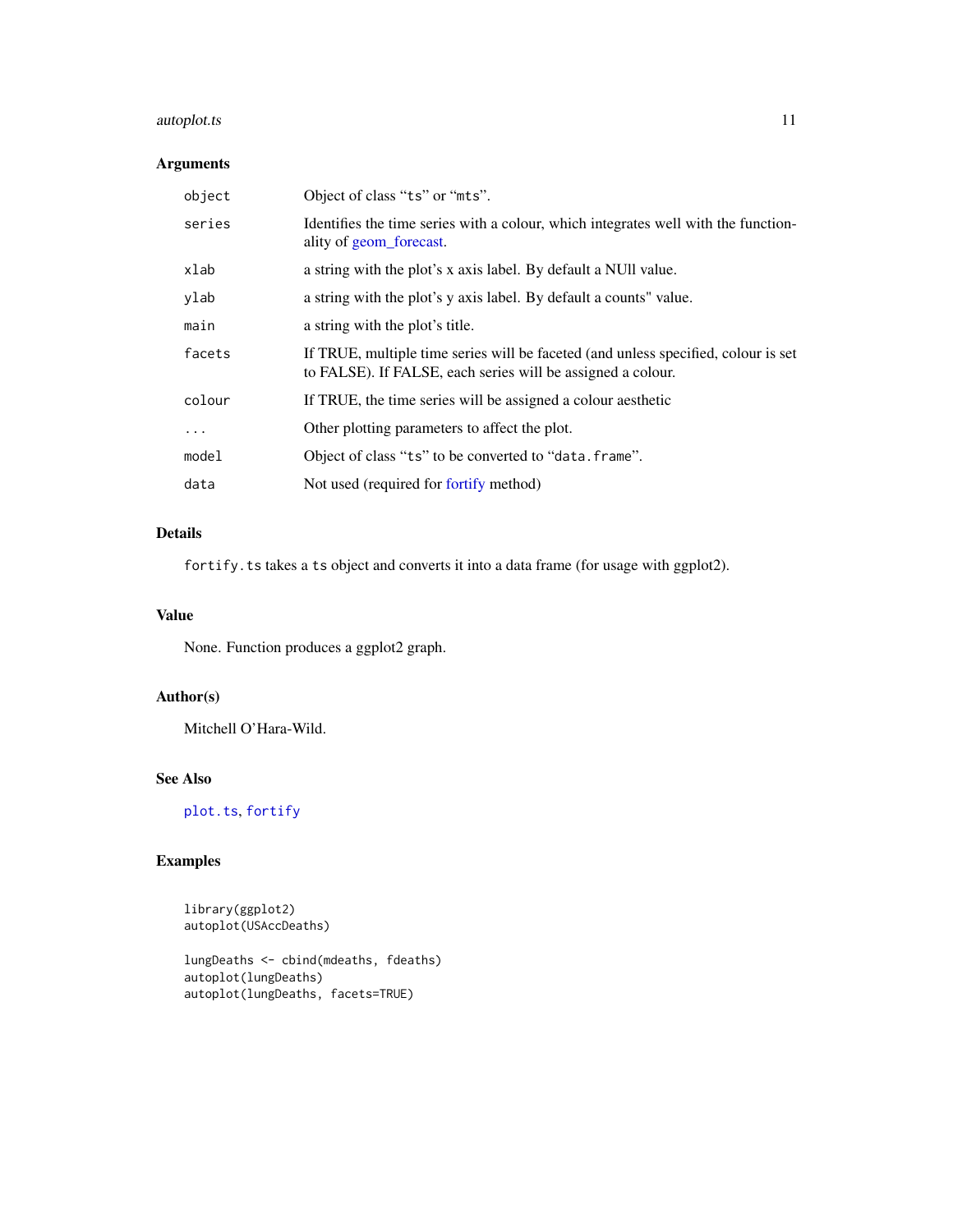## Arguments

| | |
|---|---|
| object | Object of class "ts" or "mts". |
| series | Identifies the time series with a colour, which integrates well with the functionality of geom_forecast. |
| xlab | a string with the plot's x axis label. By default a NUll value. |
| ylab | a string with the plot's y axis label. By default a counts" value. |
| main | a string with the plot's title. |
| facets | If TRUE, multiple time series will be faceted (and unless specified, colour is set to FALSE). If FALSE, each series will be assigned a colour. |
| colour | If TRUE, the time series will be assigned a colour aesthetic |
| ... | Other plotting parameters to affect the plot. |
| model | Object of class "ts" to be converted to "data.frame". |
| data | Not used (required for fortify method) |

## Details

`fortify.ts` takes a `ts` object and converts it into a data frame (for usage with ggplot2).

## Value

None. Function produces a ggplot2 graph.

## Author(s)

Mitchell O'Hara-Wild.

## See Also

`plot.ts`, `fortify`

## Examples

```
library(ggplot2)
autoplot(USAccDeaths)

lungDeaths <- cbind(mdeaths, fdeaths)
autoplot(lungDeaths)
autoplot(lungDeaths, facets=TRUE)
```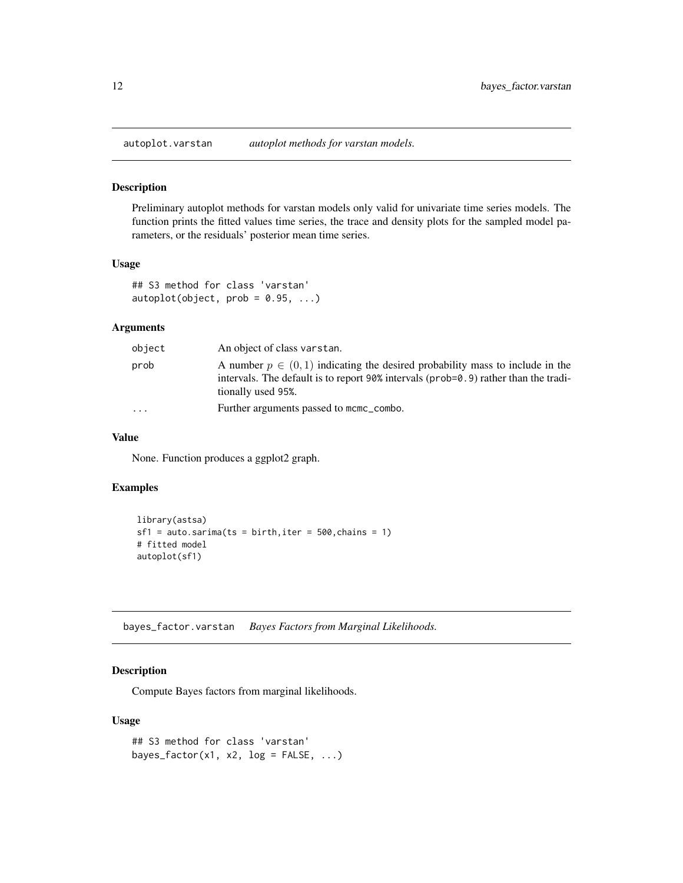## autoplot.varstan — *autoplot methods for varstan models.*

### Description

Preliminary autoplot methods for varstan models only valid for univariate time series models. The function prints the fitted values time series, the trace and density plots for the sampled model parameters, or the residuals' posterior mean time series.

### Usage

```
## S3 method for class 'varstan'
autoplot(object, prob = 0.95, ...)
```

### Arguments

| | |
|---|---|
| object | An object of class varstan. |
| prob | A number $p \in (0, 1)$ indicating the desired probability mass to include in the intervals. The default is to report 90% intervals (prob=0.9) rather than the traditionally used 95%. |
| ... | Further arguments passed to mcmc_combo. |

### Value

None. Function produces a ggplot2 graph.

### Examples

```
library(astsa)
sf1 = auto.sarima(ts = birth,iter = 500,chains = 1)
# fitted model
autoplot(sf1)
```

## bayes_factor.varstan — *Bayes Factors from Marginal Likelihoods.*

### Description

Compute Bayes factors from marginal likelihoods.

### Usage

```
## S3 method for class 'varstan'
bayes_factor(x1, x2, log = FALSE, ...)
```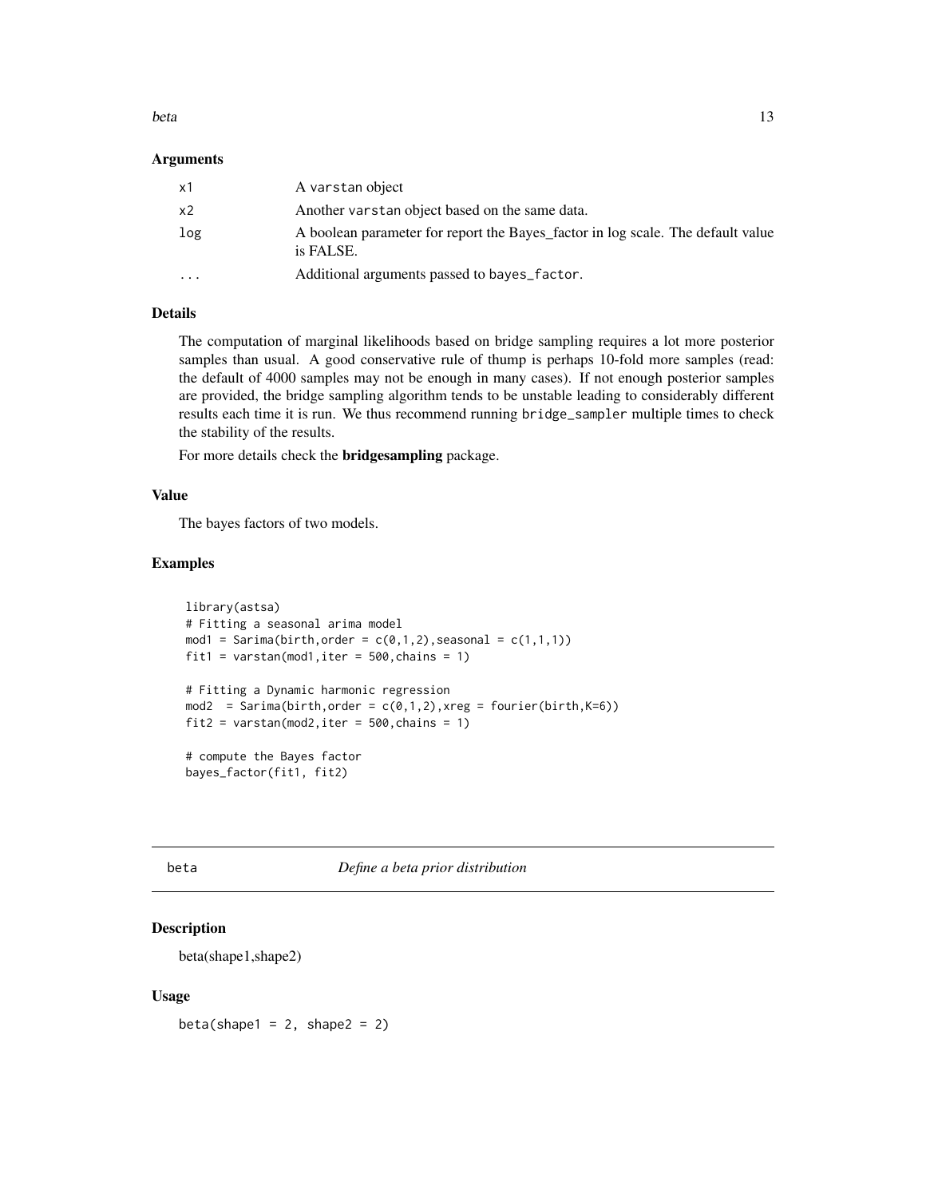### Arguments

| | |
|---|---|
| x1 | A varstan object |
| x2 | Another varstan object based on the same data. |
| log | A boolean parameter for report the Bayes_factor in log scale. The default value is FALSE. |
| ... | Additional arguments passed to bayes_factor. |

### Details

The computation of marginal likelihoods based on bridge sampling requires a lot more posterior samples than usual. A good conservative rule of thump is perhaps 10-fold more samples (read: the default of 4000 samples may not be enough in many cases). If not enough posterior samples are provided, the bridge sampling algorithm tends to be unstable leading to considerably different results each time it is run. We thus recommend running bridge_sampler multiple times to check the stability of the results.

For more details check the **bridgesampling** package.

### Value

The bayes factors of two models.

### Examples

```
library(astsa)
# Fitting a seasonal arima model
mod1 = Sarima(birth,order = c(0,1,2),seasonal = c(1,1,1))
fit1 = varstan(mod1,iter = 500,chains = 1)

# Fitting a Dynamic harmonic regression
mod2  = Sarima(birth,order = c(0,1,2),xreg = fourier(birth,K=6))
fit2 = varstan(mod2,iter = 500,chains = 1)

# compute the Bayes factor
bayes_factor(fit1, fit2)
```

---

## beta — *Define a beta prior distribution*

### Description

beta(shape1,shape2)

### Usage

```
beta(shape1 = 2, shape2 = 2)
```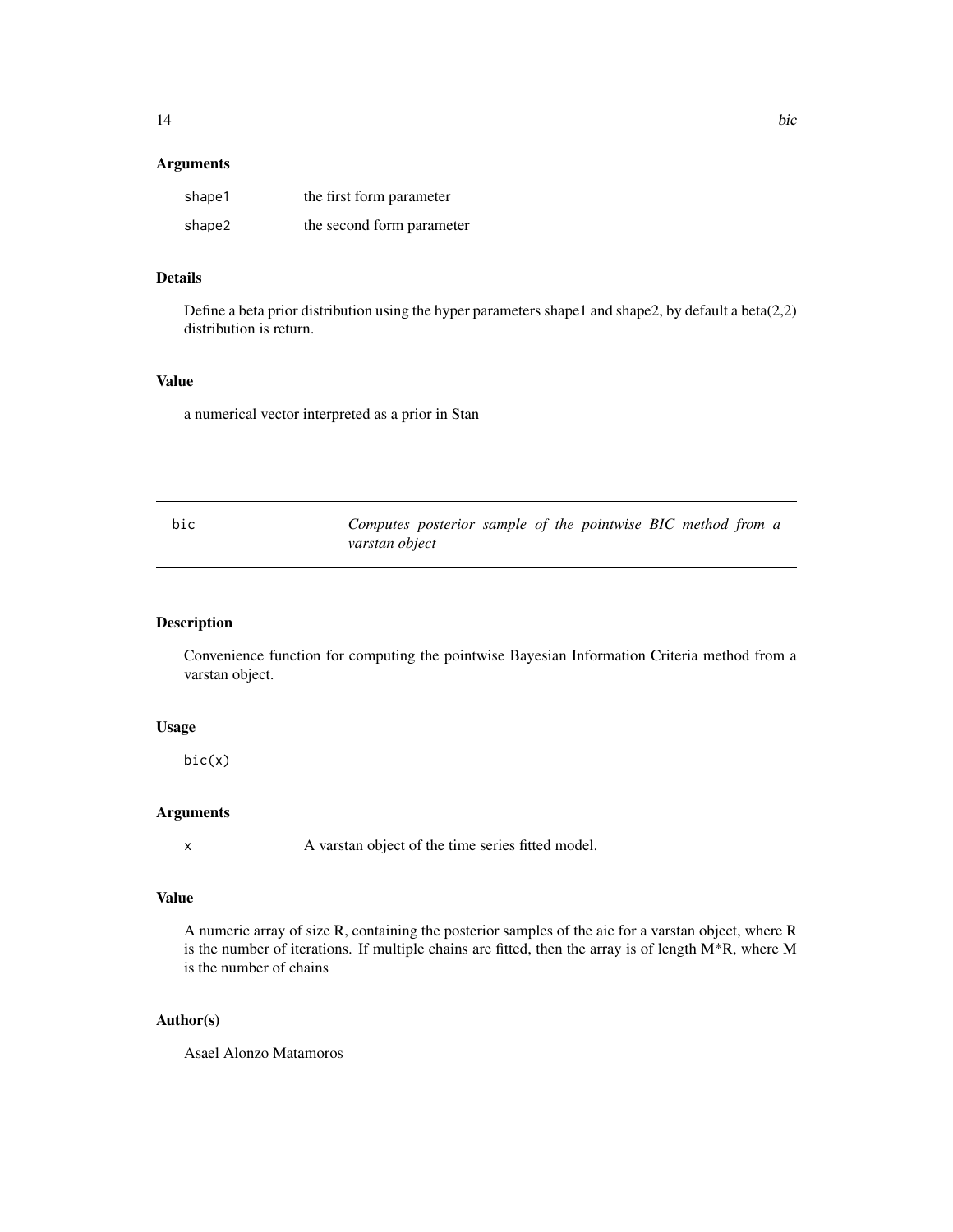### Arguments

| | |
|---|---|
| shape1 | the first form parameter |
| shape2 | the second form parameter |

### Details

Define a beta prior distribution using the hyper parameters shape1 and shape2, by default a beta(2,2) distribution is return.

### Value

a numerical vector interpreted as a prior in Stan

---

## bic — *Computes posterior sample of the pointwise BIC method from a varstan object*

---

### Description

Convenience function for computing the pointwise Bayesian Information Criteria method from a varstan object.

### Usage

```
bic(x)
```

### Arguments

| | |
|---|---|
| x | A varstan object of the time series fitted model. |

### Value

A numeric array of size R, containing the posterior samples of the aic for a varstan object, where R is the number of iterations. If multiple chains are fitted, then the array is of length M*R, where M is the number of chains

### Author(s)

Asael Alonzo Matamoros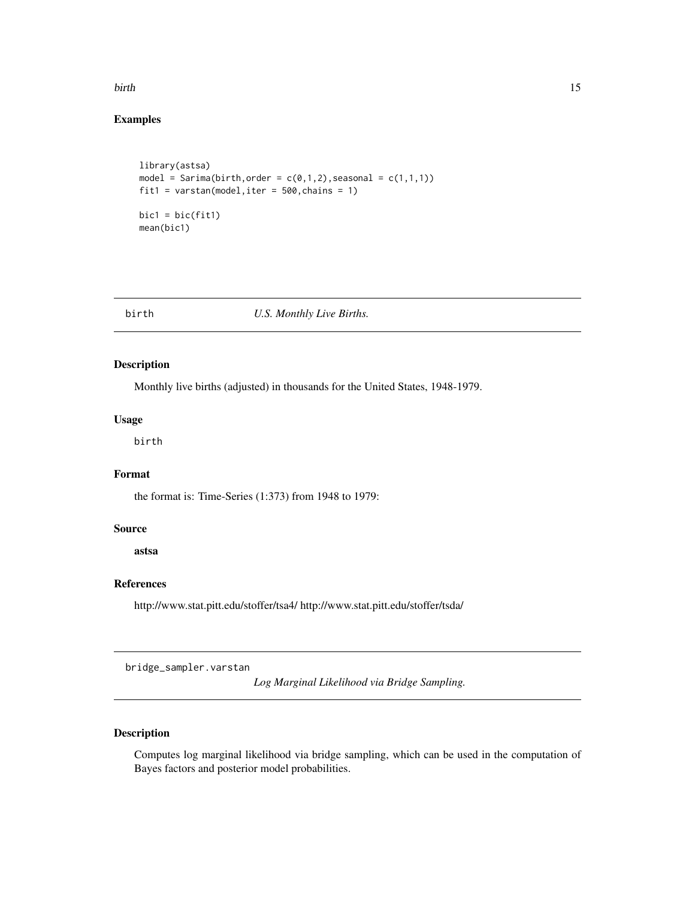## Examples

```
library(astsa)
model = Sarima(birth,order = c(0,1,2),seasonal = c(1,1,1))
fit1 = varstan(model,iter = 500,chains = 1)

bic1 = bic(fit1)
mean(bic1)
```

## birth — *U.S. Monthly Live Births.*

### Description

Monthly live births (adjusted) in thousands for the United States, 1948-1979.

### Usage

```
birth
```

### Format

the format is: Time-Series (1:373) from 1948 to 1979:

### Source

**astsa**

### References

http://www.stat.pitt.edu/stoffer/tsa4/ http://www.stat.pitt.edu/stoffer/tsda/

## bridge_sampler.varstan — *Log Marginal Likelihood via Bridge Sampling.*

### Description

Computes log marginal likelihood via bridge sampling, which can be used in the computation of Bayes factors and posterior model probabilities.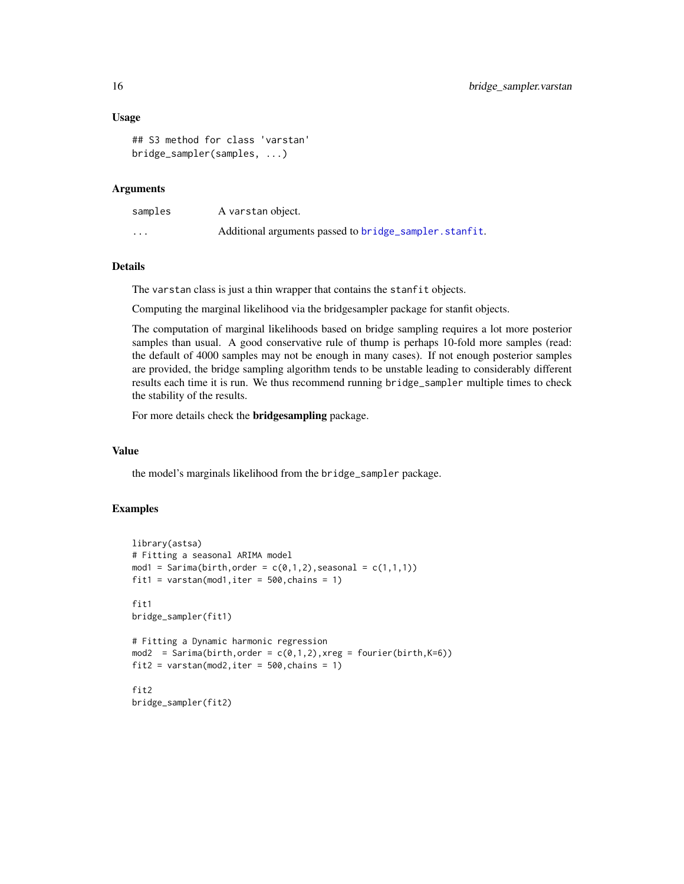### Usage

```
## S3 method for class 'varstan'
bridge_sampler(samples, ...)
```

### Arguments

| | |
|---|---|
| samples | A varstan object. |
| ... | Additional arguments passed to bridge_sampler.stanfit. |

### Details

The varstan class is just a thin wrapper that contains the stanfit objects.

Computing the marginal likelihood via the bridgesampler package for stanfit objects.

The computation of marginal likelihoods based on bridge sampling requires a lot more posterior samples than usual. A good conservative rule of thump is perhaps 10-fold more samples (read: the default of 4000 samples may not be enough in many cases). If not enough posterior samples are provided, the bridge sampling algorithm tends to be unstable leading to considerably different results each time it is run. We thus recommend running bridge_sampler multiple times to check the stability of the results.

For more details check the **bridgesampling** package.

### Value

the model's marginals likelihood from the bridge_sampler package.

### Examples

```
library(astsa)
# Fitting a seasonal ARIMA model
mod1 = Sarima(birth,order = c(0,1,2),seasonal = c(1,1,1))
fit1 = varstan(mod1,iter = 500,chains = 1)

fit1
bridge_sampler(fit1)

# Fitting a Dynamic harmonic regression
mod2  = Sarima(birth,order = c(0,1,2),xreg = fourier(birth,K=6))
fit2 = varstan(mod2,iter = 500,chains = 1)

fit2
bridge_sampler(fit2)
```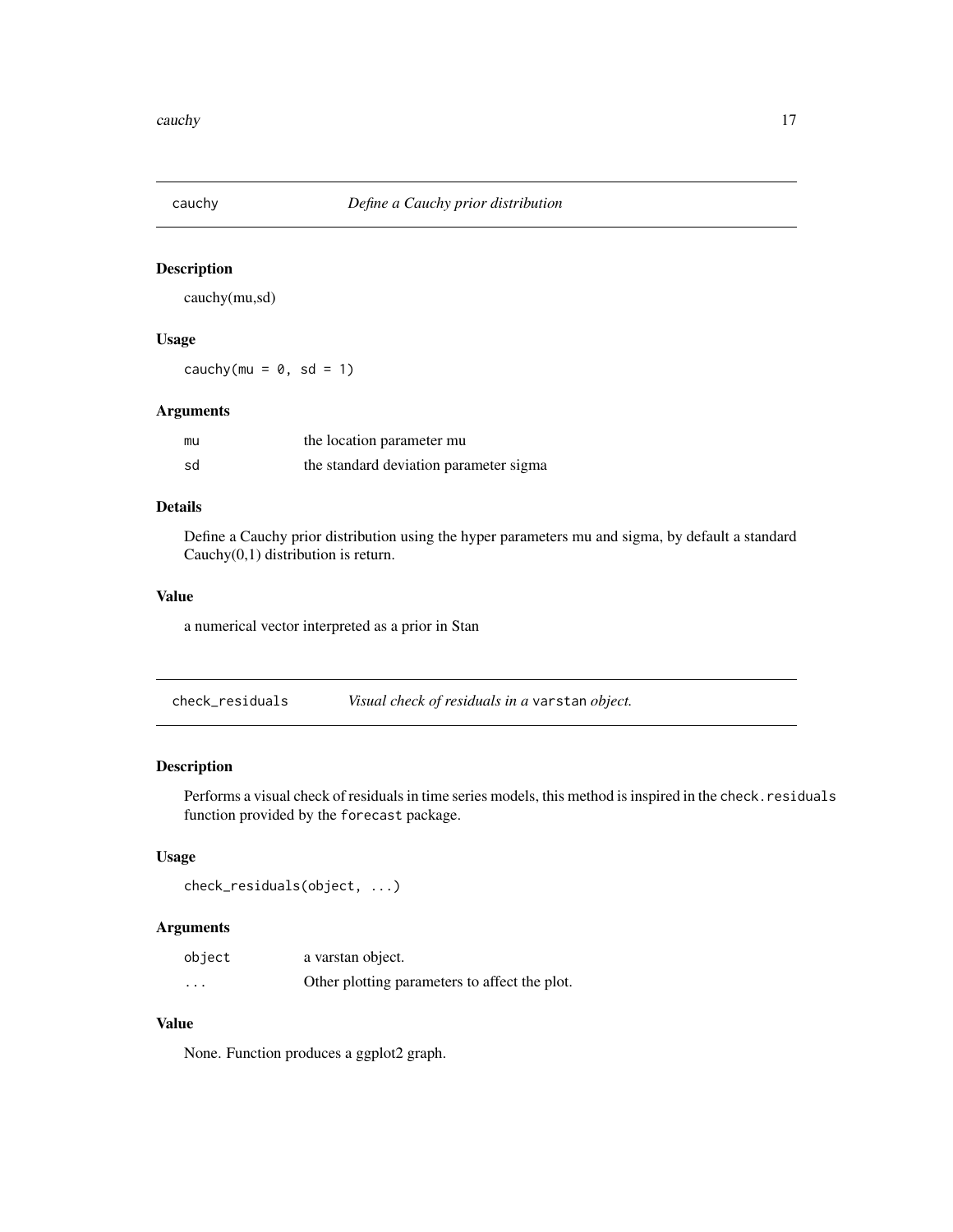## cauchy — *Define a Cauchy prior distribution*

### Description

cauchy(mu,sd)

### Usage

```
cauchy(mu = 0, sd = 1)
```

### Arguments

| | |
|---|---|
| `mu` | the location parameter mu |
| `sd` | the standard deviation parameter sigma |

### Details

Define a Cauchy prior distribution using the hyper parameters mu and sigma, by default a standard Cauchy(0,1) distribution is return.

### Value

a numerical vector interpreted as a prior in Stan

## check_residuals — *Visual check of residuals in a `varstan` object.*

### Description

Performs a visual check of residuals in time series models, this method is inspired in the `check.residuals` function provided by the `forecast` package.

### Usage

```
check_residuals(object, ...)
```

### Arguments

| | |
|---|---|
| `object` | a varstan object. |
| `...` | Other plotting parameters to affect the plot. |

### Value

None. Function produces a ggplot2 graph.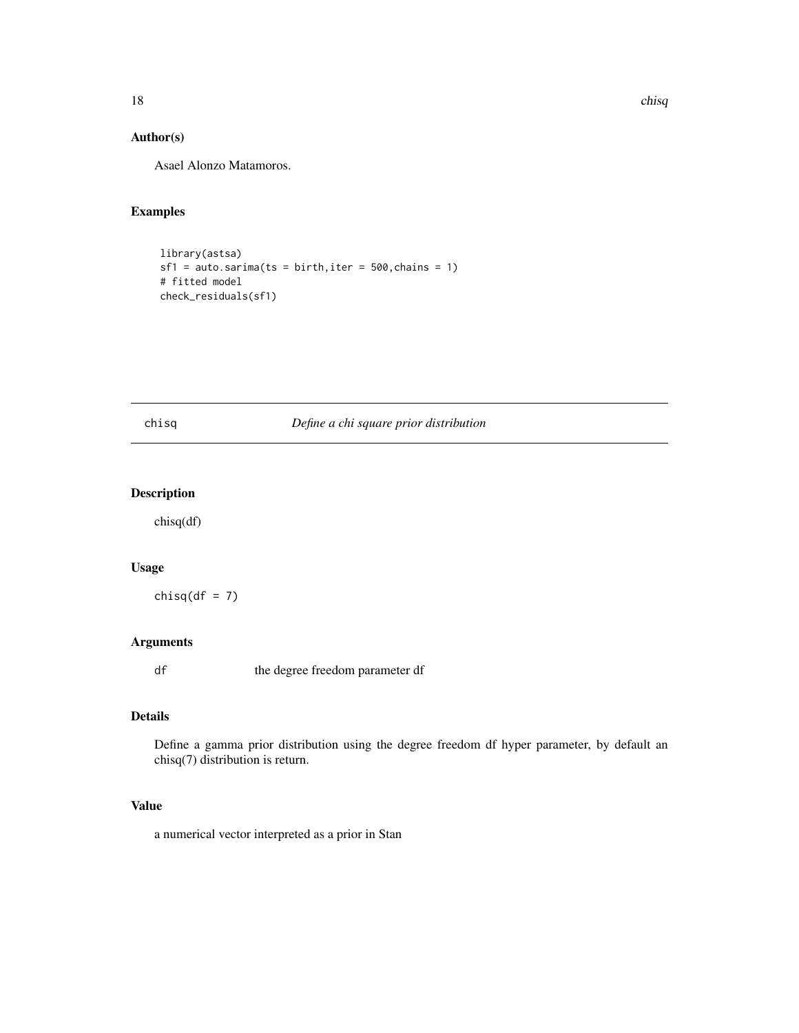## Author(s)

Asael Alonzo Matamoros.

## Examples

```
library(astsa)
sf1 = auto.sarima(ts = birth,iter = 500,chains = 1)
# fitted model
check_residuals(sf1)
```

---

# chisq *Define a chi square prior distribution*

---

## Description

chisq(df)

## Usage

```
chisq(df = 7)
```

## Arguments

| | |
|---|---|
| df | the degree freedom parameter df |

## Details

Define a gamma prior distribution using the degree freedom df hyper parameter, by default an chisq(7) distribution is return.

## Value

a numerical vector interpreted as a prior in Stan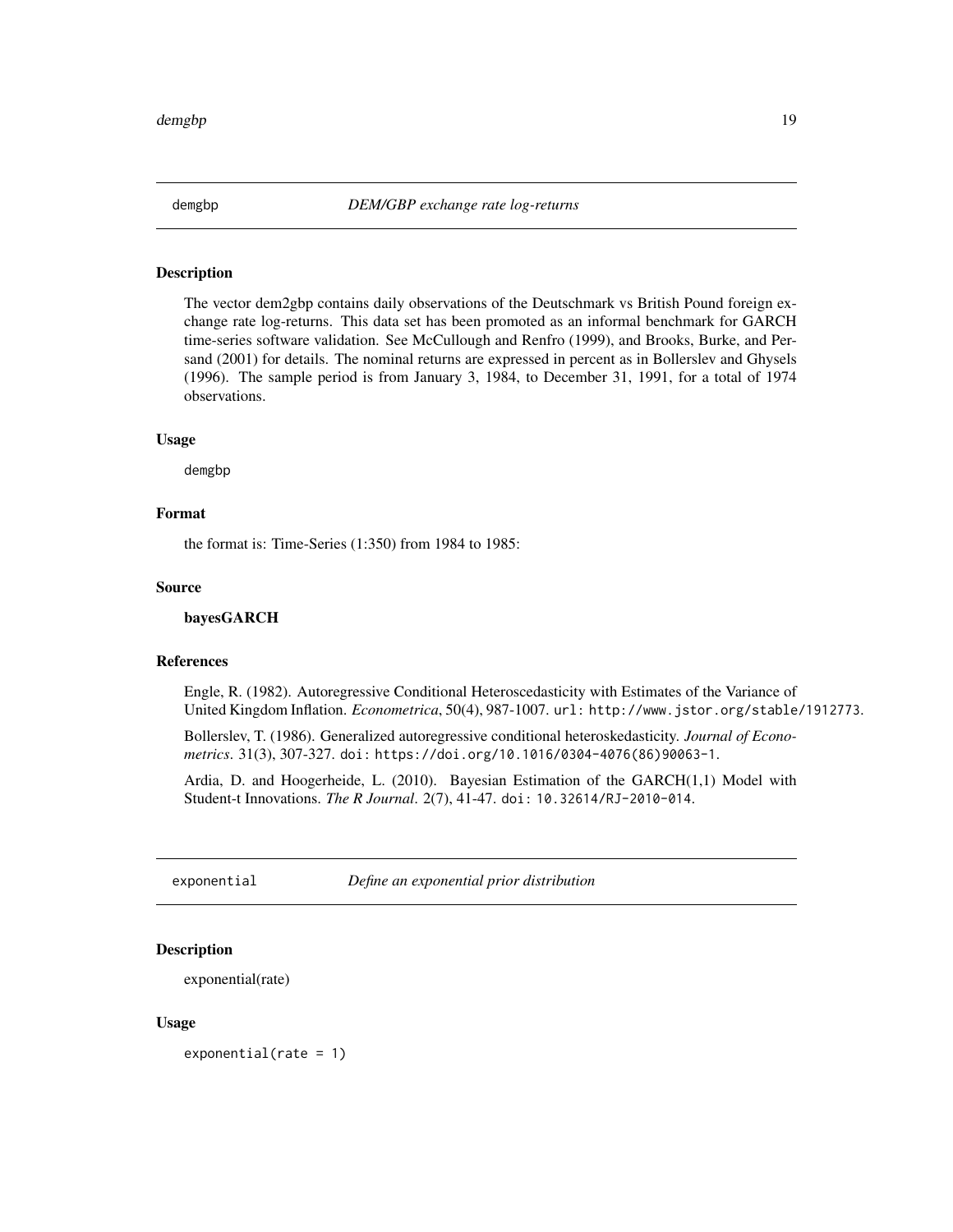## demgbp *DEM/GBP exchange rate log-returns*

### Description

The vector dem2gbp contains daily observations of the Deutschmark vs British Pound foreign exchange rate log-returns. This data set has been promoted as an informal benchmark for GARCH time-series software validation. See McCullough and Renfro (1999), and Brooks, Burke, and Persand (2001) for details. The nominal returns are expressed in percent as in Bollerslev and Ghysels (1996). The sample period is from January 3, 1984, to December 31, 1991, for a total of 1974 observations.

### Usage

```
demgbp
```

### Format

the format is: Time-Series (1:350) from 1984 to 1985:

### Source

**bayesGARCH**

### References

Engle, R. (1982). Autoregressive Conditional Heteroscedasticity with Estimates of the Variance of United Kingdom Inflation. *Econometrica*, 50(4), 987-1007. url: http://www.jstor.org/stable/1912773.

Bollerslev, T. (1986). Generalized autoregressive conditional heteroskedasticity. *Journal of Econometrics*. 31(3), 307-327. doi: https://doi.org/10.1016/0304-4076(86)90063-1.

Ardia, D. and Hoogerheide, L. (2010). Bayesian Estimation of the GARCH(1,1) Model with Student-t Innovations. *The R Journal*. 2(7), 41-47. doi: 10.32614/RJ-2010-014.

## exponential *Define an exponential prior distribution*

### Description

exponential(rate)

### Usage

```
exponential(rate = 1)
```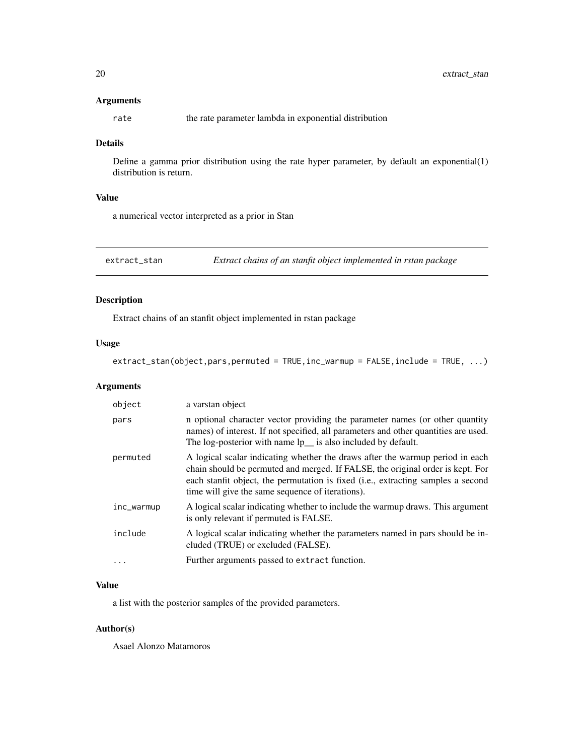### Arguments

| | |
|---|---|
| `rate` | the rate parameter lambda in exponential distribution |

### Details

Define a gamma prior distribution using the rate hyper parameter, by default an exponential(1) distribution is return.

### Value

a numerical vector interpreted as a prior in Stan

---

## extract_stan — *Extract chains of an stanfit object implemented in rstan package*

---

### Description

Extract chains of an stanfit object implemented in rstan package

### Usage

```
extract_stan(object,pars,permuted = TRUE,inc_warmup = FALSE,include = TRUE, ...)
```

### Arguments

| | |
|---|---|
| `object` | a varstan object |
| `pars` | n optional character vector providing the parameter names (or other quantity names) of interest. If not specified, all parameters and other quantities are used. The log-posterior with name lp__ is also included by default. |
| `permuted` | A logical scalar indicating whether the draws after the warmup period in each chain should be permuted and merged. If FALSE, the original order is kept. For each stanfit object, the permutation is fixed (i.e., extracting samples a second time will give the same sequence of iterations). |
| `inc_warmup` | A logical scalar indicating whether to include the warmup draws. This argument is only relevant if permuted is FALSE. |
| `include` | A logical scalar indicating whether the parameters named in pars should be included (TRUE) or excluded (FALSE). |
| `...` | Further arguments passed to `extract` function. |

### Value

a list with the posterior samples of the provided parameters.

### Author(s)

Asael Alonzo Matamoros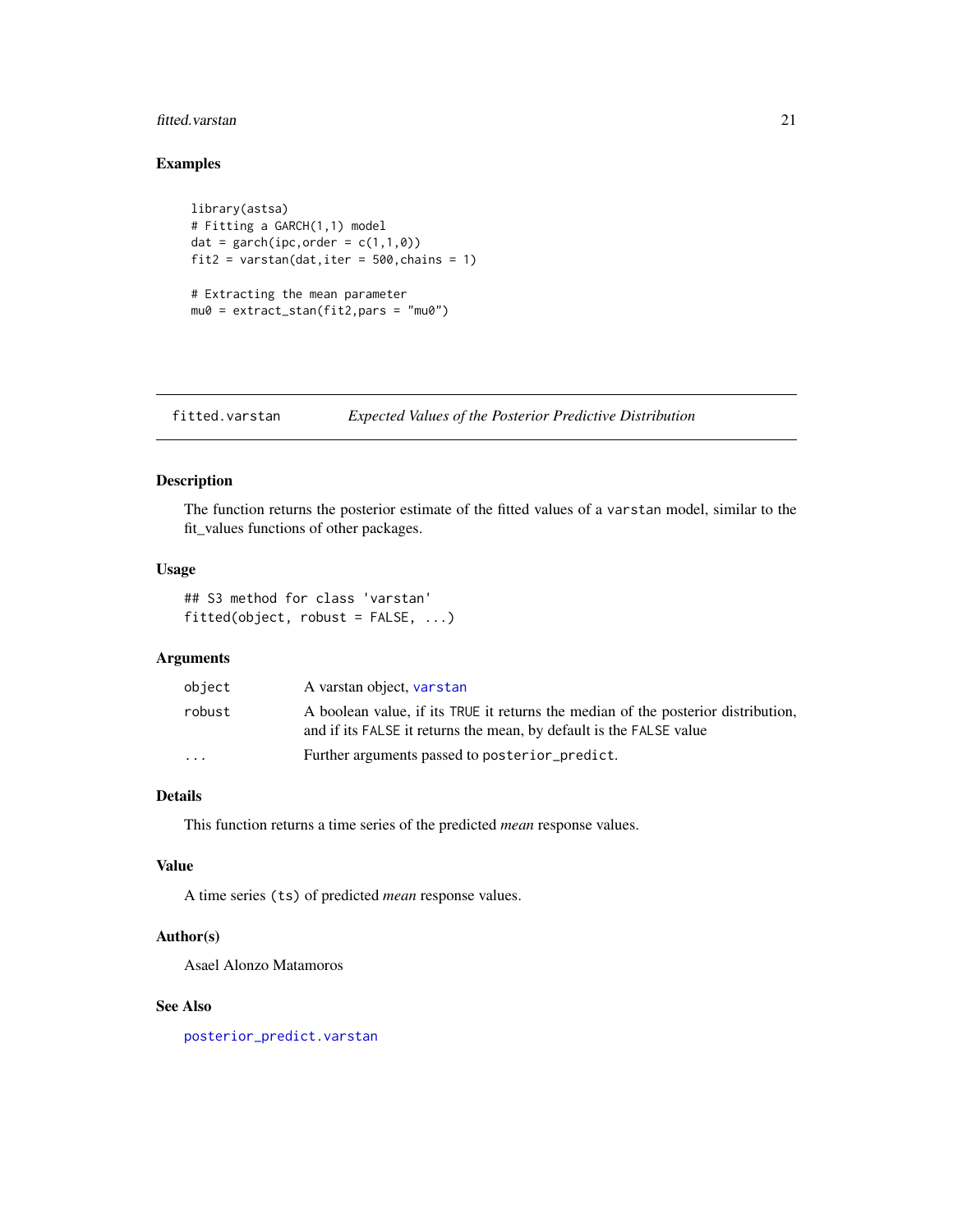### Examples

```
library(astsa)
# Fitting a GARCH(1,1) model
dat = garch(ipc,order = c(1,1,0))
fit2 = varstan(dat,iter = 500,chains = 1)

# Extracting the mean parameter
mu0 = extract_stan(fit2,pars = "mu0")
```

---

## fitted.varstan — *Expected Values of the Posterior Predictive Distribution*

---

### Description

The function returns the posterior estimate of the fitted values of a `varstan` model, similar to the fit_values functions of other packages.

### Usage

```
## S3 method for class 'varstan'
fitted(object, robust = FALSE, ...)
```

### Arguments

| | |
|---|---|
| `object` | A varstan object, `varstan` |
| `robust` | A boolean value, if its `TRUE` it returns the median of the posterior distribution, and if its `FALSE` it returns the mean, by default is the `FALSE` value |
| `...` | Further arguments passed to `posterior_predict`. |

### Details

This function returns a time series of the predicted *mean* response values.

### Value

A time series (`ts`) of predicted *mean* response values.

### Author(s)

Asael Alonzo Matamoros

### See Also

`posterior_predict.varstan`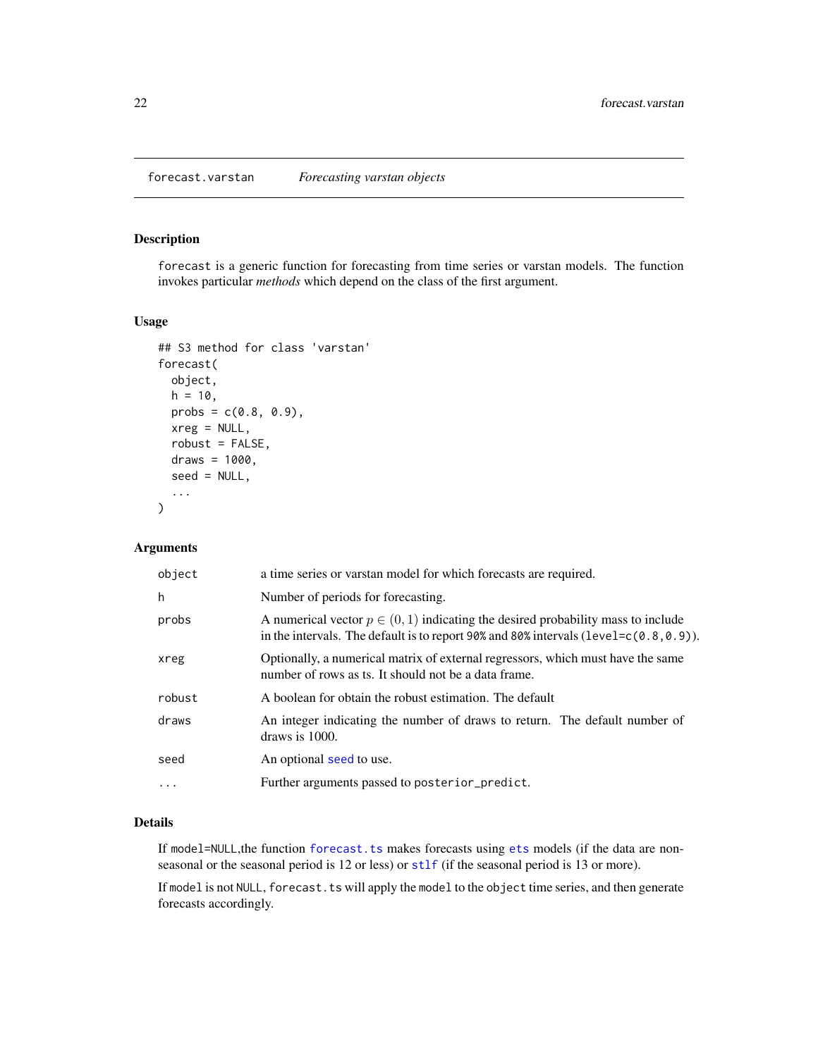forecast.varstan *Forecasting varstan objects*

## Description

forecast is a generic function for forecasting from time series or varstan models. The function invokes particular *methods* which depend on the class of the first argument.

## Usage

```
## S3 method for class 'varstan'
forecast(
  object,
  h = 10,
  probs = c(0.8, 0.9),
  xreg = NULL,
  robust = FALSE,
  draws = 1000,
  seed = NULL,
  ...
)
```

## Arguments

| | |
|---|---|
| object | a time series or varstan model for which forecasts are required. |
| h | Number of periods for forecasting. |
| probs | A numerical vector $p \in (0, 1)$ indicating the desired probability mass to include in the intervals. The default is to report 90% and 80% intervals (level=c(0.8,0.9)). |
| xreg | Optionally, a numerical matrix of external regressors, which must have the same number of rows as ts. It should not be a data frame. |
| robust | A boolean for obtain the robust estimation. The default |
| draws | An integer indicating the number of draws to return. The default number of draws is 1000. |
| seed | An optional seed to use. |
| ... | Further arguments passed to posterior_predict. |

## Details

If model=NULL,the function forecast.ts makes forecasts using ets models (if the data are non-seasonal or the seasonal period is 12 or less) or stlf (if the seasonal period is 13 or more).

If model is not NULL, forecast.ts will apply the model to the object time series, and then generate forecasts accordingly.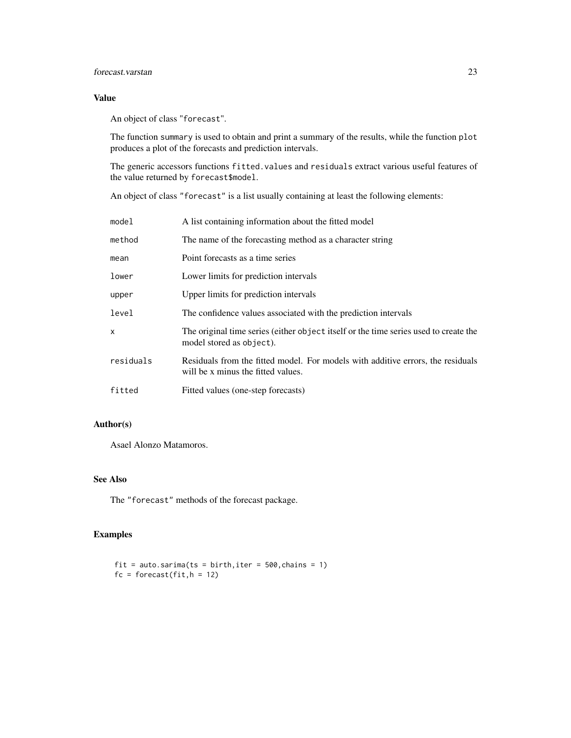### Value

An object of class "forecast".

The function summary is used to obtain and print a summary of the results, while the function plot produces a plot of the forecasts and prediction intervals.

The generic accessors functions fitted.values and residuals extract various useful features of the value returned by forecast$model.

An object of class "forecast" is a list usually containing at least the following elements:

| | |
|---|---|
| model | A list containing information about the fitted model |
| method | The name of the forecasting method as a character string |
| mean | Point forecasts as a time series |
| lower | Lower limits for prediction intervals |
| upper | Upper limits for prediction intervals |
| level | The confidence values associated with the prediction intervals |
| x | The original time series (either object itself or the time series used to create the model stored as object). |
| residuals | Residuals from the fitted model. For models with additive errors, the residuals will be x minus the fitted values. |
| fitted | Fitted values (one-step forecasts) |

### Author(s)

Asael Alonzo Matamoros.

### See Also

The "forecast" methods of the forecast package.

### Examples

```
fit = auto.sarima(ts = birth,iter = 500,chains = 1)
fc = forecast(fit,h = 12)
```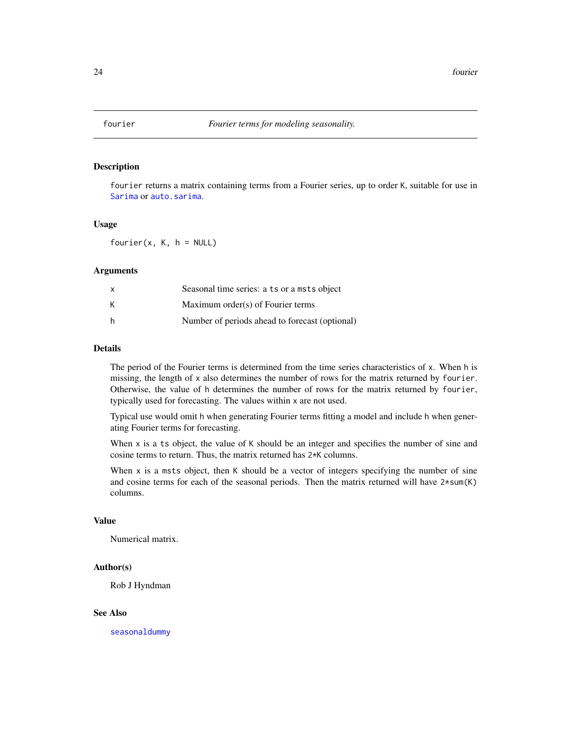# fourier — *Fourier terms for modeling seasonality.*

## Description

fourier returns a matrix containing terms from a Fourier series, up to order K, suitable for use in Sarima or auto.sarima.

## Usage

```
fourier(x, K, h = NULL)
```

## Arguments

| | |
|---|---|
| x | Seasonal time series: a ts or a msts object |
| K | Maximum order(s) of Fourier terms |
| h | Number of periods ahead to forecast (optional) |

## Details

The period of the Fourier terms is determined from the time series characteristics of x. When h is missing, the length of x also determines the number of rows for the matrix returned by fourier. Otherwise, the value of h determines the number of rows for the matrix returned by fourier, typically used for forecasting. The values within x are not used.

Typical use would omit h when generating Fourier terms fitting a model and include h when generating Fourier terms for forecasting.

When x is a ts object, the value of K should be an integer and specifies the number of sine and cosine terms to return. Thus, the matrix returned has 2*K columns.

When x is a msts object, then K should be a vector of integers specifying the number of sine and cosine terms for each of the seasonal periods. Then the matrix returned will have 2*sum(K) columns.

## Value

Numerical matrix.

## Author(s)

Rob J Hyndman

## See Also

seasonaldummy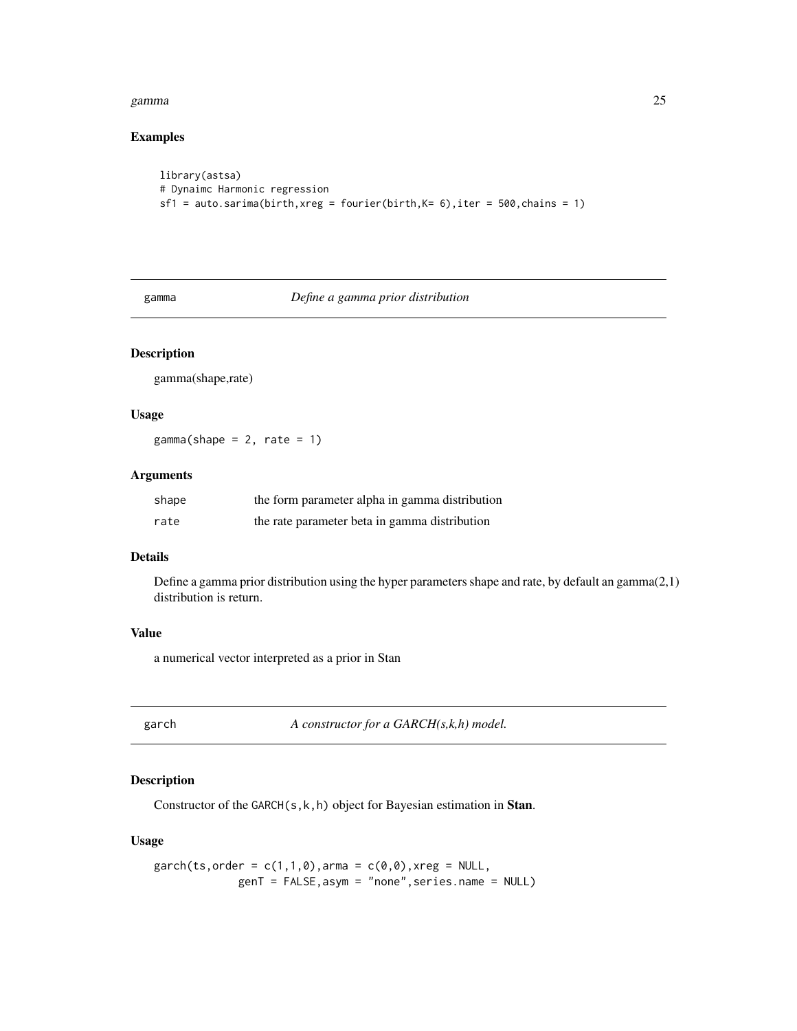### Examples

```
library(astsa)
# Dynaimc Harmonic regression
sf1 = auto.sarima(birth,xreg = fourier(birth,K= 6),iter = 500,chains = 1)
```

---

## gamma — *Define a gamma prior distribution*

### Description

gamma(shape,rate)

### Usage

```
gamma(shape = 2, rate = 1)
```

### Arguments

| | |
|---|---|
| shape | the form parameter alpha in gamma distribution |
| rate | the rate parameter beta in gamma distribution |

### Details

Define a gamma prior distribution using the hyper parameters shape and rate, by default an gamma(2,1) distribution is return.

### Value

a numerical vector interpreted as a prior in Stan

---

## garch — *A constructor for a GARCH(s,k,h) model.*

### Description

Constructor of the GARCH(s,k,h) object for Bayesian estimation in **Stan**.

### Usage

```
garch(ts,order = c(1,1,0),arma = c(0,0),xreg = NULL,
            genT = FALSE,asym = "none",series.name = NULL)
```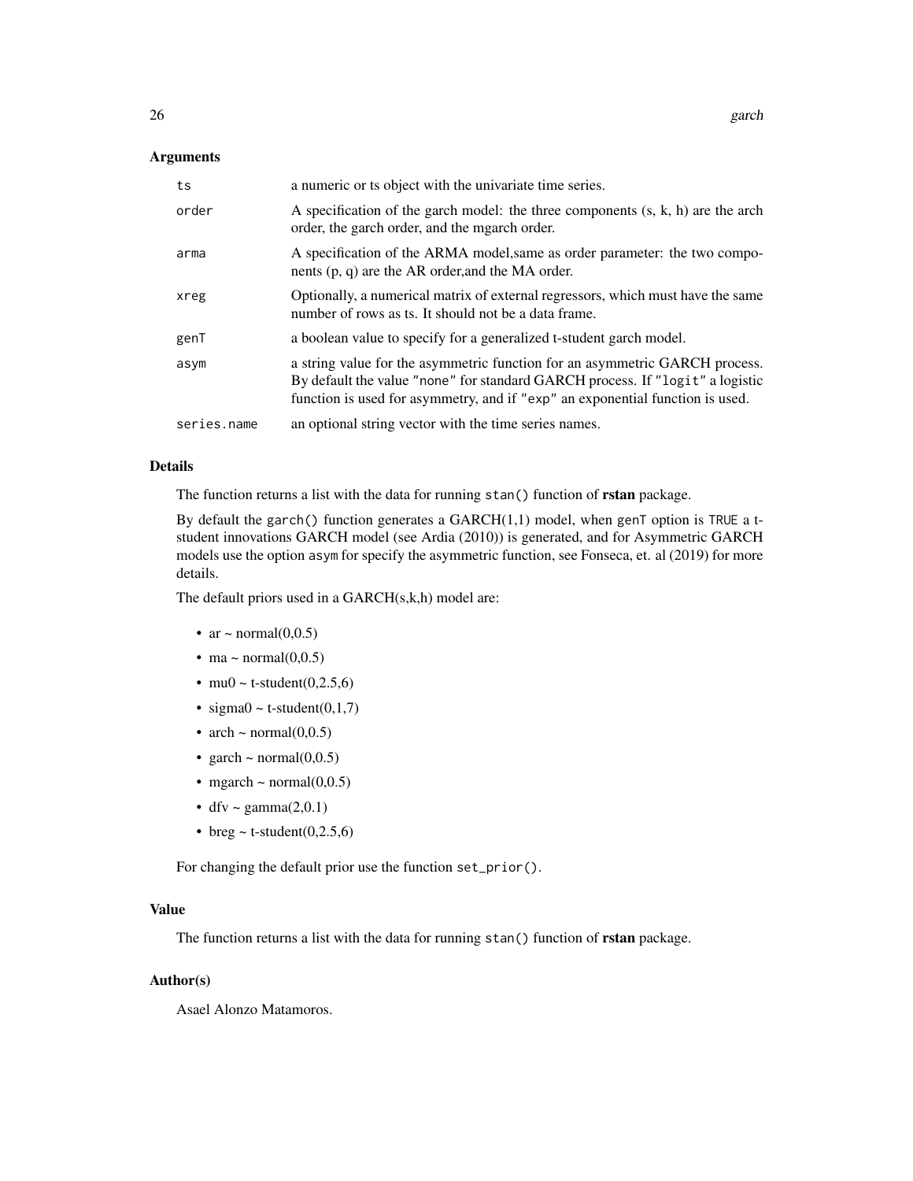### Arguments

| | |
|---|---|
| `ts` | a numeric or ts object with the univariate time series. |
| `order` | A specification of the garch model: the three components (s, k, h) are the arch order, the garch order, and the mgarch order. |
| `arma` | A specification of the ARMA model,same as order parameter: the two components (p, q) are the AR order,and the MA order. |
| `xreg` | Optionally, a numerical matrix of external regressors, which must have the same number of rows as ts. It should not be a data frame. |
| `genT` | a boolean value to specify for a generalized t-student garch model. |
| `asym` | a string value for the asymmetric function for an asymmetric GARCH process. By default the value "none" for standard GARCH process. If "logit" a logistic function is used for asymmetry, and if "exp" an exponential function is used. |
| `series.name` | an optional string vector with the time series names. |

### Details

The function returns a list with the data for running `stan()` function of **rstan** package.

By default the `garch()` function generates a GARCH(1,1) model, when `genT` option is `TRUE` a t-student innovations GARCH model (see Ardia (2010)) is generated, and for Asymmetric GARCH models use the option `asym` for specify the asymmetric function, see Fonseca, et. al (2019) for more details.

The default priors used in a GARCH(s,k,h) model are:

- ar ~ normal(0,0.5)
- ma ~ normal(0,0.5)
- mu0 ~ t-student(0,2.5,6)
- sigma0 ~ t-student(0,1,7)
- arch ~ normal(0,0.5)
- garch ~ normal(0,0.5)
- mgarch ~ normal(0,0.5)
- dfv ~ gamma(2,0.1)
- breg ~ t-student(0,2.5,6)

For changing the default prior use the function `set_prior()`.

### Value

The function returns a list with the data for running `stan()` function of **rstan** package.

### Author(s)

Asael Alonzo Matamoros.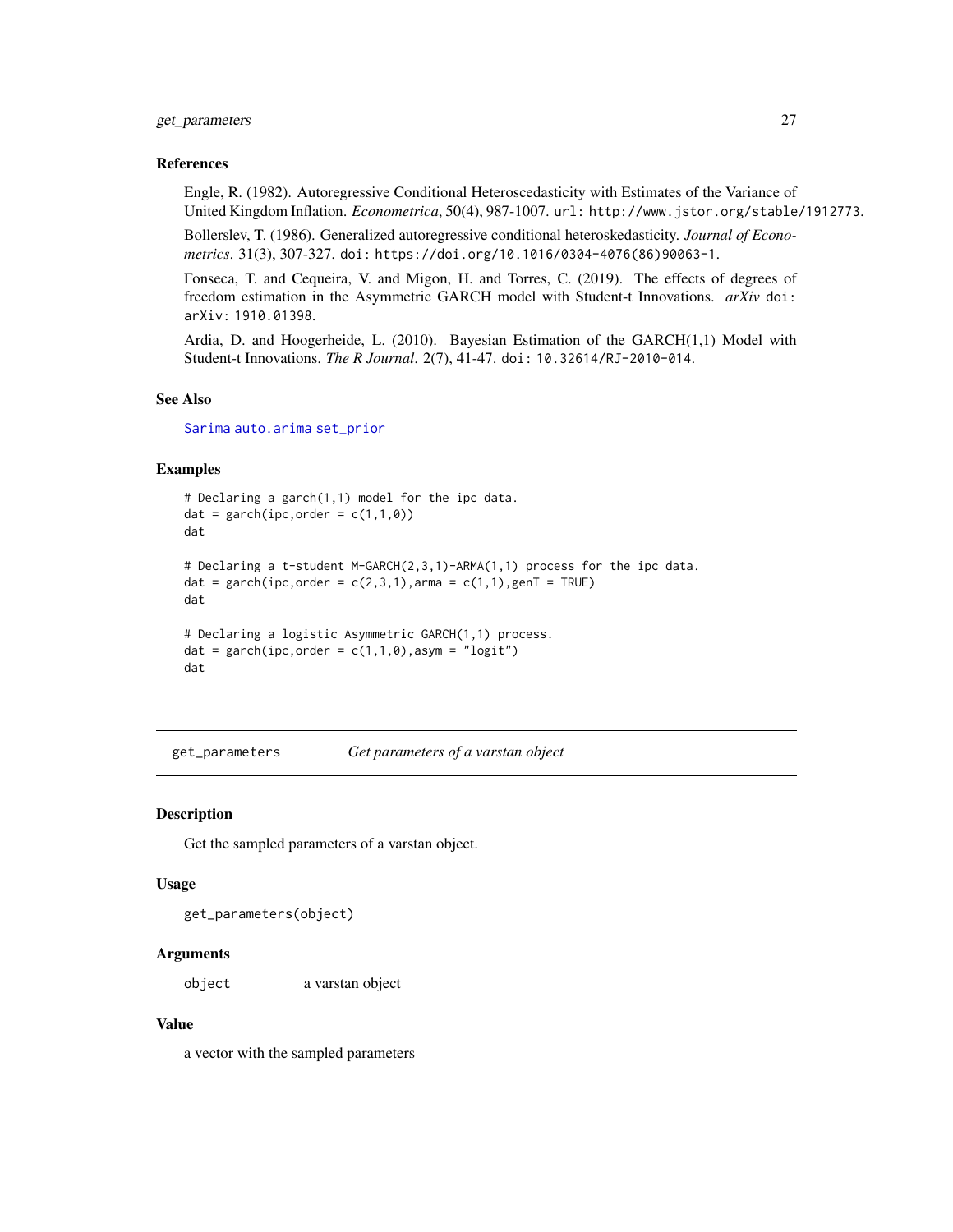### References

Engle, R. (1982). Autoregressive Conditional Heteroscedasticity with Estimates of the Variance of United Kingdom Inflation. *Econometrica*, 50(4), 987-1007. url: http://www.jstor.org/stable/1912773.

Bollerslev, T. (1986). Generalized autoregressive conditional heteroskedasticity. *Journal of Econometrics*. 31(3), 307-327. doi: https://doi.org/10.1016/0304-4076(86)90063-1.

Fonseca, T. and Cequeira, V. and Migon, H. and Torres, C. (2019). The effects of degrees of freedom estimation in the Asymmetric GARCH model with Student-t Innovations. *arXiv* doi: arXiv: 1910.01398.

Ardia, D. and Hoogerheide, L. (2010). Bayesian Estimation of the GARCH(1,1) Model with Student-t Innovations. *The R Journal*. 2(7), 41-47. doi: 10.32614/RJ-2010-014.

### See Also

Sarima auto.arima set_prior

### Examples

```
# Declaring a garch(1,1) model for the ipc data.
dat = garch(ipc,order = c(1,1,0))
dat

# Declaring a t-student M-GARCH(2,3,1)-ARMA(1,1) process for the ipc data.
dat = garch(ipc,order = c(2,3,1),arma = c(1,1),genT = TRUE)
dat

# Declaring a logistic Asymmetric GARCH(1,1) process.
dat = garch(ipc,order = c(1,1,0),asym = "logit")
dat
```

---

## get_parameters &nbsp;&nbsp;&nbsp; *Get parameters of a varstan object*

### Description

Get the sampled parameters of a varstan object.

### Usage

```
get_parameters(object)
```

### Arguments

| | |
|---|---|
| object | a varstan object |

### Value

a vector with the sampled parameters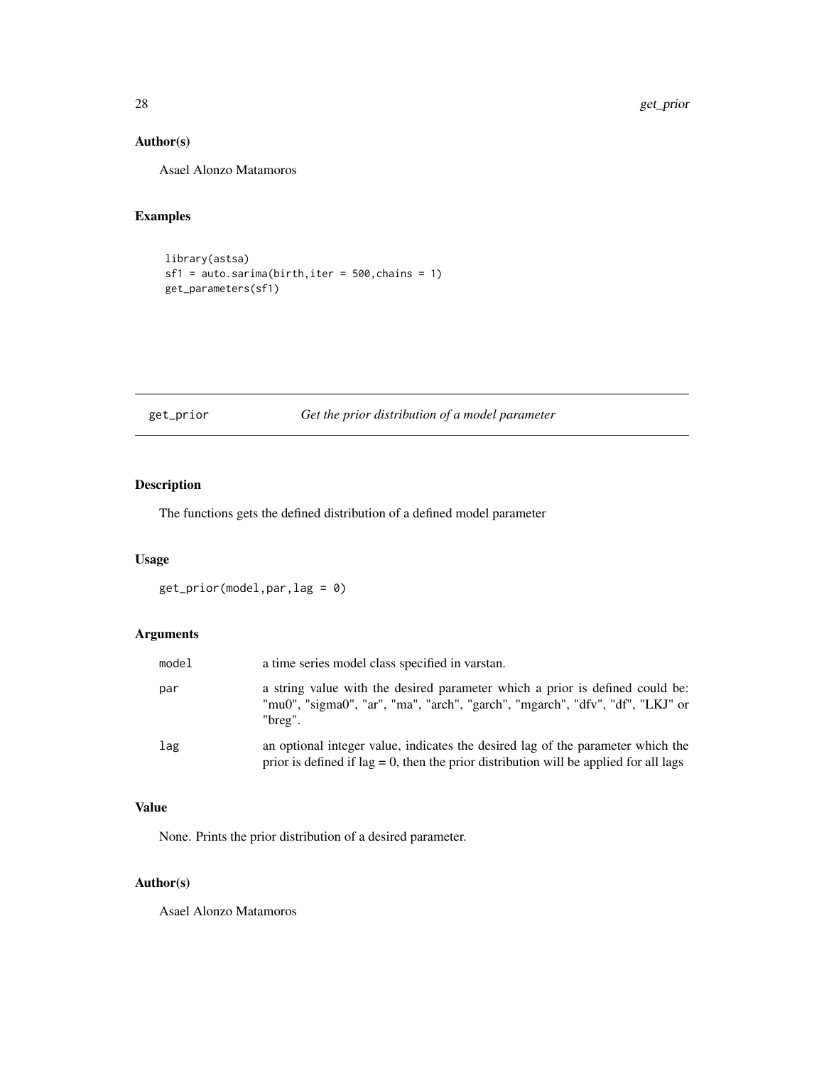### Author(s)

Asael Alonzo Matamoros

### Examples

```
library(astsa)
sf1 = auto.sarima(birth,iter = 500,chains = 1)
get_parameters(sf1)
```

---

## get_prior — *Get the prior distribution of a model parameter*

---

### Description

The functions gets the defined distribution of a defined model parameter

### Usage

```
get_prior(model,par,lag = 0)
```

### Arguments

| | |
|---|---|
| model | a time series model class specified in varstan. |
| par | a string value with the desired parameter which a prior is defined could be: "mu0", "sigma0", "ar", "ma", "arch", "garch", "mgarch", "dfv", "df", "LKJ" or "breg". |
| lag | an optional integer value, indicates the desired lag of the parameter which the prior is defined if lag = 0, then the prior distribution will be applied for all lags |

### Value

None. Prints the prior distribution of a desired parameter.

### Author(s)

Asael Alonzo Matamoros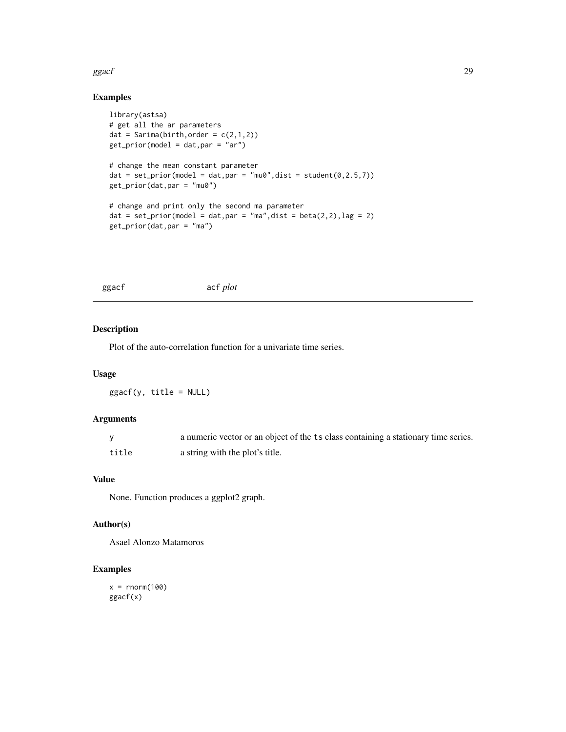## Examples

```
library(astsa)
# get all the ar parameters
dat = Sarima(birth,order = c(2,1,2))
get_prior(model = dat,par = "ar")

# change the mean constant parameter
dat = set_prior(model = dat,par = "mu0",dist = student(0,2.5,7))
get_prior(dat,par = "mu0")

# change and print only the second ma parameter
dat = set_prior(model = dat,par = "ma",dist = beta(2,2),lag = 2)
get_prior(dat,par = "ma")
```

---

# ggacf *`acf` plot*

---

### Description

Plot of the auto-correlation function for a univariate time series.

### Usage

```
ggacf(y, title = NULL)
```

### Arguments

| | |
|---|---|
| `y` | a numeric vector or an object of the `ts` class containing a stationary time series. |
| `title` | a string with the plot's title. |

### Value

None. Function produces a ggplot2 graph.

### Author(s)

Asael Alonzo Matamoros

### Examples

```
x = rnorm(100)
ggacf(x)
```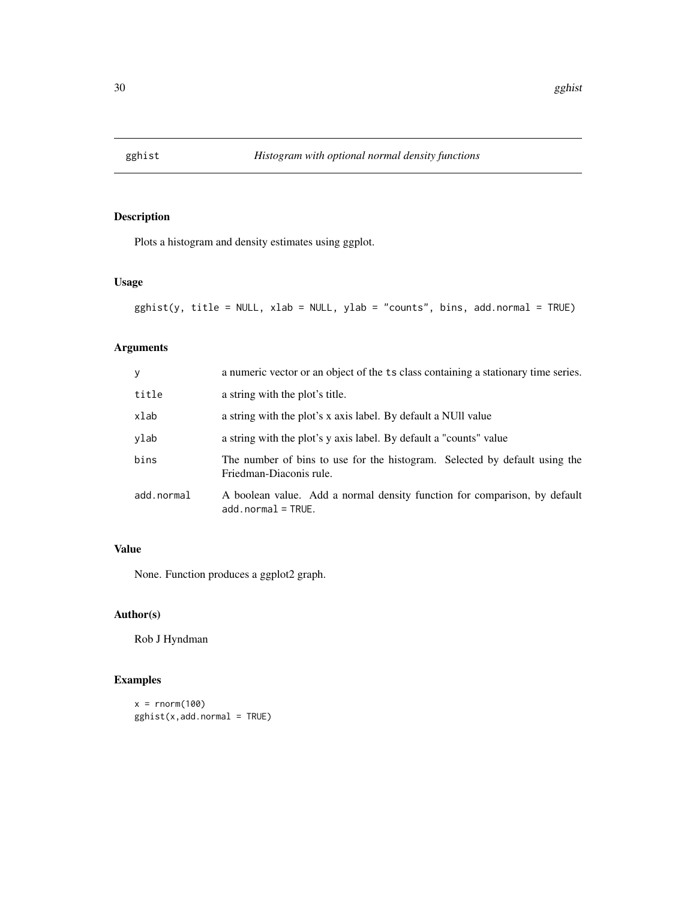# gghist — *Histogram with optional normal density functions*

## Description

Plots a histogram and density estimates using ggplot.

## Usage

```
gghist(y, title = NULL, xlab = NULL, ylab = "counts", bins, add.normal = TRUE)
```

## Arguments

| | |
|---|---|
| `y` | a numeric vector or an object of the `ts` class containing a stationary time series. |
| `title` | a string with the plot's title. |
| `xlab` | a string with the plot's x axis label. By default a NUll value |
| `ylab` | a string with the plot's y axis label. By default a "counts" value |
| `bins` | The number of bins to use for the histogram. Selected by default using the Friedman-Diaconis rule. |
| `add.normal` | A boolean value. Add a normal density function for comparison, by default `add.normal = TRUE`. |

## Value

None. Function produces a ggplot2 graph.

## Author(s)

Rob J Hyndman

## Examples

```
x = rnorm(100)
gghist(x,add.normal = TRUE)
```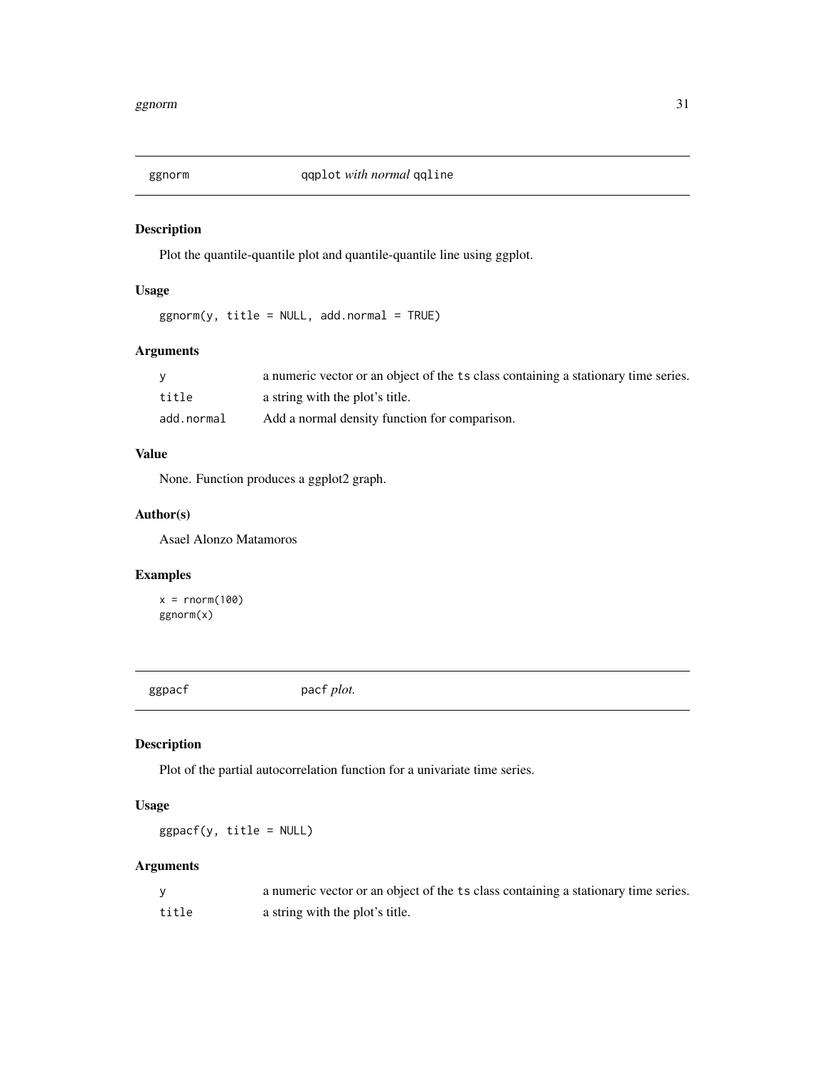## ggnorm — `qqplot` *with normal* `qqline`

### Description

Plot the quantile-quantile plot and quantile-quantile line using ggplot.

### Usage

```
ggnorm(y, title = NULL, add.normal = TRUE)
```

### Arguments

| | |
|---|---|
| `y` | a numeric vector or an object of the `ts` class containing a stationary time series. |
| `title` | a string with the plot's title. |
| `add.normal` | Add a normal density function for comparison. |

### Value

None. Function produces a ggplot2 graph.

### Author(s)

Asael Alonzo Matamoros

### Examples

```
x = rnorm(100)
ggnorm(x)
```

## ggpacf — `pacf` *plot.*

### Description

Plot of the partial autocorrelation function for a univariate time series.

### Usage

```
ggpacf(y, title = NULL)
```

### Arguments

| | |
|---|---|
| `y` | a numeric vector or an object of the `ts` class containing a stationary time series. |
| `title` | a string with the plot's title. |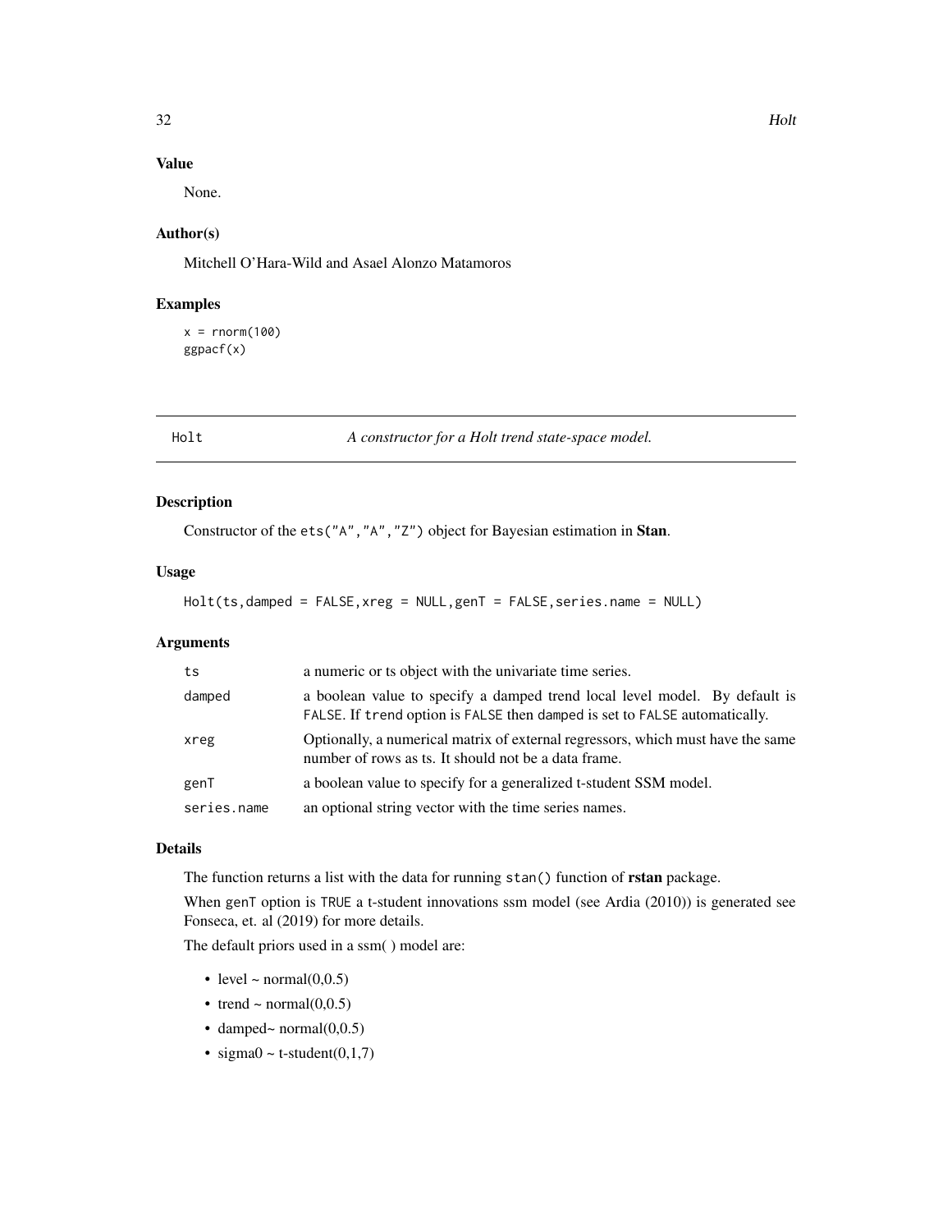## Value

None.

## Author(s)

Mitchell O'Hara-Wild and Asael Alonzo Matamoros

## Examples

```
x = rnorm(100)
ggpacf(x)
```

---

# Holt — *A constructor for a Holt trend state-space model.*

## Description

Constructor of the `ets("A","A","Z")` object for Bayesian estimation in **Stan**.

## Usage

```
Holt(ts,damped = FALSE,xreg = NULL,genT = FALSE,series.name = NULL)
```

## Arguments

| | |
|---|---|
| `ts` | a numeric or ts object with the univariate time series. |
| `damped` | a boolean value to specify a damped trend local level model. By default is `FALSE`. If `trend` option is `FALSE` then `damped` is set to `FALSE` automatically. |
| `xreg` | Optionally, a numerical matrix of external regressors, which must have the same number of rows as ts. It should not be a data frame. |
| `genT` | a boolean value to specify for a generalized t-student SSM model. |
| `series.name` | an optional string vector with the time series names. |

## Details

The function returns a list with the data for running `stan()` function of **rstan** package.

When `genT` option is `TRUE` a t-student innovations ssm model (see Ardia (2010)) is generated see Fonseca, et. al (2019) for more details.

The default priors used in a ssm( ) model are:

- level ~ normal(0,0.5)
- trend ~ normal(0,0.5)
- damped~ normal(0,0.5)
- sigma0 ~ t-student(0,1,7)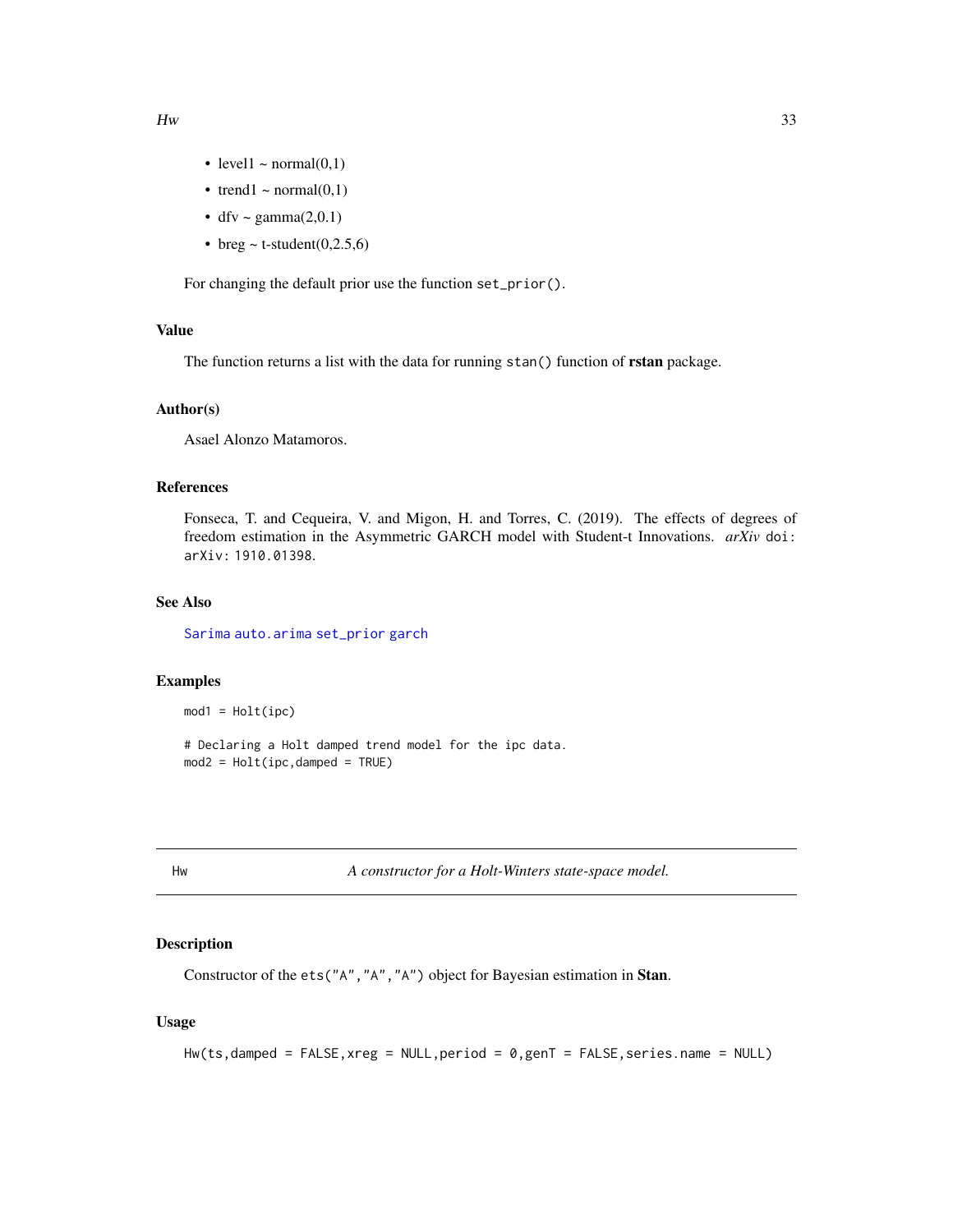- level1 ~ normal(0,1)
- trend1 ~ normal(0,1)
- dfv ~ gamma(2,0.1)
- breg ~ t-student(0,2.5,6)

For changing the default prior use the function `set_prior()`.

### Value

The function returns a list with the data for running `stan()` function of **rstan** package.

### Author(s)

Asael Alonzo Matamoros.

### References

Fonseca, T. and Cequeira, V. and Migon, H. and Torres, C. (2019). The effects of degrees of freedom estimation in the Asymmetric GARCH model with Student-t Innovations. *arXiv* doi: arXiv: 1910.01398.

### See Also

Sarima auto.arima set_prior garch

### Examples

```
mod1 = Holt(ipc)

# Declaring a Holt damped trend model for the ipc data.
mod2 = Holt(ipc,damped = TRUE)
```

---

## Hw — *A constructor for a Holt-Winters state-space model.*

### Description

Constructor of the `ets("A","A","A")` object for Bayesian estimation in **Stan**.

### Usage

```
Hw(ts,damped = FALSE,xreg = NULL,period = 0,genT = FALSE,series.name = NULL)
```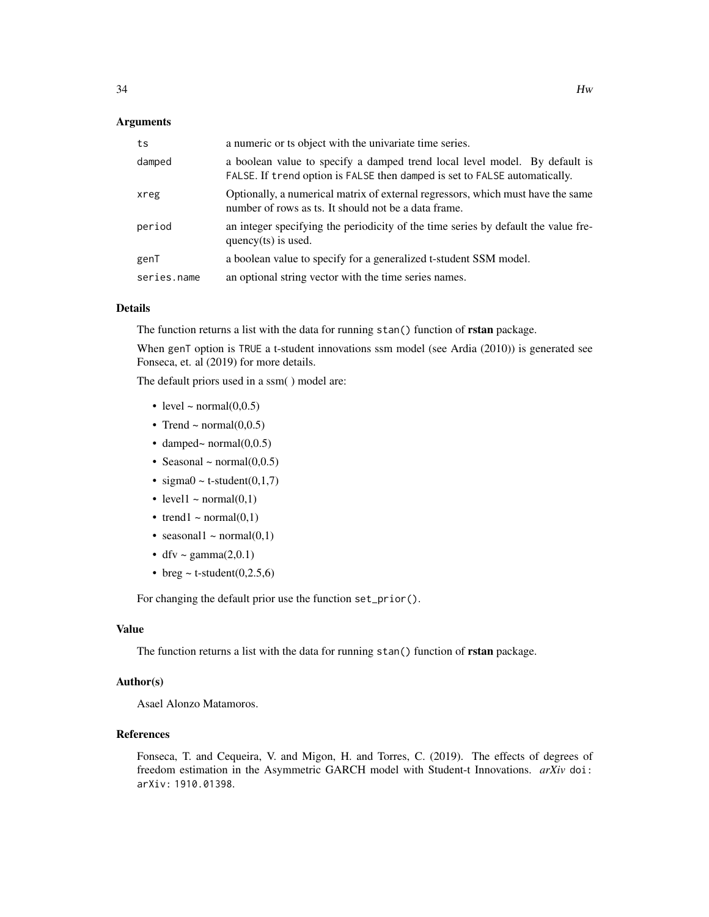### Arguments

| | |
|---|---|
| ts | a numeric or ts object with the univariate time series. |
| damped | a boolean value to specify a damped trend local level model. By default is FALSE. If trend option is FALSE then damped is set to FALSE automatically. |
| xreg | Optionally, a numerical matrix of external regressors, which must have the same number of rows as ts. It should not be a data frame. |
| period | an integer specifying the periodicity of the time series by default the value frequency(ts) is used. |
| genT | a boolean value to specify for a generalized t-student SSM model. |
| series.name | an optional string vector with the time series names. |

### Details

The function returns a list with the data for running `stan()` function of **rstan** package.

When genT option is TRUE a t-student innovations ssm model (see Ardia (2010)) is generated see Fonseca, et. al (2019) for more details.

The default priors used in a ssm( ) model are:

- level ~ normal(0,0.5)
- Trend ~ normal(0,0.5)
- damped~ normal(0,0.5)
- Seasonal ~ normal(0,0.5)
- sigma0 ~ t-student(0,1,7)
- level1 ~ normal(0,1)
- trend1 ~ normal(0,1)
- seasonal1 ~ normal(0,1)
- dfv ~ gamma(2,0.1)
- breg ~ t-student(0,2.5,6)

For changing the default prior use the function `set_prior()`.

### Value

The function returns a list with the data for running `stan()` function of **rstan** package.

### Author(s)

Asael Alonzo Matamoros.

### References

Fonseca, T. and Cequeira, V. and Migon, H. and Torres, C. (2019). The effects of degrees of freedom estimation in the Asymmetric GARCH model with Student-t Innovations. *arXiv* doi: arXiv: 1910.01398.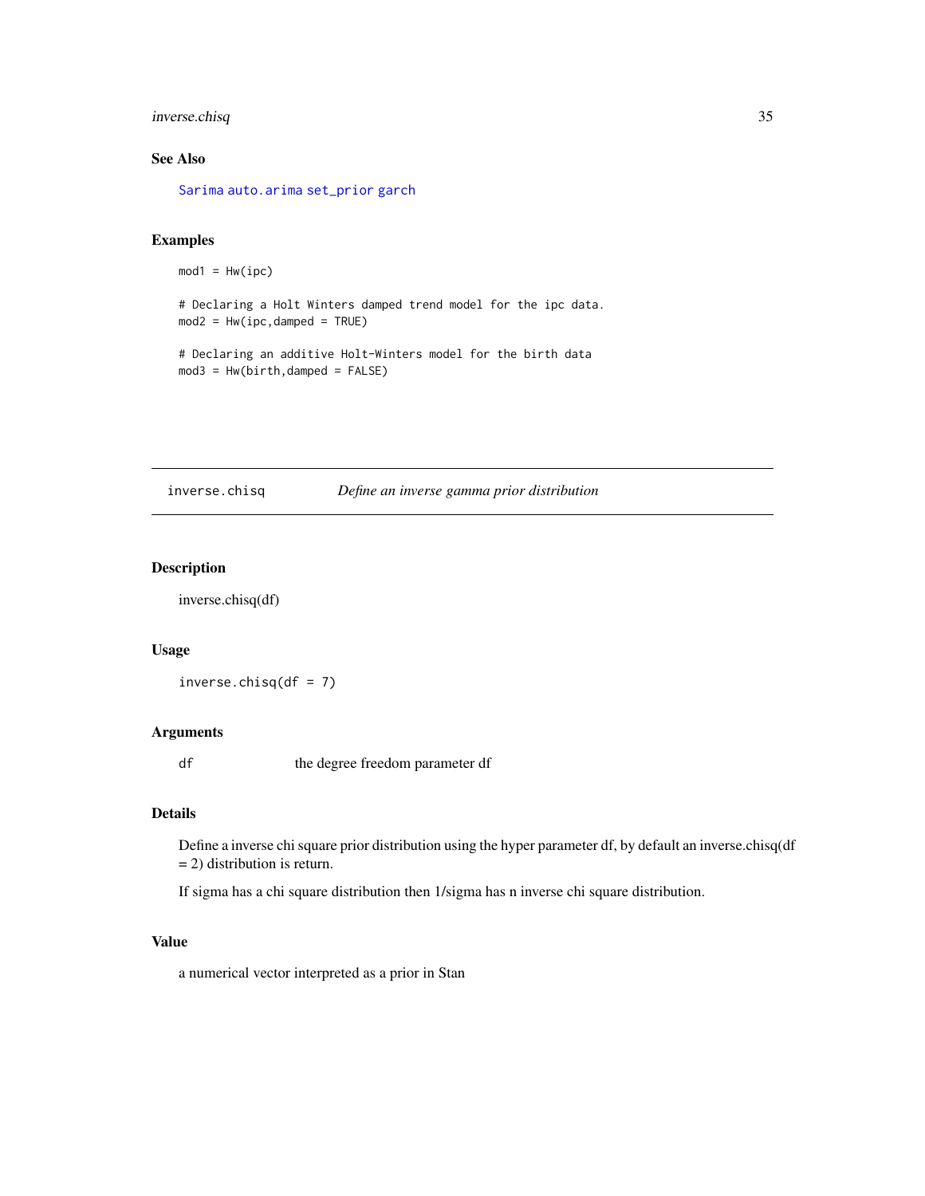### See Also

Sarima auto.arima set_prior garch

### Examples

```
mod1 = Hw(ipc)

# Declaring a Holt Winters damped trend model for the ipc data.
mod2 = Hw(ipc,damped = TRUE)

# Declaring an additive Holt-Winters model for the birth data
mod3 = Hw(birth,damped = FALSE)
```

---

## inverse.chisq *Define an inverse gamma prior distribution*

### Description

inverse.chisq(df)

### Usage

```
inverse.chisq(df = 7)
```

### Arguments

| | |
|---|---|
| df | the degree freedom parameter df |

### Details

Define a inverse chi square prior distribution using the hyper parameter df, by default an inverse.chisq(df = 2) distribution is return.

If sigma has a chi square distribution then 1/sigma has n inverse chi square distribution.

### Value

a numerical vector interpreted as a prior in Stan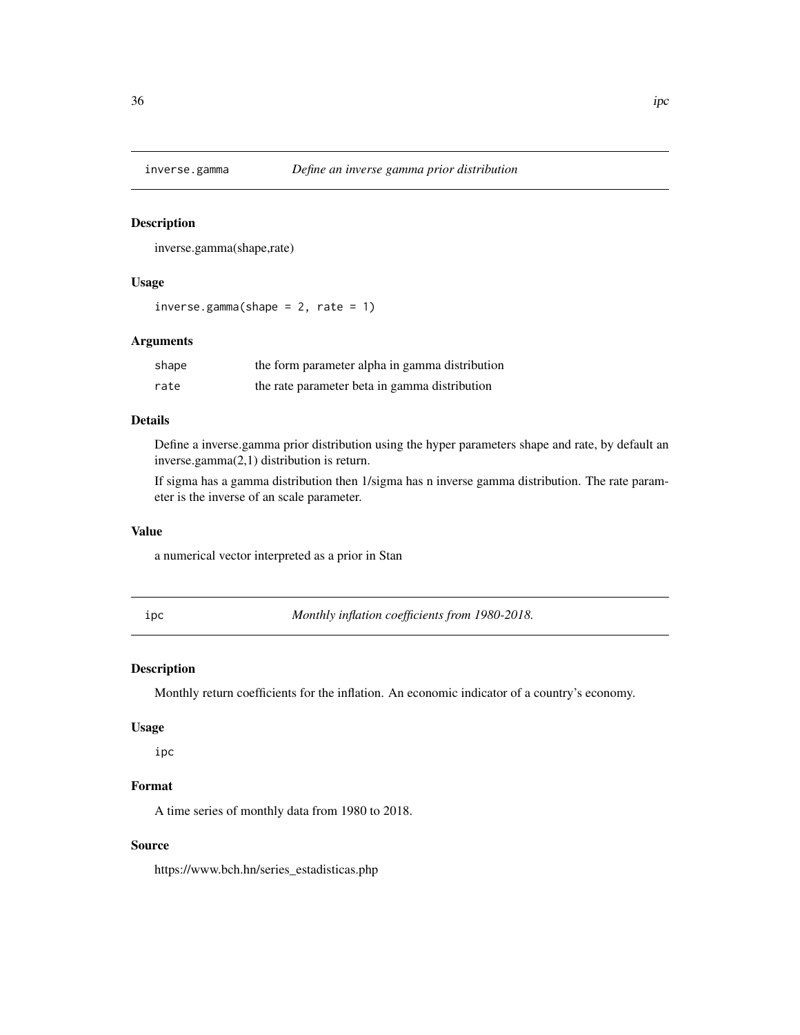## inverse.gamma *Define an inverse gamma prior distribution*

### Description

inverse.gamma(shape,rate)

### Usage

```
inverse.gamma(shape = 2, rate = 1)
```

### Arguments

| | |
|---|---|
| shape | the form parameter alpha in gamma distribution |
| rate | the rate parameter beta in gamma distribution |

### Details

Define a inverse.gamma prior distribution using the hyper parameters shape and rate, by default an inverse.gamma(2,1) distribution is return.

If sigma has a gamma distribution then 1/sigma has n inverse gamma distribution. The rate parameter is the inverse of an scale parameter.

### Value

a numerical vector interpreted as a prior in Stan

## ipc *Monthly inflation coefficients from 1980-2018.*

### Description

Monthly return coefficients for the inflation. An economic indicator of a country's economy.

### Usage

```
ipc
```

### Format

A time series of monthly data from 1980 to 2018.

### Source

https://www.bch.hn/series_estadisticas.php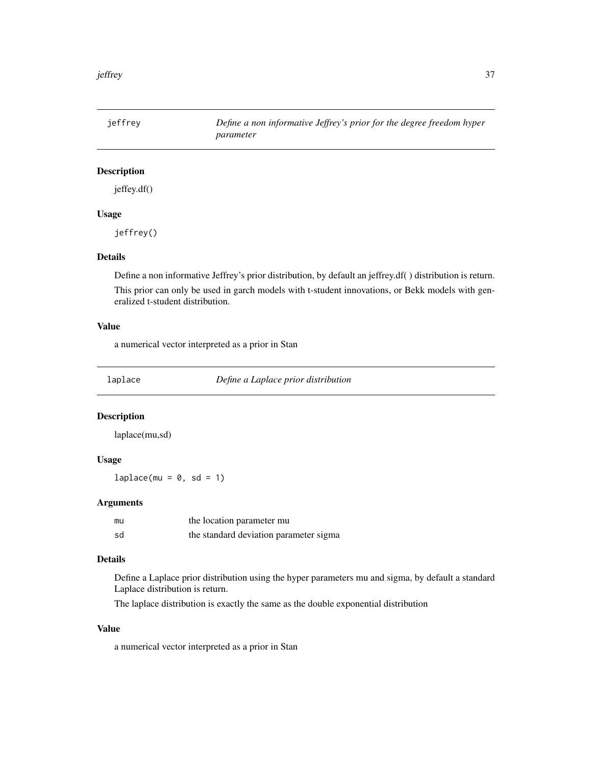## jeffrey — *Define a non informative Jeffrey's prior for the degree freedom hyper parameter*

### Description

jeffey.df()

### Usage

```
jeffrey()
```

### Details

Define a non informative Jeffrey's prior distribution, by default an jeffrey.df( ) distribution is return.

This prior can only be used in garch models with t-student innovations, or Bekk models with generalized t-student distribution.

### Value

a numerical vector interpreted as a prior in Stan

## laplace — *Define a Laplace prior distribution*

### Description

laplace(mu,sd)

### Usage

```
laplace(mu = 0, sd = 1)
```

### Arguments

| | |
|---|---|
| mu | the location parameter mu |
| sd | the standard deviation parameter sigma |

### Details

Define a Laplace prior distribution using the hyper parameters mu and sigma, by default a standard Laplace distribution is return.

The laplace distribution is exactly the same as the double exponential distribution

### Value

a numerical vector interpreted as a prior in Stan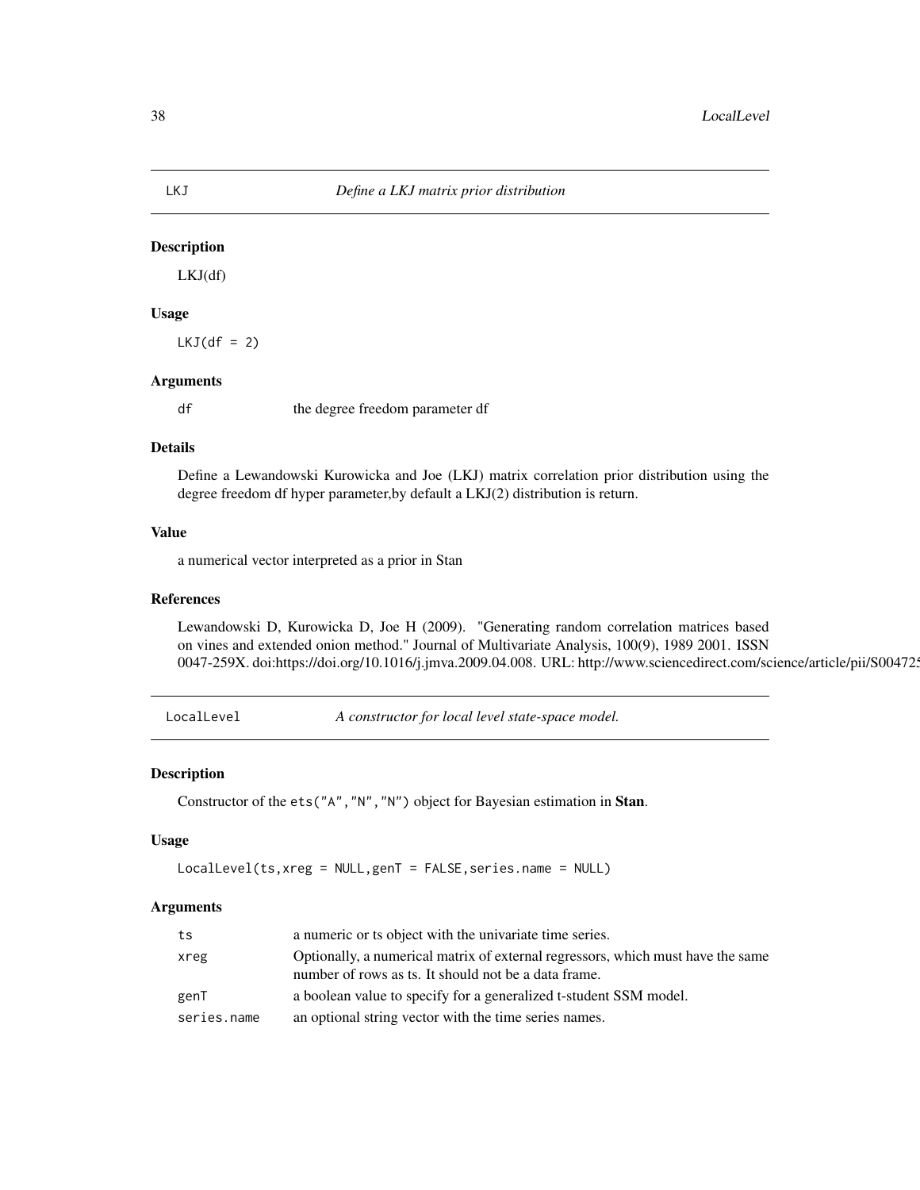## LKJ — *Define a LKJ matrix prior distribution*

### Description

LKJ(df)

### Usage

```
LKJ(df = 2)
```

### Arguments

| | |
|---|---|
| df | the degree freedom parameter df |

### Details

Define a Lewandowski Kurowicka and Joe (LKJ) matrix correlation prior distribution using the degree freedom df hyper parameter,by default a LKJ(2) distribution is return.

### Value

a numerical vector interpreted as a prior in Stan

### References

Lewandowski D, Kurowicka D, Joe H (2009). "Generating random correlation matrices based on vines and extended onion method." Journal of Multivariate Analysis, 100(9), 1989 2001. ISSN 0047-259X. doi:https://doi.org/10.1016/j.jmva.2009.04.008. URL: http://www.sciencedirect.com/science/article/pii/S004725

## LocalLevel — *A constructor for local level state-space model.*

### Description

Constructor of the `ets("A","N","N")` object for Bayesian estimation in **Stan**.

### Usage

```
LocalLevel(ts,xreg = NULL,genT = FALSE,series.name = NULL)
```

### Arguments

| | |
|---|---|
| ts | a numeric or ts object with the univariate time series. |
| xreg | Optionally, a numerical matrix of external regressors, which must have the same number of rows as ts. It should not be a data frame. |
| genT | a boolean value to specify for a generalized t-student SSM model. |
| series.name | an optional string vector with the time series names. |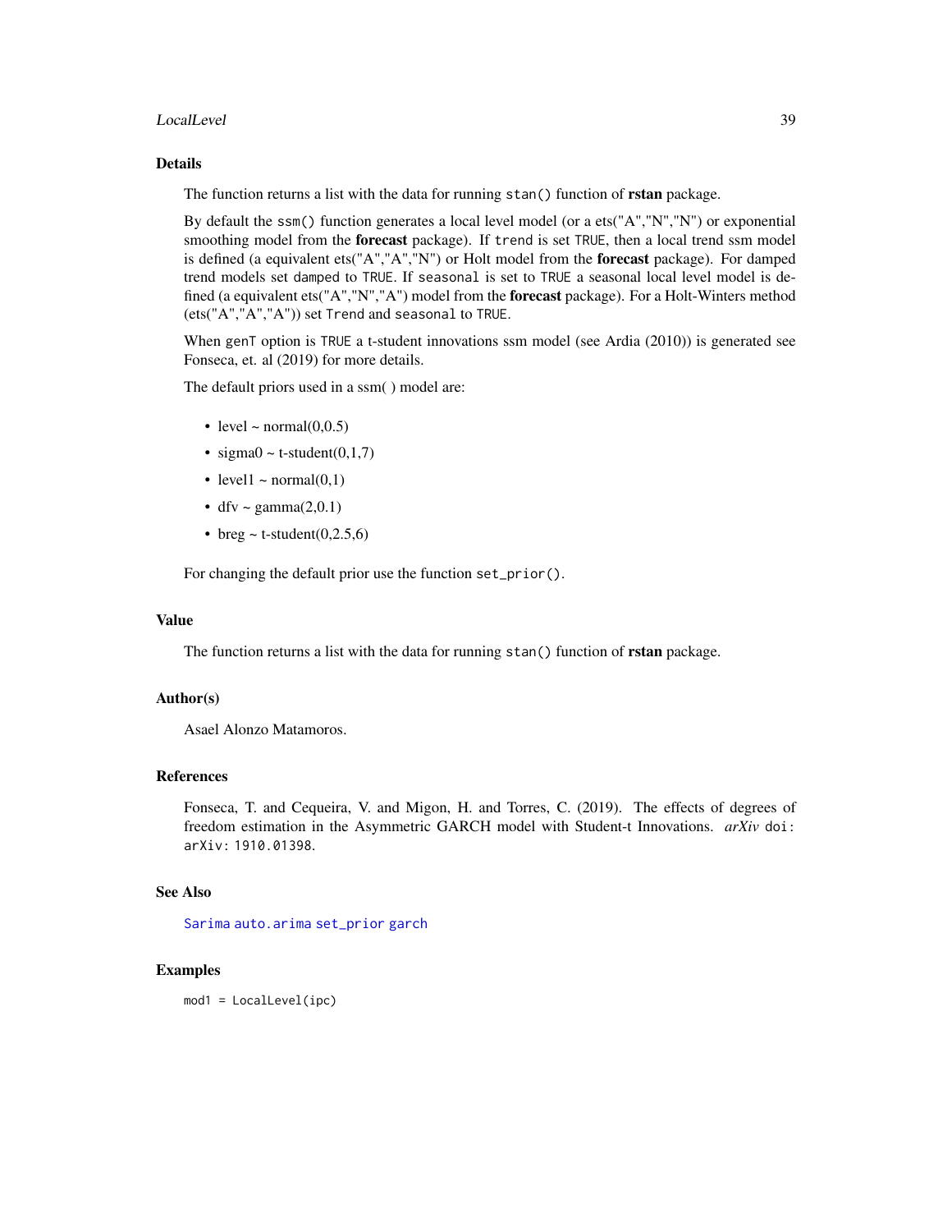### Details

The function returns a list with the data for running `stan()` function of **rstan** package.

By default the `ssm()` function generates a local level model (or a ets("A","N","N") or exponential smoothing model from the **forecast** package). If `trend` is set `TRUE`, then a local trend ssm model is defined (a equivalent ets("A","A","N") or Holt model from the **forecast** package). For damped trend models set `damped` to `TRUE`. If `seasonal` is set to `TRUE` a seasonal local level model is defined (a equivalent ets("A","N","A") model from the **forecast** package). For a Holt-Winters method (ets("A","A","A")) set `Trend` and `seasonal` to `TRUE`.

When `genT` option is `TRUE` a t-student innovations ssm model (see Ardia (2010)) is generated see Fonseca, et. al (2019) for more details.

The default priors used in a ssm( ) model are:

- level ~ normal(0,0.5)
- sigma0 ~ t-student(0,1,7)
- level1 ~ normal(0,1)
- dfv ~ gamma(2,0.1)
- breg ~ t-student(0,2.5,6)

For changing the default prior use the function `set_prior()`.

### Value

The function returns a list with the data for running `stan()` function of **rstan** package.

### Author(s)

Asael Alonzo Matamoros.

### References

Fonseca, T. and Cequeira, V. and Migon, H. and Torres, C. (2019). The effects of degrees of freedom estimation in the Asymmetric GARCH model with Student-t Innovations. *arXiv* `doi: arXiv: 1910.01398`.

### See Also

`Sarima` `auto.arima` `set_prior` `garch`

### Examples

```
mod1 = LocalLevel(ipc)
```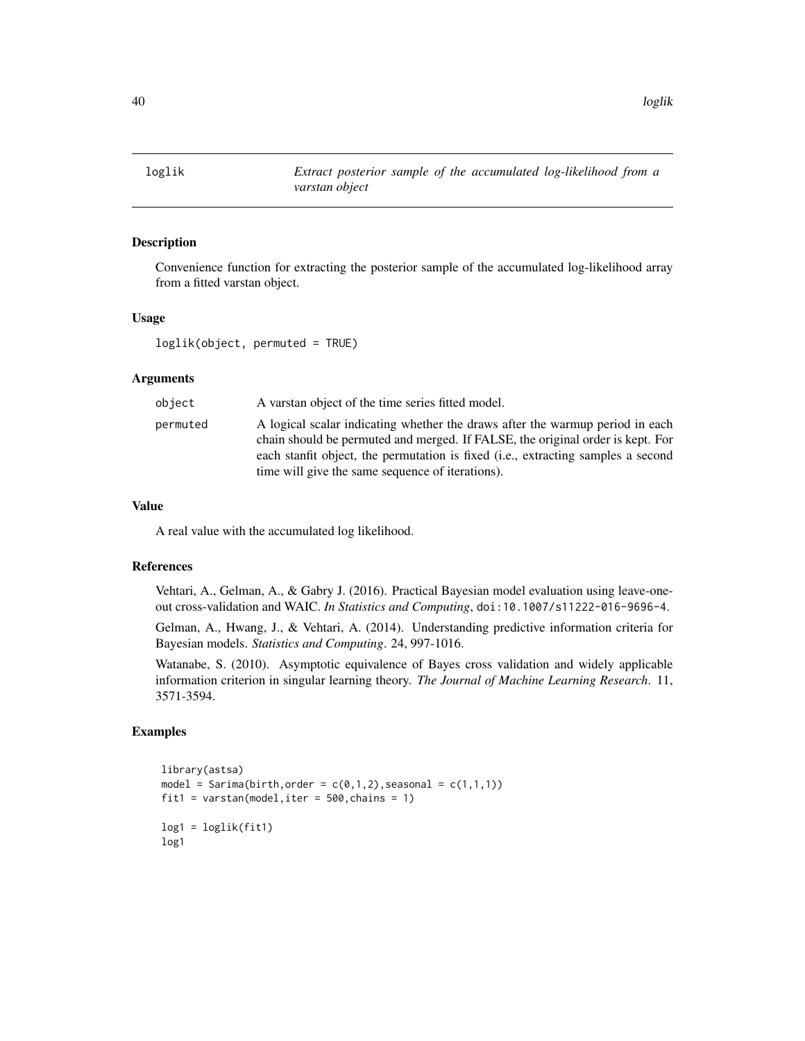## loglik — *Extract posterior sample of the accumulated log-likelihood from a varstan object*

### Description

Convenience function for extracting the posterior sample of the accumulated log-likelihood array from a fitted varstan object.

### Usage

```
loglik(object, permuted = TRUE)
```

### Arguments

| | |
|---|---|
| object | A varstan object of the time series fitted model. |
| permuted | A logical scalar indicating whether the draws after the warmup period in each chain should be permuted and merged. If FALSE, the original order is kept. For each stanfit object, the permutation is fixed (i.e., extracting samples a second time will give the same sequence of iterations). |

### Value

A real value with the accumulated log likelihood.

### References

Vehtari, A., Gelman, A., & Gabry J. (2016). Practical Bayesian model evaluation using leave-one-out cross-validation and WAIC. *In Statistics and Computing*, doi:10.1007/s11222-016-9696-4.

Gelman, A., Hwang, J., & Vehtari, A. (2014). Understanding predictive information criteria for Bayesian models. *Statistics and Computing*. 24, 997-1016.

Watanabe, S. (2010). Asymptotic equivalence of Bayes cross validation and widely applicable information criterion in singular learning theory. *The Journal of Machine Learning Research*. 11, 3571-3594.

### Examples

```
library(astsa)
model = Sarima(birth,order = c(0,1,2),seasonal = c(1,1,1))
fit1 = varstan(model,iter = 500,chains = 1)

log1 = loglik(fit1)
log1
```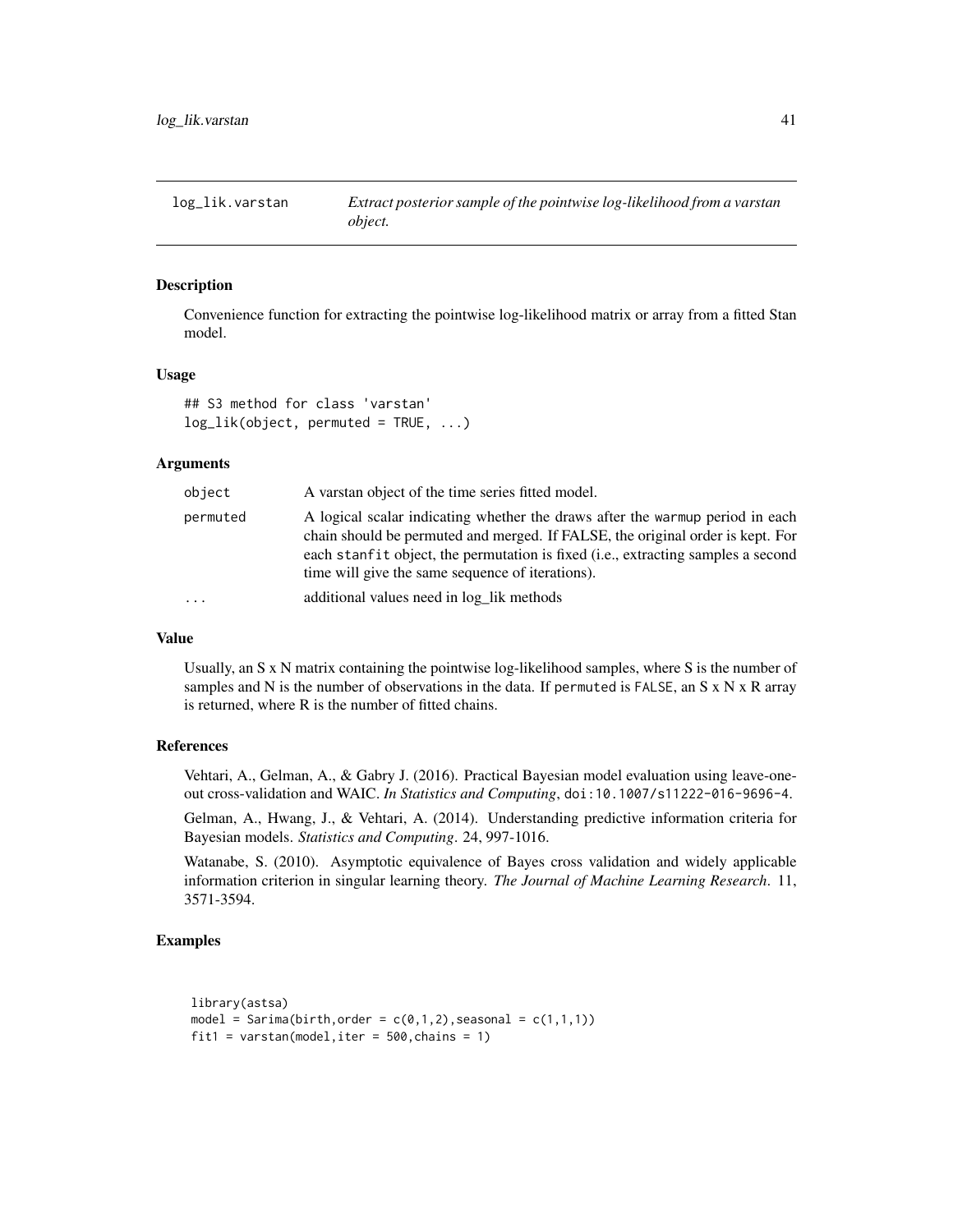# log_lik.varstan — *Extract posterior sample of the pointwise log-likelihood from a varstan object.*

## Description

Convenience function for extracting the pointwise log-likelihood matrix or array from a fitted Stan model.

## Usage

```
## S3 method for class 'varstan'
log_lik(object, permuted = TRUE, ...)
```

## Arguments

| | |
|---|---|
| object | A varstan object of the time series fitted model. |
| permuted | A logical scalar indicating whether the draws after the warmup period in each chain should be permuted and merged. If FALSE, the original order is kept. For each stanfit object, the permutation is fixed (i.e., extracting samples a second time will give the same sequence of iterations). |
| ... | additional values need in log_lik methods |

## Value

Usually, an S x N matrix containing the pointwise log-likelihood samples, where S is the number of samples and N is the number of observations in the data. If permuted is FALSE, an S x N x R array is returned, where R is the number of fitted chains.

## References

Vehtari, A., Gelman, A., & Gabry J. (2016). Practical Bayesian model evaluation using leave-one-out cross-validation and WAIC. *In Statistics and Computing*, doi:10.1007/s11222-016-9696-4.

Gelman, A., Hwang, J., & Vehtari, A. (2014). Understanding predictive information criteria for Bayesian models. *Statistics and Computing*. 24, 997-1016.

Watanabe, S. (2010). Asymptotic equivalence of Bayes cross validation and widely applicable information criterion in singular learning theory. *The Journal of Machine Learning Research*. 11, 3571-3594.

## Examples

```
library(astsa)
model = Sarima(birth,order = c(0,1,2),seasonal = c(1,1,1))
fit1 = varstan(model,iter = 500,chains = 1)
```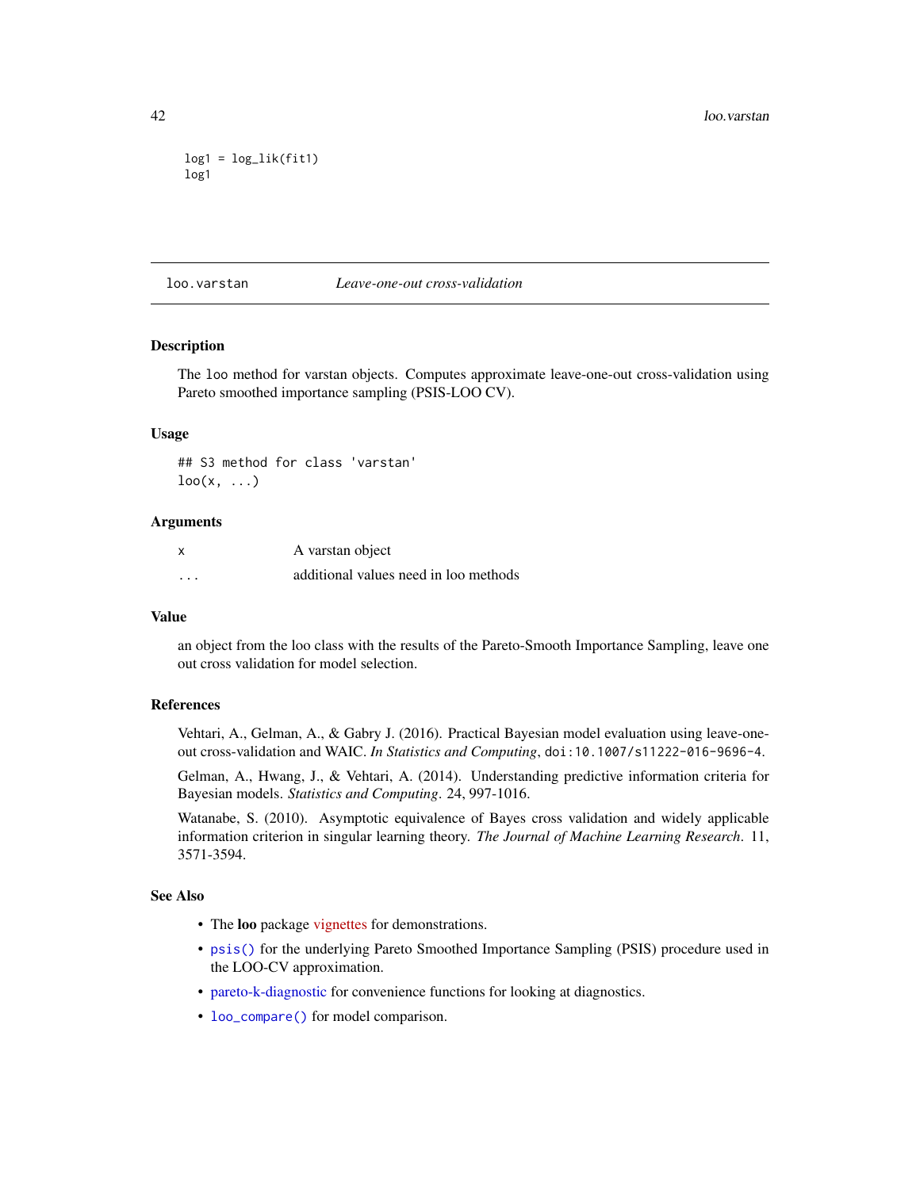```
log1 = log_lik(fit1)
log1
```

## loo.varstan    *Leave-one-out cross-validation*

### Description

The `loo` method for varstan objects. Computes approximate leave-one-out cross-validation using Pareto smoothed importance sampling (PSIS-LOO CV).

### Usage

```
## S3 method for class 'varstan'
loo(x, ...)
```

### Arguments

| | |
|---|---|
| x | A varstan object |
| ... | additional values need in loo methods |

### Value

an object from the loo class with the results of the Pareto-Smooth Importance Sampling, leave one out cross validation for model selection.

### References

Vehtari, A., Gelman, A., & Gabry J. (2016). Practical Bayesian model evaluation using leave-one-out cross-validation and WAIC. *In Statistics and Computing*, `doi:10.1007/s11222-016-9696-4`.

Gelman, A., Hwang, J., & Vehtari, A. (2014). Understanding predictive information criteria for Bayesian models. *Statistics and Computing*. 24, 997-1016.

Watanabe, S. (2010). Asymptotic equivalence of Bayes cross validation and widely applicable information criterion in singular learning theory. *The Journal of Machine Learning Research*. 11, 3571-3594.

### See Also

- The **loo** package vignettes for demonstrations.
- `psis()` for the underlying Pareto Smoothed Importance Sampling (PSIS) procedure used in the LOO-CV approximation.
- pareto-k-diagnostic for convenience functions for looking at diagnostics.
- `loo_compare()` for model comparison.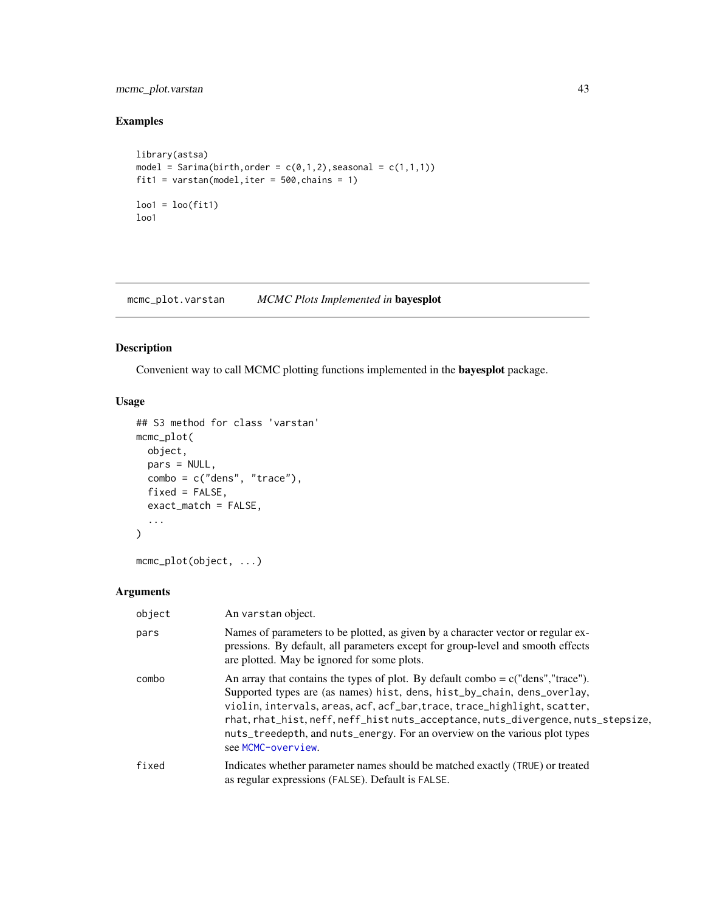## Examples

```
library(astsa)
model = Sarima(birth,order = c(0,1,2),seasonal = c(1,1,1))
fit1 = varstan(model,iter = 500,chains = 1)

loo1 = loo(fit1)
loo1
```

---

`mcmc_plot.varstan` *MCMC Plots Implemented in* **bayesplot**

---

## Description

Convenient way to call MCMC plotting functions implemented in the **bayesplot** package.

## Usage

```
## S3 method for class 'varstan'
mcmc_plot(
  object,
  pars = NULL,
  combo = c("dens", "trace"),
  fixed = FALSE,
  exact_match = FALSE,
  ...
)

mcmc_plot(object, ...)
```

## Arguments

| | |
|---|---|
| `object` | An `varstan` object. |
| `pars` | Names of parameters to be plotted, as given by a character vector or regular expressions. By default, all parameters except for group-level and smooth effects are plotted. May be ignored for some plots. |
| `combo` | An array that contains the types of plot. By default combo = c("dens","trace"). Supported types are (as names) `hist`, `dens`, `hist_by_chain`, `dens_overlay`, `violin`, `intervals`, `areas`, `acf`, `acf_bar`,`trace`, `trace_highlight`, `scatter`, `rhat`, `rhat_hist`, `neff`, `neff_hist` `nuts_acceptance`, `nuts_divergence`, `nuts_stepsize`, `nuts_treedepth`, and `nuts_energy`. For an overview on the various plot types see `MCMC-overview`. |
| `fixed` | Indicates whether parameter names should be matched exactly (`TRUE`) or treated as regular expressions (`FALSE`). Default is `FALSE`. |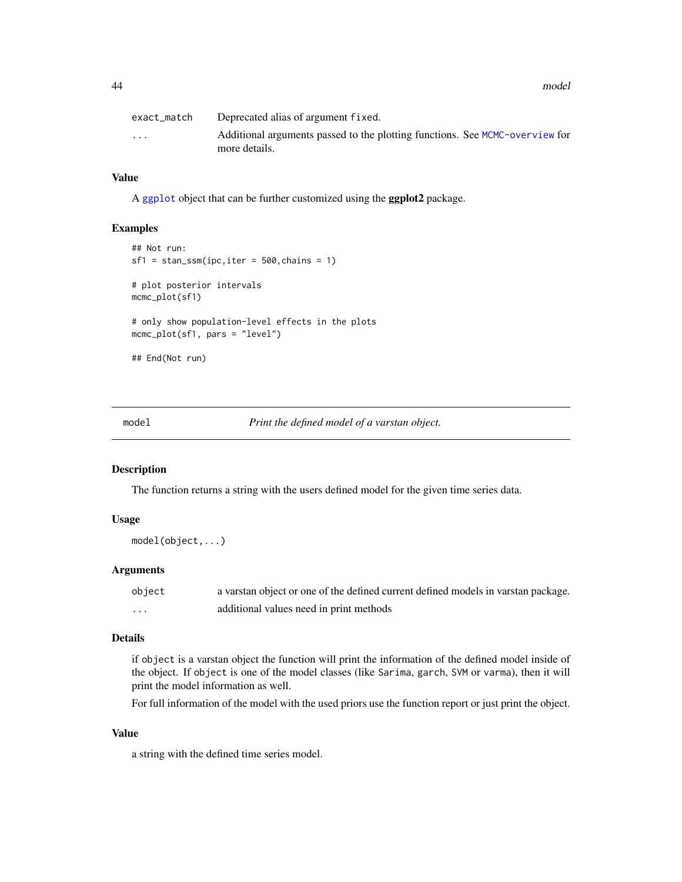| | |
|---|---|
| exact_match | Deprecated alias of argument fixed. |
| ... | Additional arguments passed to the plotting functions. See MCMC-overview for more details. |

### Value

A ggplot object that can be further customized using the **ggplot2** package.

### Examples

```
## Not run:
sf1 = stan_ssm(ipc,iter = 500,chains = 1)

# plot posterior intervals
mcmc_plot(sf1)

# only show population-level effects in the plots
mcmc_plot(sf1, pars = "level")

## End(Not run)
```

---

## model — *Print the defined model of a varstan object.*

---

### Description

The function returns a string with the users defined model for the given time series data.

### Usage

```
model(object,...)
```

### Arguments

| | |
|---|---|
| object | a varstan object or one of the defined current defined models in varstan package. |
| ... | additional values need in print methods |

### Details

if object is a varstan object the function will print the information of the defined model inside of the object. If object is one of the model classes (like Sarima, garch, SVM or varma), then it will print the model information as well.

For full information of the model with the used priors use the function report or just print the object.

### Value

a string with the defined time series model.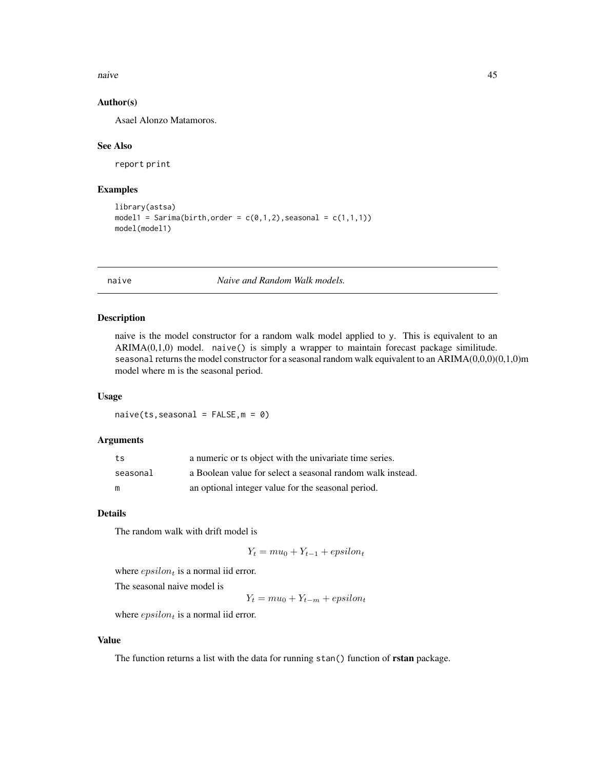### Author(s)

Asael Alonzo Matamoros.

### See Also

report print

### Examples

```
library(astsa)
model1 = Sarima(birth,order = c(0,1,2),seasonal = c(1,1,1))
model(model1)
```

---

## naive — *Naive and Random Walk models.*

---

### Description

naive is the model constructor for a random walk model applied to y. This is equivalent to an ARIMA(0,1,0) model. naive() is simply a wrapper to maintain forecast package similitude. seasonal returns the model constructor for a seasonal random walk equivalent to an ARIMA(0,0,0)(0,1,0)m model where m is the seasonal period.

### Usage

```
naive(ts,seasonal = FALSE,m = 0)
```

### Arguments

| | |
|---|---|
| ts | a numeric or ts object with the univariate time series. |
| seasonal | a Boolean value for select a seasonal random walk instead. |
| m | an optional integer value for the seasonal period. |

### Details

The random walk with drift model is

$$Y_t = mu_0 + Y_{t-1} + epsilon_t$$

where $epsilon_t$ is a normal iid error.

The seasonal naive model is

$$Y_t = mu_0 + Y_{t-m} + epsilon_t$$

where $epsilon_t$ is a normal iid error.

### Value

The function returns a list with the data for running stan() function of **rstan** package.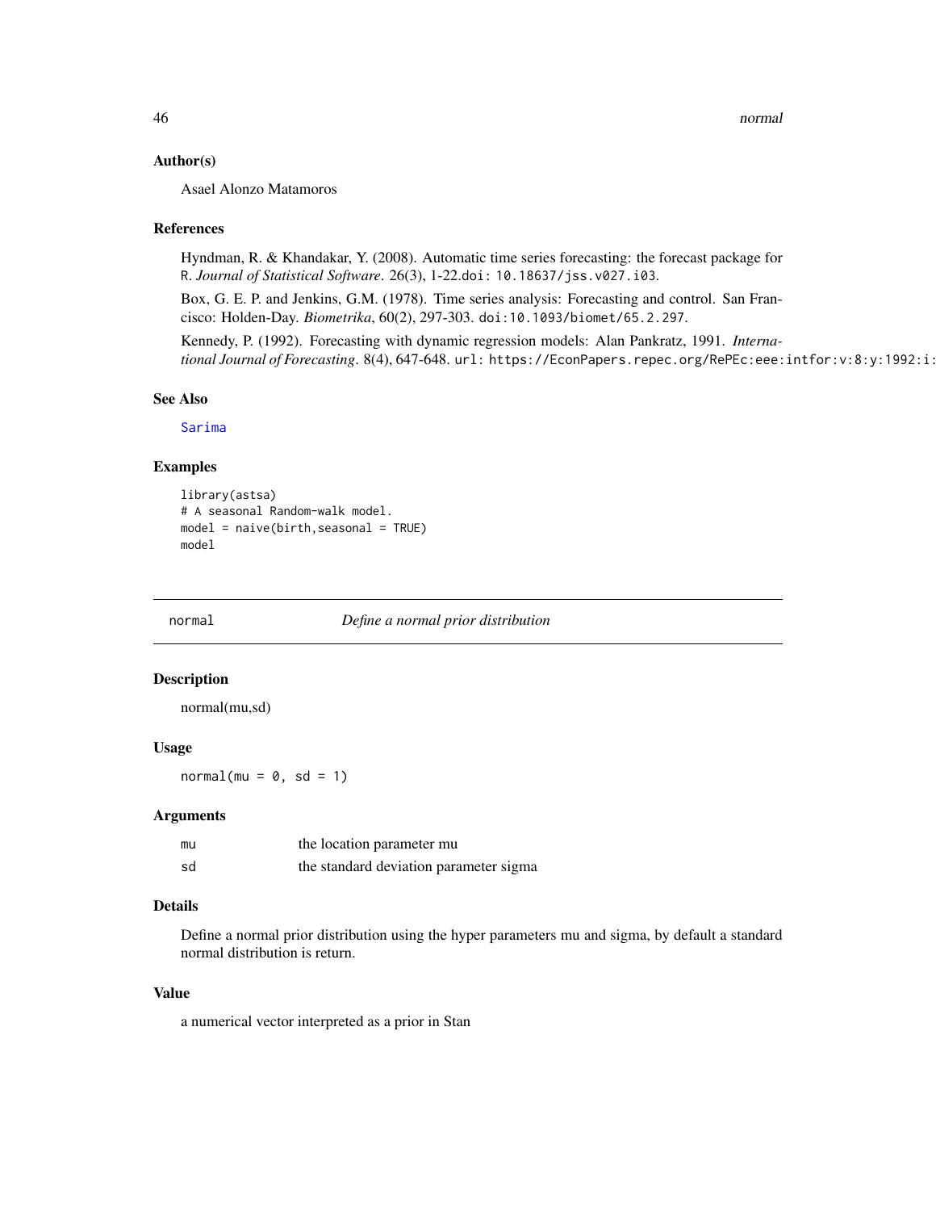### Author(s)

Asael Alonzo Matamoros

### References

Hyndman, R. & Khandakar, Y. (2008). Automatic time series forecasting: the forecast package for R. *Journal of Statistical Software*. 26(3), 1-22.doi: 10.18637/jss.v027.i03.

Box, G. E. P. and Jenkins, G.M. (1978). Time series analysis: Forecasting and control. San Francisco: Holden-Day. *Biometrika*, 60(2), 297-303. doi:10.1093/biomet/65.2.297.

Kennedy, P. (1992). Forecasting with dynamic regression models: Alan Pankratz, 1991. *International Journal of Forecasting*. 8(4), 647-648. url: https://EconPapers.repec.org/RePEc:eee:intfor:v:8:y:1992:i:

### See Also

Sarima

### Examples

```
library(astsa)
# A seasonal Random-walk model.
model = naive(birth,seasonal = TRUE)
model
```

---

## normal *Define a normal prior distribution*

### Description

normal(mu,sd)

### Usage

```
normal(mu = 0, sd = 1)
```

### Arguments

| | |
|---|---|
| mu | the location parameter mu |
| sd | the standard deviation parameter sigma |

### Details

Define a normal prior distribution using the hyper parameters mu and sigma, by default a standard normal distribution is return.

### Value

a numerical vector interpreted as a prior in Stan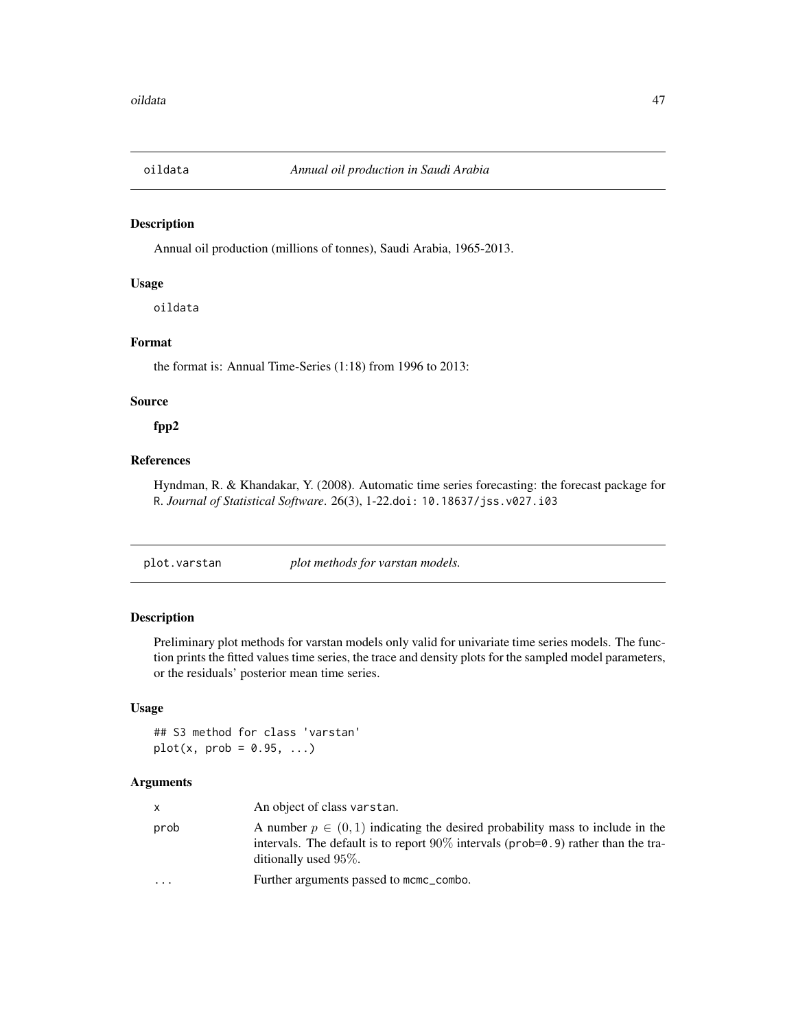## oildata *Annual oil production in Saudi Arabia*

### Description

Annual oil production (millions of tonnes), Saudi Arabia, 1965-2013.

### Usage

```
oildata
```

### Format

the format is: Annual Time-Series (1:18) from 1996 to 2013:

### Source

**fpp2**

### References

Hyndman, R. & Khandakar, Y. (2008). Automatic time series forecasting: the forecast package for R. *Journal of Statistical Software*. 26(3), 1-22.doi: 10.18637/jss.v027.i03

## plot.varstan *plot methods for varstan models.*

### Description

Preliminary plot methods for varstan models only valid for univariate time series models. The function prints the fitted values time series, the trace and density plots for the sampled model parameters, or the residuals' posterior mean time series.

### Usage

```
## S3 method for class 'varstan'
plot(x, prob = 0.95, ...)
```

### Arguments

| | |
|---|---|
| x | An object of class varstan. |
| prob | A number $p \in (0, 1)$ indicating the desired probability mass to include in the intervals. The default is to report $90\%$ intervals (prob=0.9) rather than the traditionally used $95\%$. |
| ... | Further arguments passed to mcmc_combo. |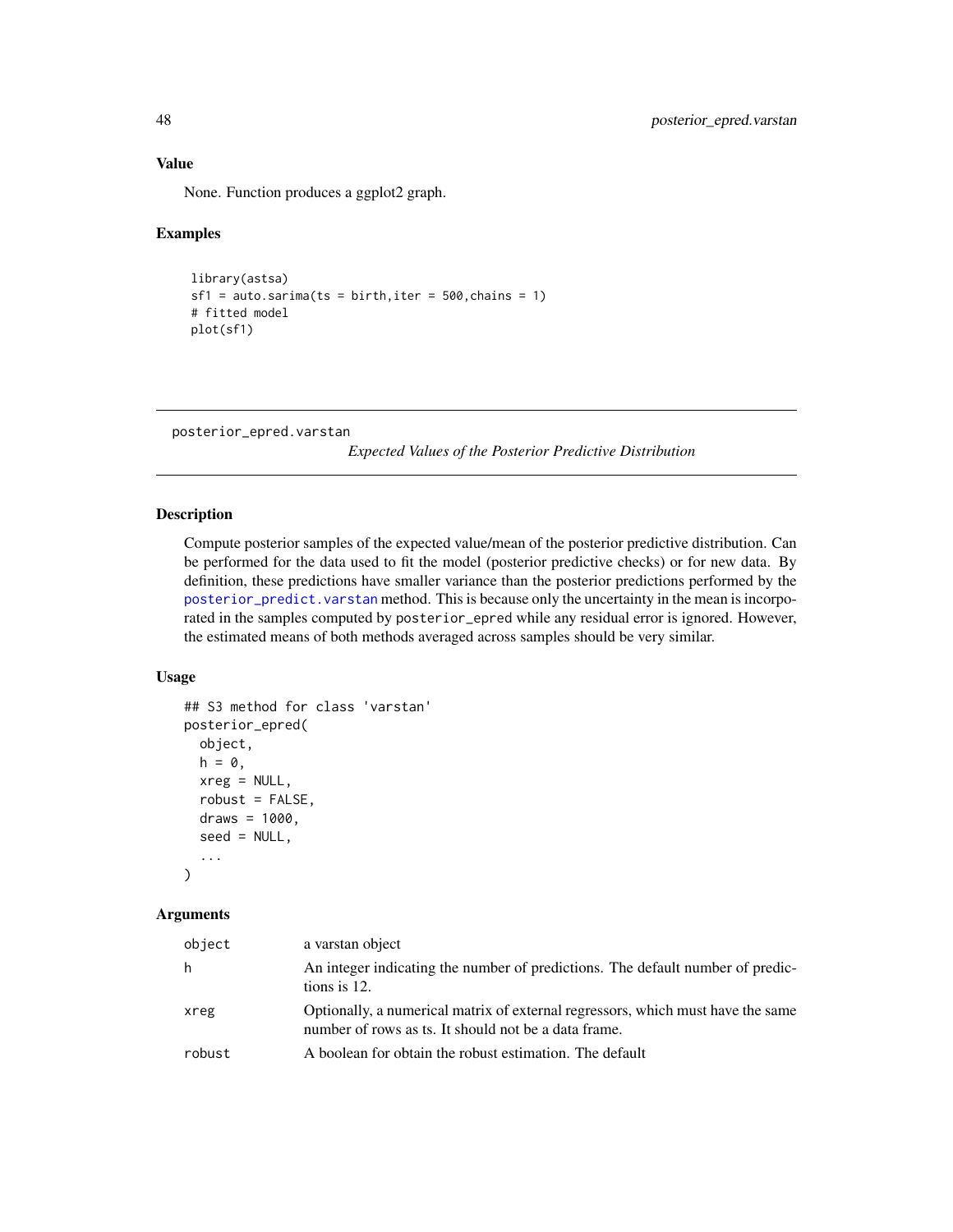### Value

None. Function produces a ggplot2 graph.

### Examples

```
library(astsa)
sf1 = auto.sarima(ts = birth,iter = 500,chains = 1)
# fitted model
plot(sf1)
```

---

## posterior_epred.varstan

*Expected Values of the Posterior Predictive Distribution*

---

### Description

Compute posterior samples of the expected value/mean of the posterior predictive distribution. Can be performed for the data used to fit the model (posterior predictive checks) or for new data. By definition, these predictions have smaller variance than the posterior predictions performed by the posterior_predict.varstan method. This is because only the uncertainty in the mean is incorporated in the samples computed by posterior_epred while any residual error is ignored. However, the estimated means of both methods averaged across samples should be very similar.

### Usage

```
## S3 method for class 'varstan'
posterior_epred(
  object,
  h = 0,
  xreg = NULL,
  robust = FALSE,
  draws = 1000,
  seed = NULL,
  ...
)
```

### Arguments

| | |
|---|---|
| object | a varstan object |
| h | An integer indicating the number of predictions. The default number of predictions is 12. |
| xreg | Optionally, a numerical matrix of external regressors, which must have the same number of rows as ts. It should not be a data frame. |
| robust | A boolean for obtain the robust estimation. The default |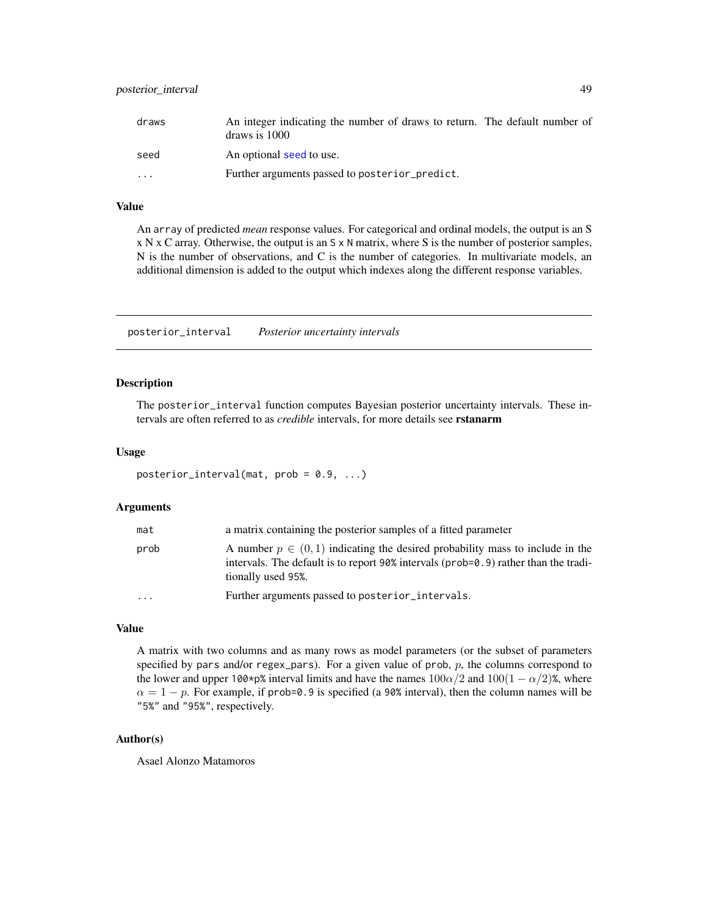| | |
|---|---|
| draws | An integer indicating the number of draws to return. The default number of draws is 1000 |
| seed | An optional seed to use. |
| ... | Further arguments passed to posterior_predict. |

### Value

An array of predicted *mean* response values. For categorical and ordinal models, the output is an S x N x C array. Otherwise, the output is an S x N matrix, where S is the number of posterior samples, N is the number of observations, and C is the number of categories. In multivariate models, an additional dimension is added to the output which indexes along the different response variables.

---

## posterior_interval    *Posterior uncertainty intervals*

### Description

The posterior_interval function computes Bayesian posterior uncertainty intervals. These intervals are often referred to as *credible* intervals, for more details see **rstanarm**

### Usage

```
posterior_interval(mat, prob = 0.9, ...)
```

### Arguments

| | |
|---|---|
| mat | a matrix containing the posterior samples of a fitted parameter |
| prob | A number $p \in (0, 1)$ indicating the desired probability mass to include in the intervals. The default is to report 90% intervals (prob=0.9) rather than the traditionally used 95%. |
| ... | Further arguments passed to posterior_intervals. |

### Value

A matrix with two columns and as many rows as model parameters (or the subset of parameters specified by pars and/or regex_pars). For a given value of prob, $p$, the columns correspond to the lower and upper 100*p% interval limits and have the names $100\alpha/2$ and $100(1 - \alpha/2)$%, where $\alpha = 1 - p$. For example, if prob=0.9 is specified (a 90% interval), then the column names will be "5%" and "95%", respectively.

### Author(s)

Asael Alonzo Matamoros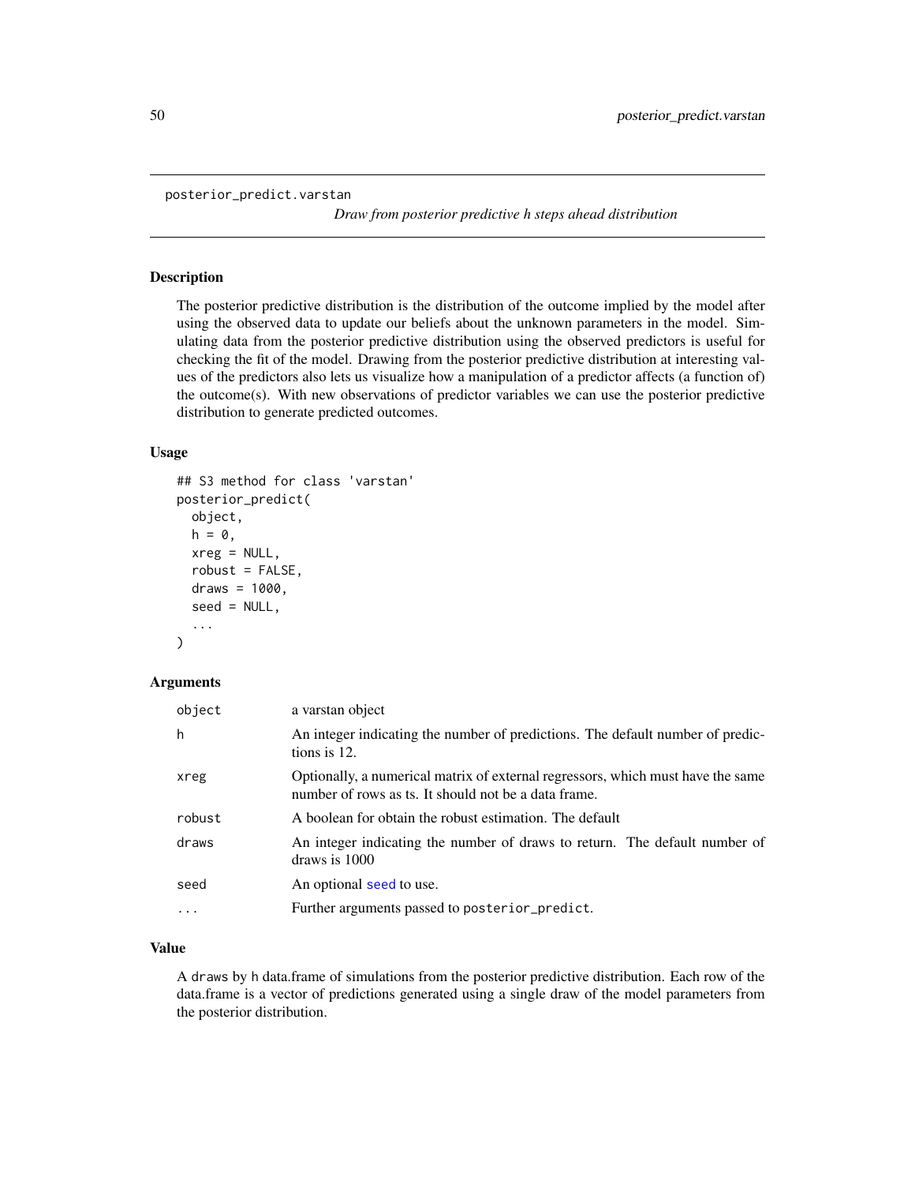posterior_predict.varstan

*Draw from posterior predictive h steps ahead distribution*

## Description

The posterior predictive distribution is the distribution of the outcome implied by the model after using the observed data to update our beliefs about the unknown parameters in the model. Simulating data from the posterior predictive distribution using the observed predictors is useful for checking the fit of the model. Drawing from the posterior predictive distribution at interesting values of the predictors also lets us visualize how a manipulation of a predictor affects (a function of) the outcome(s). With new observations of predictor variables we can use the posterior predictive distribution to generate predicted outcomes.

## Usage

```
## S3 method for class 'varstan'
posterior_predict(
  object,
  h = 0,
  xreg = NULL,
  robust = FALSE,
  draws = 1000,
  seed = NULL,
  ...
)
```

## Arguments

| | |
|---|---|
| object | a varstan object |
| h | An integer indicating the number of predictions. The default number of predictions is 12. |
| xreg | Optionally, a numerical matrix of external regressors, which must have the same number of rows as ts. It should not be a data frame. |
| robust | A boolean for obtain the robust estimation. The default |
| draws | An integer indicating the number of draws to return. The default number of draws is 1000 |
| seed | An optional seed to use. |
| ... | Further arguments passed to posterior_predict. |

## Value

A draws by h data.frame of simulations from the posterior predictive distribution. Each row of the data.frame is a vector of predictions generated using a single draw of the model parameters from the posterior distribution.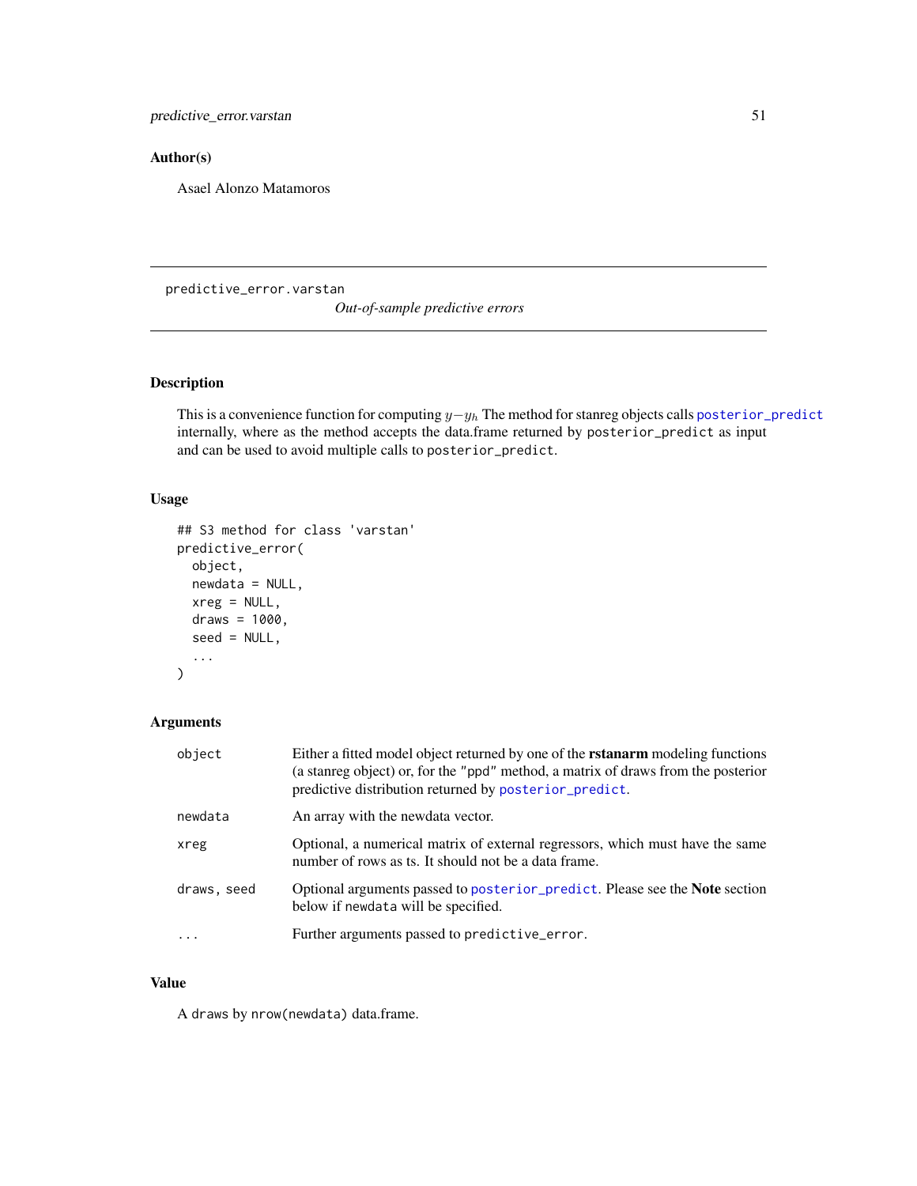## Author(s)

Asael Alonzo Matamoros

---

`predictive_error.varstan` *Out-of-sample predictive errors*

---

## Description

This is a convenience function for computing $y - y_h$ The method for stanreg objects calls `posterior_predict` internally, where as the method accepts the data.frame returned by `posterior_predict` as input and can be used to avoid multiple calls to `posterior_predict`.

## Usage

```
## S3 method for class 'varstan'
predictive_error(
  object,
  newdata = NULL,
  xreg = NULL,
  draws = 1000,
  seed = NULL,
  ...
)
```

## Arguments

| | |
|---|---|
| `object` | Either a fitted model object returned by one of the **rstanarm** modeling functions (a stanreg object) or, for the "ppd" method, a matrix of draws from the posterior predictive distribution returned by `posterior_predict`. |
| `newdata` | An array with the newdata vector. |
| `xreg` | Optional, a numerical matrix of external regressors, which must have the same number of rows as ts. It should not be a data frame. |
| `draws, seed` | Optional arguments passed to `posterior_predict`. Please see the **Note** section below if `newdata` will be specified. |
| `...` | Further arguments passed to `predictive_error`. |

## Value

A `draws` by `nrow(newdata)` data.frame.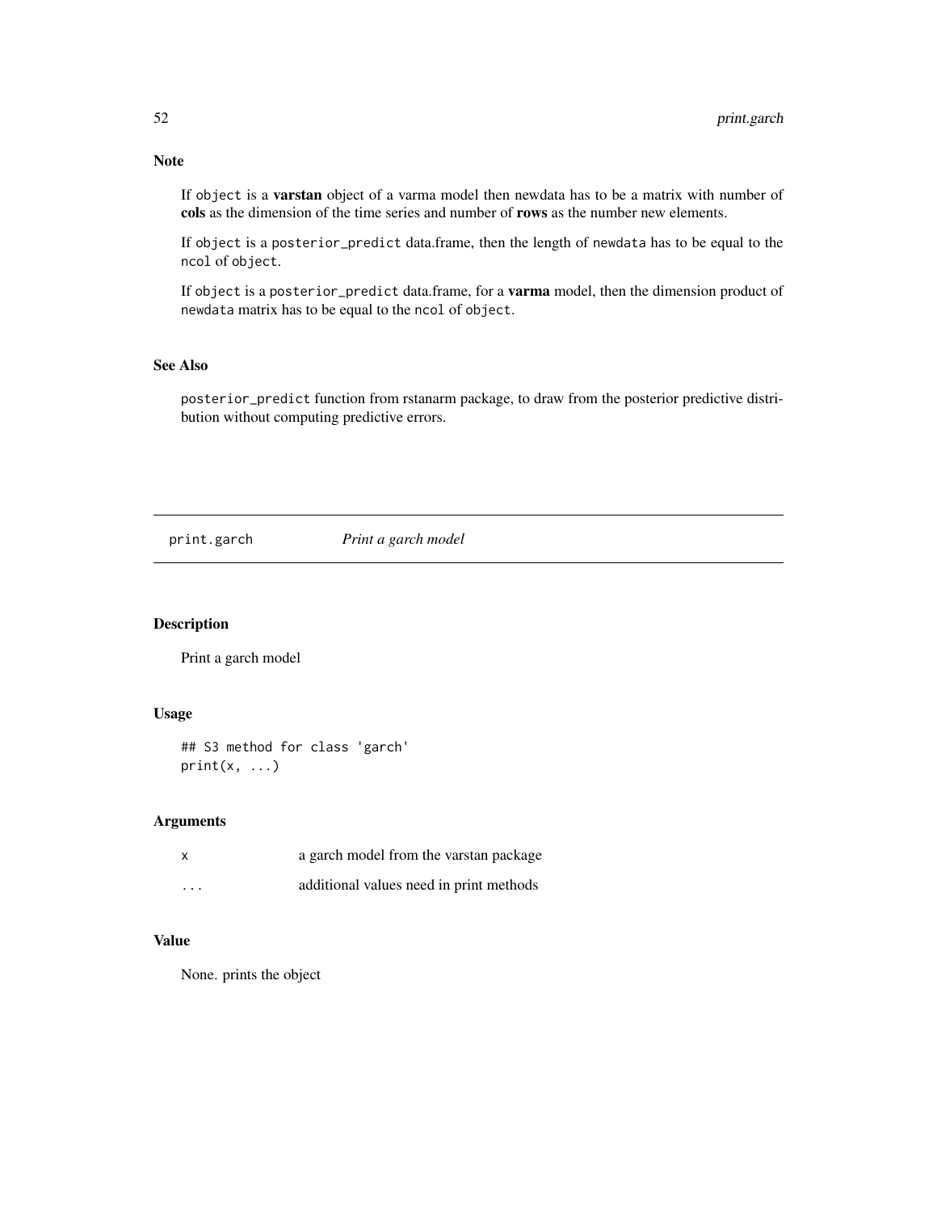### Note

If `object` is a **varstan** object of a varma model then newdata has to be a matrix with number of **cols** as the dimension of the time series and number of **rows** as the number new elements.

If `object` is a `posterior_predict` data.frame, then the length of `newdata` has to be equal to the `ncol` of `object`.

If `object` is a `posterior_predict` data.frame, for a **varma** model, then the dimension product of `newdata` matrix has to be equal to the `ncol` of `object`.

### See Also

`posterior_predict` function from rstanarm package, to draw from the posterior predictive distribution without computing predictive errors.

---

## print.garch *Print a garch model*

### Description

Print a garch model

### Usage

```
## S3 method for class 'garch'
print(x, ...)
```

### Arguments

| | |
|---|---|
| x | a garch model from the varstan package |
| ... | additional values need in print methods |

### Value

None. prints the object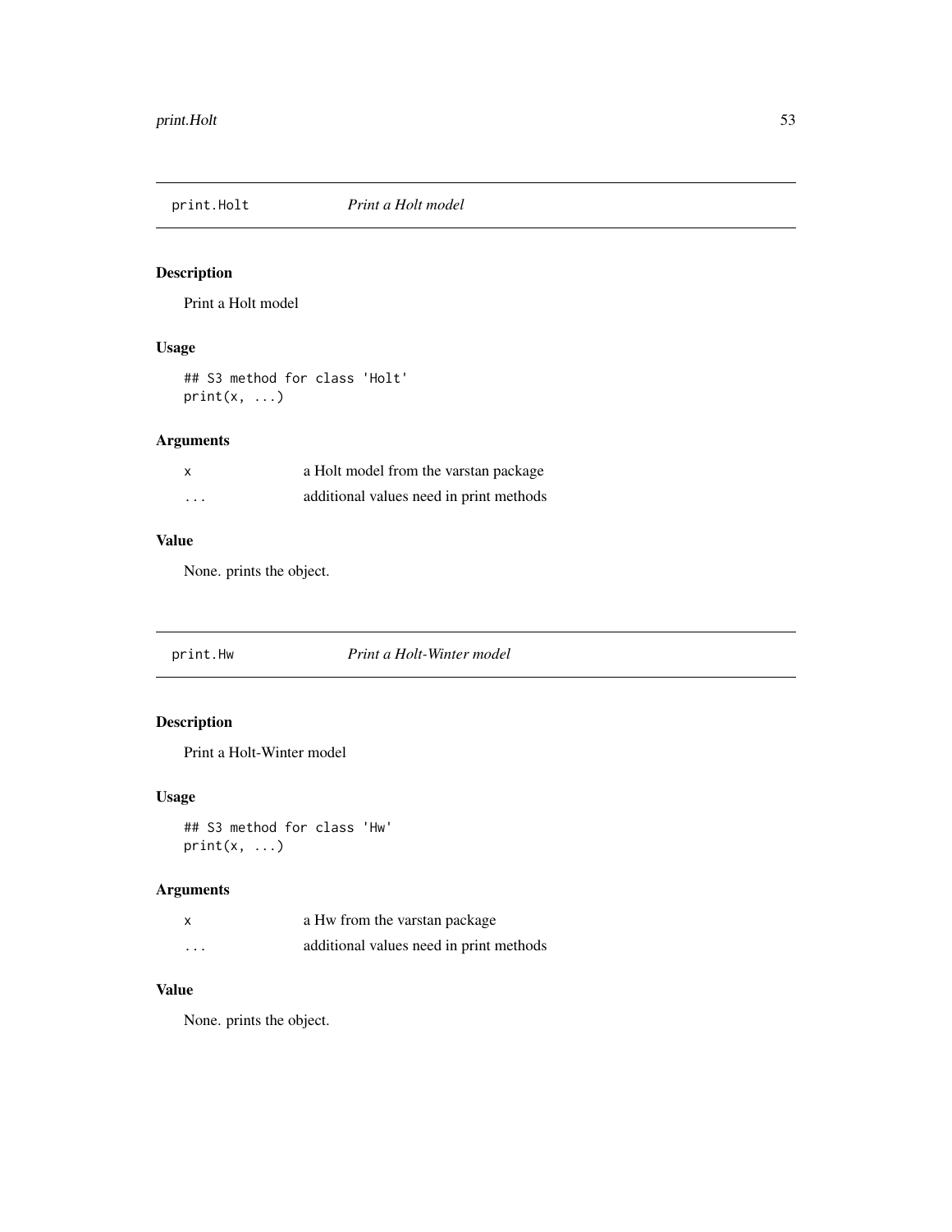## print.Holt *Print a Holt model*

### Description

Print a Holt model

### Usage

```
## S3 method for class 'Holt'
print(x, ...)
```

### Arguments

| | |
|---|---|
| x | a Holt model from the varstan package |
| ... | additional values need in print methods |

### Value

None. prints the object.

## print.Hw *Print a Holt-Winter model*

### Description

Print a Holt-Winter model

### Usage

```
## S3 method for class 'Hw'
print(x, ...)
```

### Arguments

| | |
|---|---|
| x | a Hw from the varstan package |
| ... | additional values need in print methods |

### Value

None. prints the object.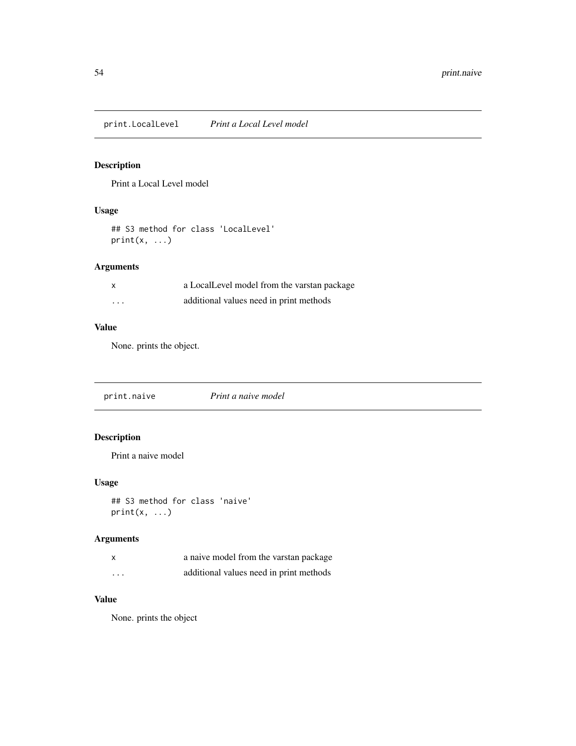## print.LocalLevel *Print a Local Level model*

### Description

Print a Local Level model

### Usage

```
## S3 method for class 'LocalLevel'
print(x, ...)
```

### Arguments

| | |
|---|---|
| x | a LocalLevel model from the varstan package |
| ... | additional values need in print methods |

### Value

None. prints the object.

## print.naive *Print a naive model*

### Description

Print a naive model

### Usage

```
## S3 method for class 'naive'
print(x, ...)
```

### Arguments

| | |
|---|---|
| x | a naive model from the varstan package |
| ... | additional values need in print methods |

### Value

None. prints the object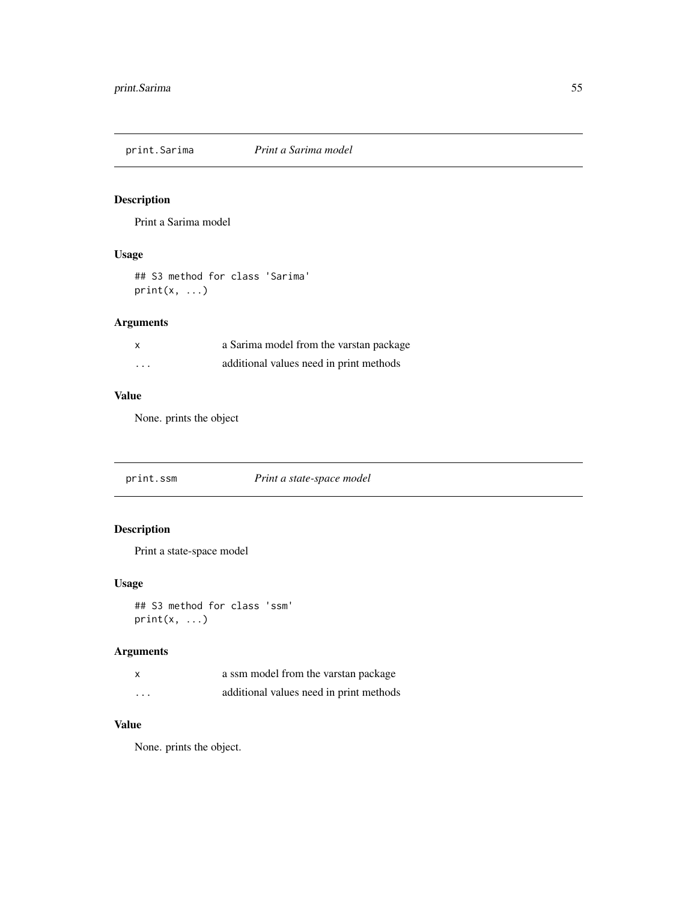## print.Sarima *Print a Sarima model*

### Description

Print a Sarima model

### Usage

```
## S3 method for class 'Sarima'
print(x, ...)
```

### Arguments

| | |
|---|---|
| x | a Sarima model from the varstan package |
| ... | additional values need in print methods |

### Value

None. prints the object

## print.ssm *Print a state-space model*

### Description

Print a state-space model

### Usage

```
## S3 method for class 'ssm'
print(x, ...)
```

### Arguments

| | |
|---|---|
| x | a ssm model from the varstan package |
| ... | additional values need in print methods |

### Value

None. prints the object.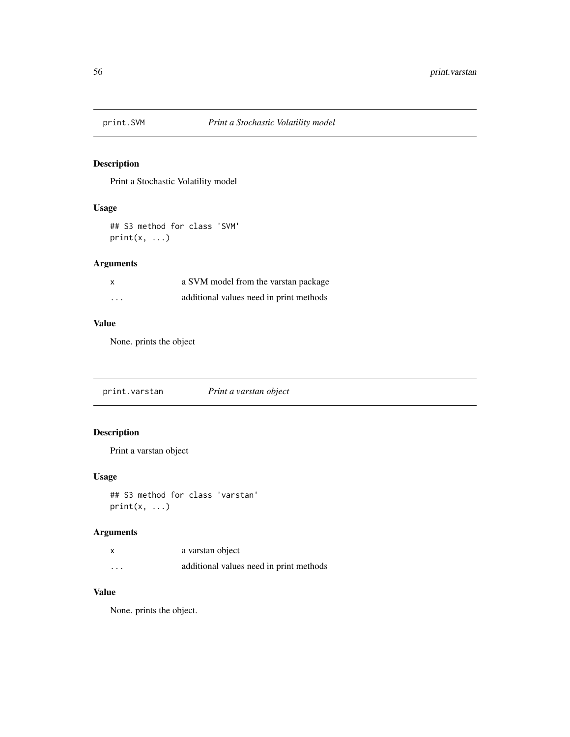## print.SVM *Print a Stochastic Volatility model*

### Description

Print a Stochastic Volatility model

### Usage

```
## S3 method for class 'SVM'
print(x, ...)
```

### Arguments

| | |
|---|---|
| x | a SVM model from the varstan package |
| ... | additional values need in print methods |

### Value

None. prints the object

## print.varstan *Print a varstan object*

### Description

Print a varstan object

### Usage

```
## S3 method for class 'varstan'
print(x, ...)
```

### Arguments

| | |
|---|---|
| x | a varstan object |
| ... | additional values need in print methods |

### Value

None. prints the object.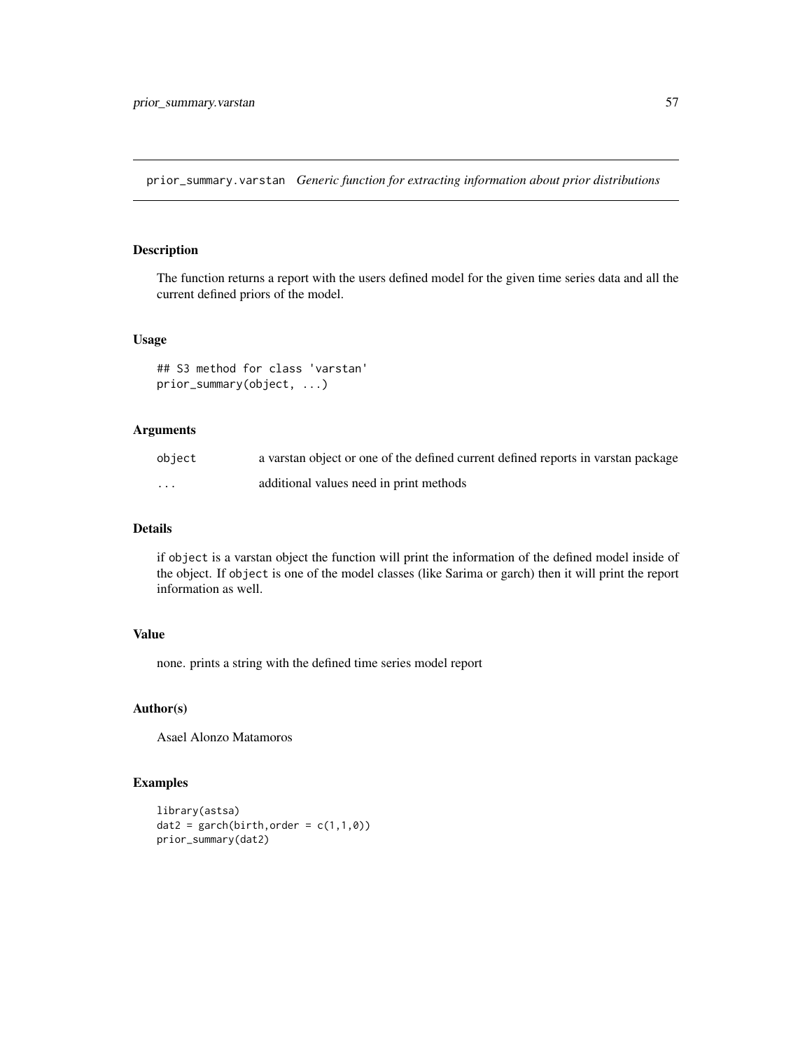# prior_summary.varstan *Generic function for extracting information about prior distributions*

## Description

The function returns a report with the users defined model for the given time series data and all the current defined priors of the model.

## Usage

```
## S3 method for class 'varstan'
prior_summary(object, ...)
```

## Arguments

| | |
|---|---|
| object | a varstan object or one of the defined current defined reports in varstan package |
| ... | additional values need in print methods |

## Details

if `object` is a varstan object the function will print the information of the defined model inside of the object. If `object` is one of the model classes (like Sarima or garch) then it will print the report information as well.

## Value

none. prints a string with the defined time series model report

## Author(s)

Asael Alonzo Matamoros

## Examples

```
library(astsa)
dat2 = garch(birth,order = c(1,1,0))
prior_summary(dat2)
```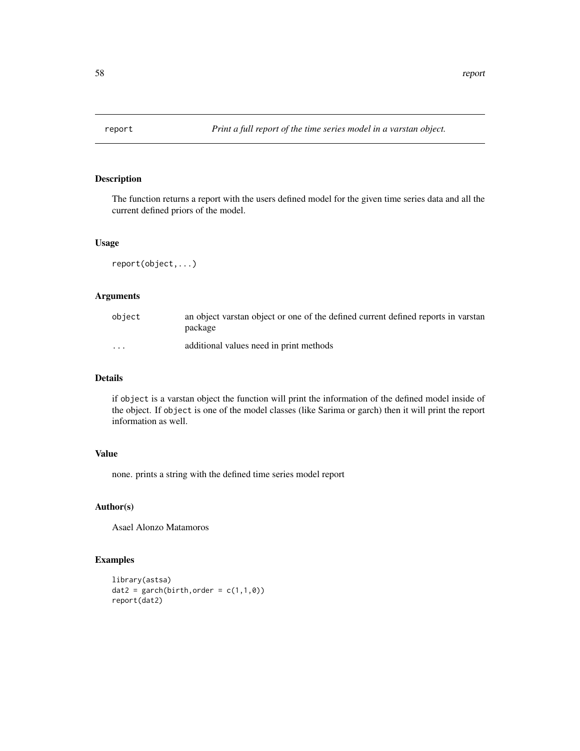# report — Print a full report of the time series model in a varstan object.

## Description

The function returns a report with the users defined model for the given time series data and all the current defined priors of the model.

## Usage

```
report(object,...)
```

## Arguments

| | |
|---|---|
| object | an object varstan object or one of the defined current defined reports in varstan package |
| ... | additional values need in print methods |

## Details

if `object` is a varstan object the function will print the information of the defined model inside of the object. If `object` is one of the model classes (like Sarima or garch) then it will print the report information as well.

## Value

none. prints a string with the defined time series model report

## Author(s)

Asael Alonzo Matamoros

## Examples

```
library(astsa)
dat2 = garch(birth,order = c(1,1,0))
report(dat2)
```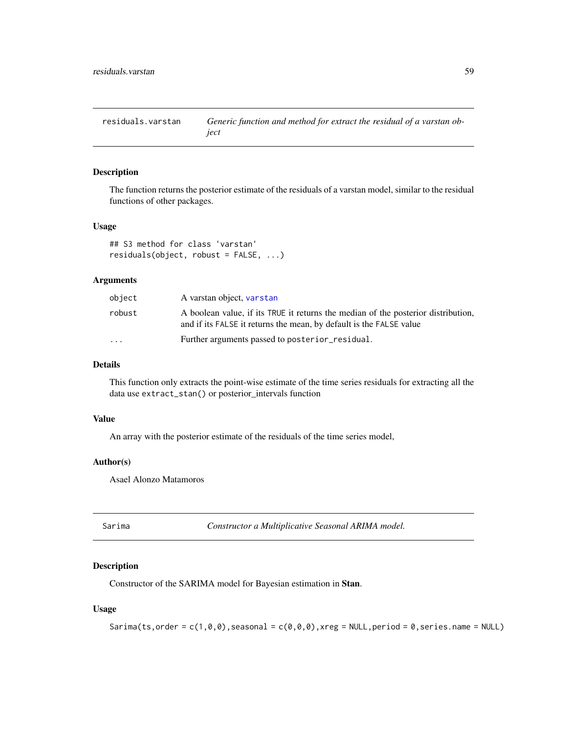## residuals.varstan — *Generic function and method for extract the residual of a varstan object*

### Description

The function returns the posterior estimate of the residuals of a varstan model, similar to the residual functions of other packages.

### Usage

```
## S3 method for class 'varstan'
residuals(object, robust = FALSE, ...)
```

### Arguments

| | |
|---|---|
| `object` | A varstan object, `varstan` |
| `robust` | A boolean value, if its `TRUE` it returns the median of the posterior distribution, and if its `FALSE` it returns the mean, by default is the `FALSE` value |
| `...` | Further arguments passed to `posterior_residual`. |

### Details

This function only extracts the point-wise estimate of the time series residuals for extracting all the data use `extract_stan()` or posterior_intervals function

### Value

An array with the posterior estimate of the residuals of the time series model,

### Author(s)

Asael Alonzo Matamoros

## Sarima — *Constructor a Multiplicative Seasonal ARIMA model.*

### Description

Constructor of the SARIMA model for Bayesian estimation in **Stan**.

### Usage

```
Sarima(ts,order = c(1,0,0),seasonal = c(0,0,0),xreg = NULL,period = 0,series.name = NULL)
```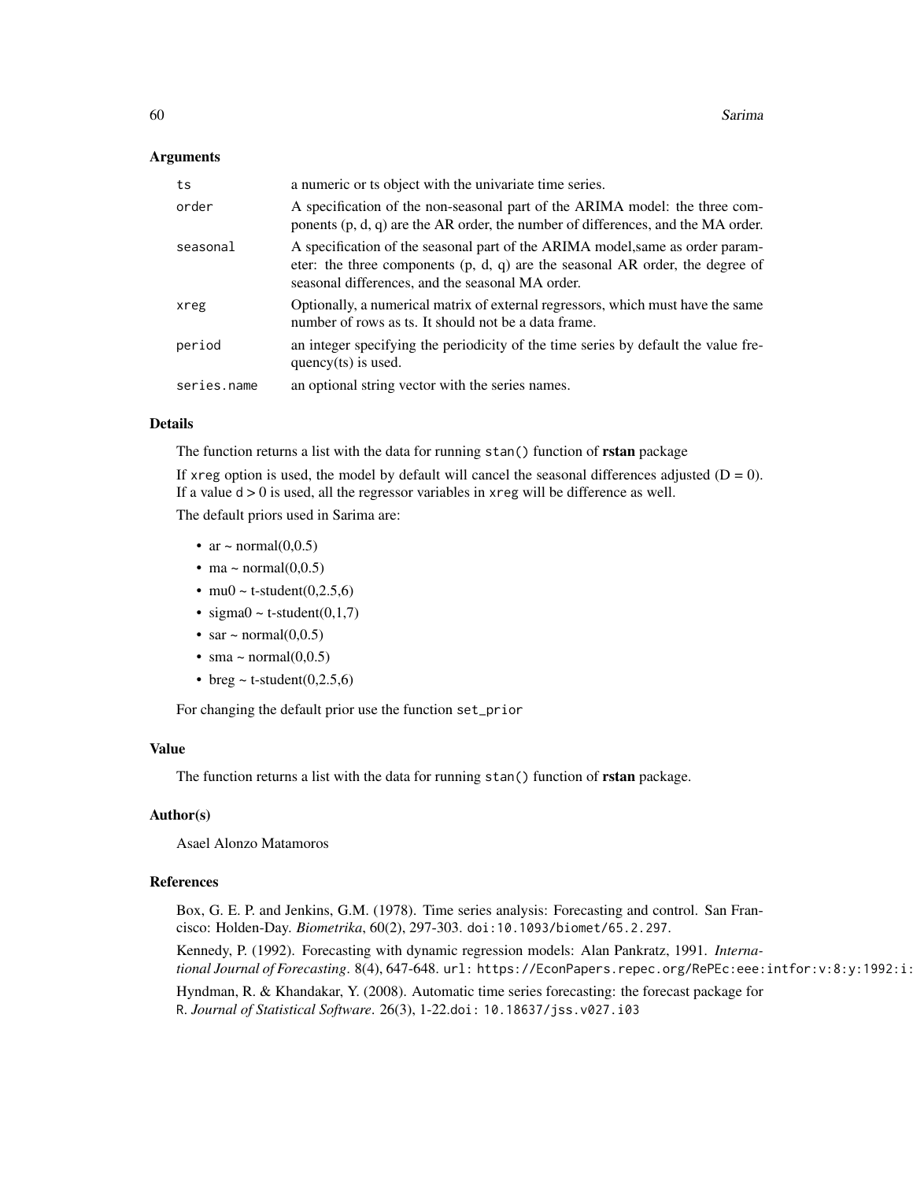## Arguments

| | |
|---|---|
| ts | a numeric or ts object with the univariate time series. |
| order | A specification of the non-seasonal part of the ARIMA model: the three components (p, d, q) are the AR order, the number of differences, and the MA order. |
| seasonal | A specification of the seasonal part of the ARIMA model,same as order parameter: the three components (p, d, q) are the seasonal AR order, the degree of seasonal differences, and the seasonal MA order. |
| xreg | Optionally, a numerical matrix of external regressors, which must have the same number of rows as ts. It should not be a data frame. |
| period | an integer specifying the periodicity of the time series by default the value frequency(ts) is used. |
| series.name | an optional string vector with the series names. |

## Details

The function returns a list with the data for running `stan()` function of **rstan** package

If `xreg` option is used, the model by default will cancel the seasonal differences adjusted ($D = 0$). If a value $d > 0$ is used, all the regressor variables in `xreg` will be difference as well.

The default priors used in Sarima are:

- ar ~ normal(0,0.5)
- ma ~ normal(0,0.5)
- mu0 ~ t-student(0,2.5,6)
- sigma0 ~ t-student(0,1,7)
- sar ~ normal(0,0.5)
- sma ~ normal(0,0.5)
- breg ~ t-student(0,2.5,6)

For changing the default prior use the function `set_prior`

## Value

The function returns a list with the data for running `stan()` function of **rstan** package.

## Author(s)

Asael Alonzo Matamoros

## References

Box, G. E. P. and Jenkins, G.M. (1978). Time series analysis: Forecasting and control. San Francisco: Holden-Day. *Biometrika*, 60(2), 297-303. `doi:10.1093/biomet/65.2.297`.

Kennedy, P. (1992). Forecasting with dynamic regression models: Alan Pankratz, 1991. *International Journal of Forecasting*. 8(4), 647-648. `url: https://EconPapers.repec.org/RePEc:eee:intfor:v:8:y:1992:i:`

Hyndman, R. & Khandakar, Y. (2008). Automatic time series forecasting: the forecast package for R. *Journal of Statistical Software*. 26(3), 1-22.`doi: 10.18637/jss.v027.i03`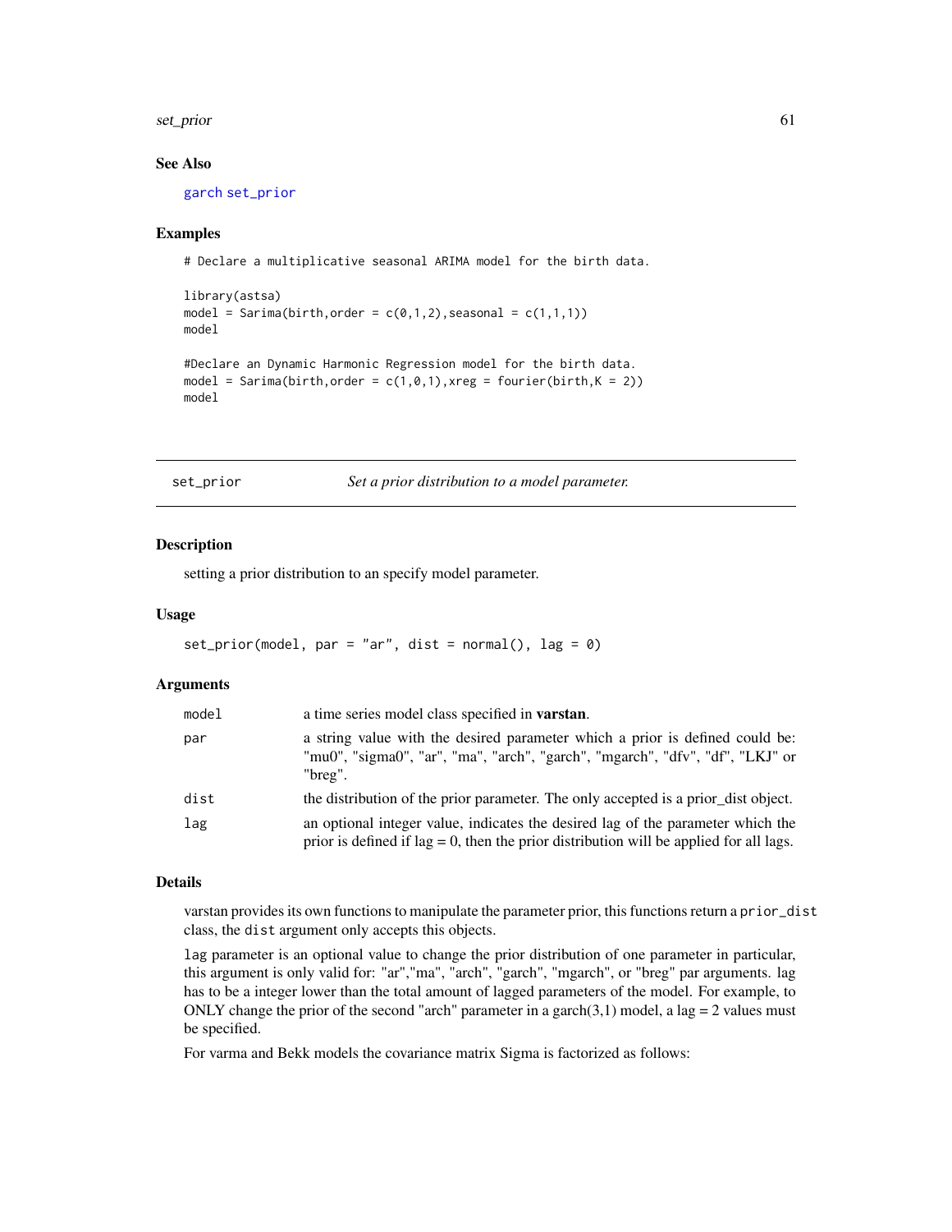## See Also

garch set_prior

## Examples

```
# Declare a multiplicative seasonal ARIMA model for the birth data.

library(astsa)
model = Sarima(birth,order = c(0,1,2),seasonal = c(1,1,1))
model

#Declare an Dynamic Harmonic Regression model for the birth data.
model = Sarima(birth,order = c(1,0,1),xreg = fourier(birth,K = 2))
model
```

---

# set_prior *Set a prior distribution to a model parameter.*

## Description

setting a prior distribution to an specify model parameter.

## Usage

```
set_prior(model, par = "ar", dist = normal(), lag = 0)
```

## Arguments

| | |
|---|---|
| model | a time series model class specified in **varstan**. |
| par | a string value with the desired parameter which a prior is defined could be: "mu0", "sigma0", "ar", "ma", "arch", "garch", "mgarch", "dfv", "df", "LKJ" or "breg". |
| dist | the distribution of the prior parameter. The only accepted is a prior_dist object. |
| lag | an optional integer value, indicates the desired lag of the parameter which the prior is defined if lag = 0, then the prior distribution will be applied for all lags. |

## Details

varstan provides its own functions to manipulate the parameter prior, this functions return a prior_dist class, the dist argument only accepts this objects.

lag parameter is an optional value to change the prior distribution of one parameter in particular, this argument is only valid for: "ar","ma", "arch", "garch", "mgarch", or "breg" par arguments. lag has to be a integer lower than the total amount of lagged parameters of the model. For example, to ONLY change the prior of the second "arch" parameter in a garch(3,1) model, a lag = 2 values must be specified.

For varma and Bekk models the covariance matrix Sigma is factorized as follows: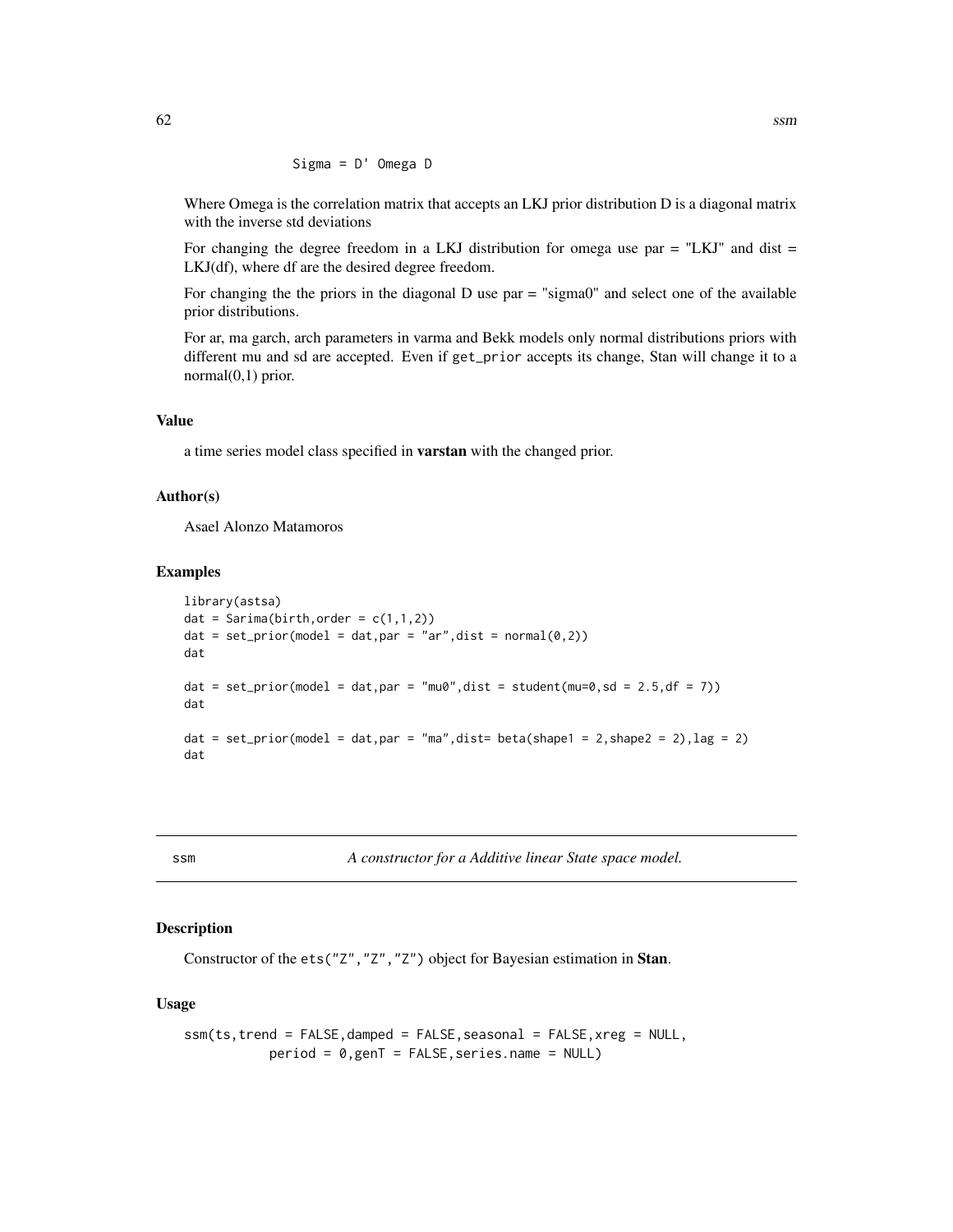```
Sigma = D' Omega D
```

Where Omega is the correlation matrix that accepts an LKJ prior distribution D is a diagonal matrix with the inverse std deviations

For changing the degree freedom in a LKJ distribution for omega use par = "LKJ" and dist = LKJ(df), where df are the desired degree freedom.

For changing the the priors in the diagonal D use par = "sigma0" and select one of the available prior distributions.

For ar, ma garch, arch parameters in varma and Bekk models only normal distributions priors with different mu and sd are accepted. Even if `get_prior` accepts its change, Stan will change it to a normal(0,1) prior.

### Value

a time series model class specified in **varstan** with the changed prior.

### Author(s)

Asael Alonzo Matamoros

### Examples

```
library(astsa)
dat = Sarima(birth,order = c(1,1,2))
dat = set_prior(model = dat,par = "ar",dist = normal(0,2))
dat

dat = set_prior(model = dat,par = "mu0",dist = student(mu=0,sd = 2.5,df = 7))
dat

dat = set_prior(model = dat,par = "ma",dist= beta(shape1 = 2,shape2 = 2),lag = 2)
dat
```

---

## ssm — *A constructor for a Additive linear State space model.*

### Description

Constructor of the `ets("Z","Z","Z")` object for Bayesian estimation in **Stan**.

### Usage

```
ssm(ts,trend = FALSE,damped = FALSE,seasonal = FALSE,xreg = NULL,
          period = 0,genT = FALSE,series.name = NULL)
```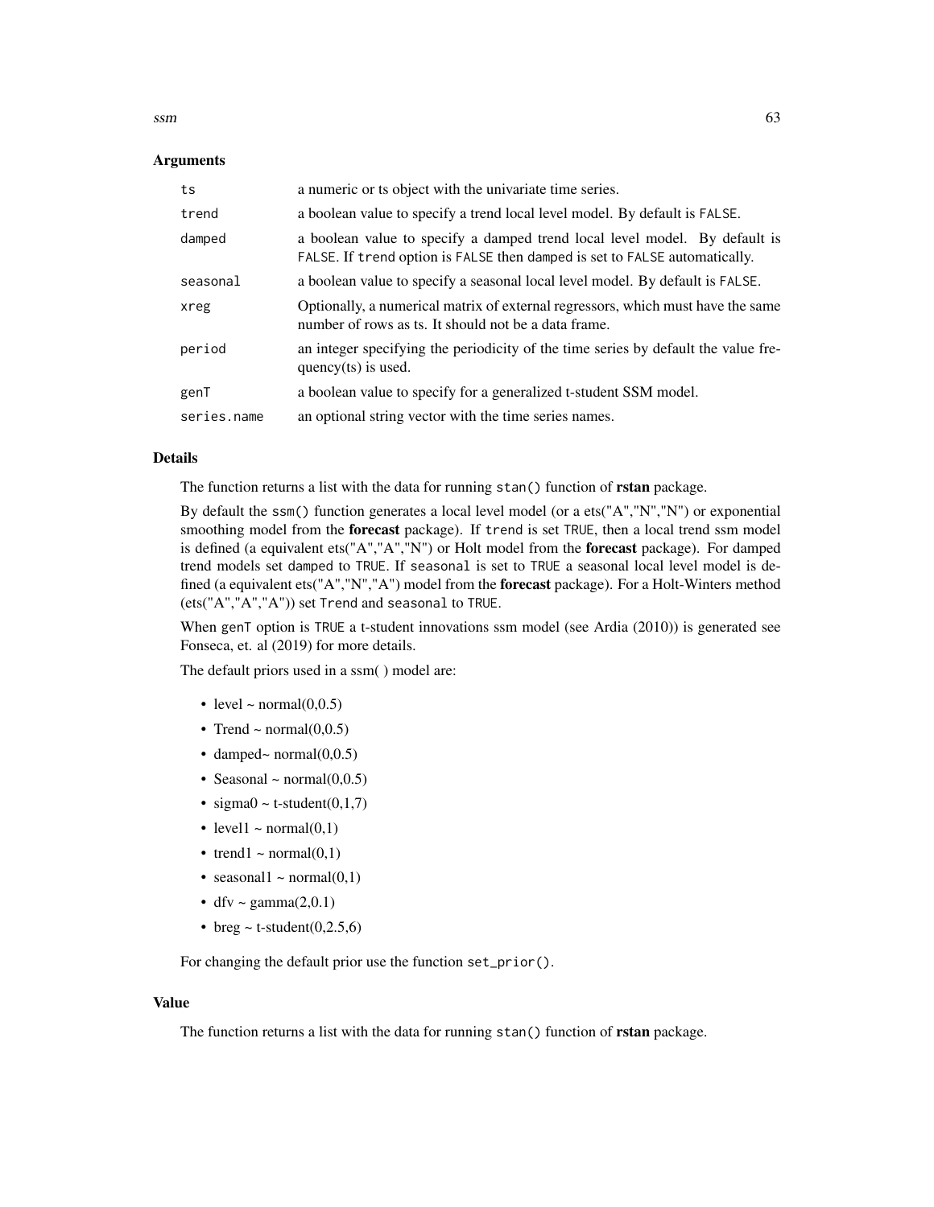## Arguments

| | |
|---|---|
| ts | a numeric or ts object with the univariate time series. |
| trend | a boolean value to specify a trend local level model. By default is FALSE. |
| damped | a boolean value to specify a damped trend local level model. By default is FALSE. If trend option is FALSE then damped is set to FALSE automatically. |
| seasonal | a boolean value to specify a seasonal local level model. By default is FALSE. |
| xreg | Optionally, a numerical matrix of external regressors, which must have the same number of rows as ts. It should not be a data frame. |
| period | an integer specifying the periodicity of the time series by default the value frequency(ts) is used. |
| genT | a boolean value to specify for a generalized t-student SSM model. |
| series.name | an optional string vector with the time series names. |

## Details

The function returns a list with the data for running `stan()` function of **rstan** package.

By default the `ssm()` function generates a local level model (or a ets("A","N","N") or exponential smoothing model from the **forecast** package). If `trend` is set `TRUE`, then a local trend ssm model is defined (a equivalent ets("A","A","N") or Holt model from the **forecast** package). For damped trend models set `damped` to `TRUE`. If `seasonal` is set to `TRUE` a seasonal local level model is defined (a equivalent ets("A","N","A") model from the **forecast** package). For a Holt-Winters method (ets("A","A","A")) set `Trend` and `seasonal` to `TRUE`.

When `genT` option is `TRUE` a t-student innovations ssm model (see Ardia (2010)) is generated see Fonseca, et. al (2019) for more details.

The default priors used in a ssm( ) model are:

- level ~ normal(0,0.5)
- Trend ~ normal(0,0.5)
- damped~ normal(0,0.5)
- Seasonal ~ normal(0,0.5)
- sigma0 ~ t-student(0,1,7)
- level1 ~ normal(0,1)
- trend1 ~ normal(0,1)
- seasonal1 ~ normal(0,1)
- dfv ~ gamma(2,0.1)
- breg ~ t-student(0,2.5,6)

For changing the default prior use the function `set_prior()`.

## Value

The function returns a list with the data for running `stan()` function of **rstan** package.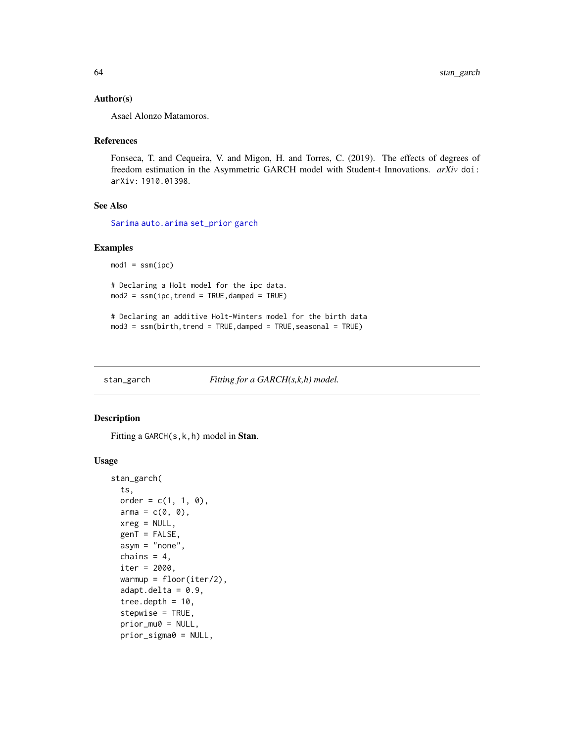### Author(s)

Asael Alonzo Matamoros.

### References

Fonseca, T. and Cequeira, V. and Migon, H. and Torres, C. (2019). The effects of degrees of freedom estimation in the Asymmetric GARCH model with Student-t Innovations. *arXiv* doi: arXiv: 1910.01398.

### See Also

Sarima auto.arima set_prior garch

### Examples

```
mod1 = ssm(ipc)

# Declaring a Holt model for the ipc data.
mod2 = ssm(ipc,trend = TRUE,damped = TRUE)

# Declaring an additive Holt-Winters model for the birth data
mod3 = ssm(birth,trend = TRUE,damped = TRUE,seasonal = TRUE)
```

---

## stan_garch — *Fitting for a GARCH(s,k,h) model.*

---

### Description

Fitting a GARCH(s,k,h) model in **Stan**.

### Usage

```
stan_garch(
  ts,
  order = c(1, 1, 0),
  arma = c(0, 0),
  xreg = NULL,
  genT = FALSE,
  asym = "none",
  chains = 4,
  iter = 2000,
  warmup = floor(iter/2),
  adapt.delta = 0.9,
  tree.depth = 10,
  stepwise = TRUE,
  prior_mu0 = NULL,
  prior_sigma0 = NULL,
```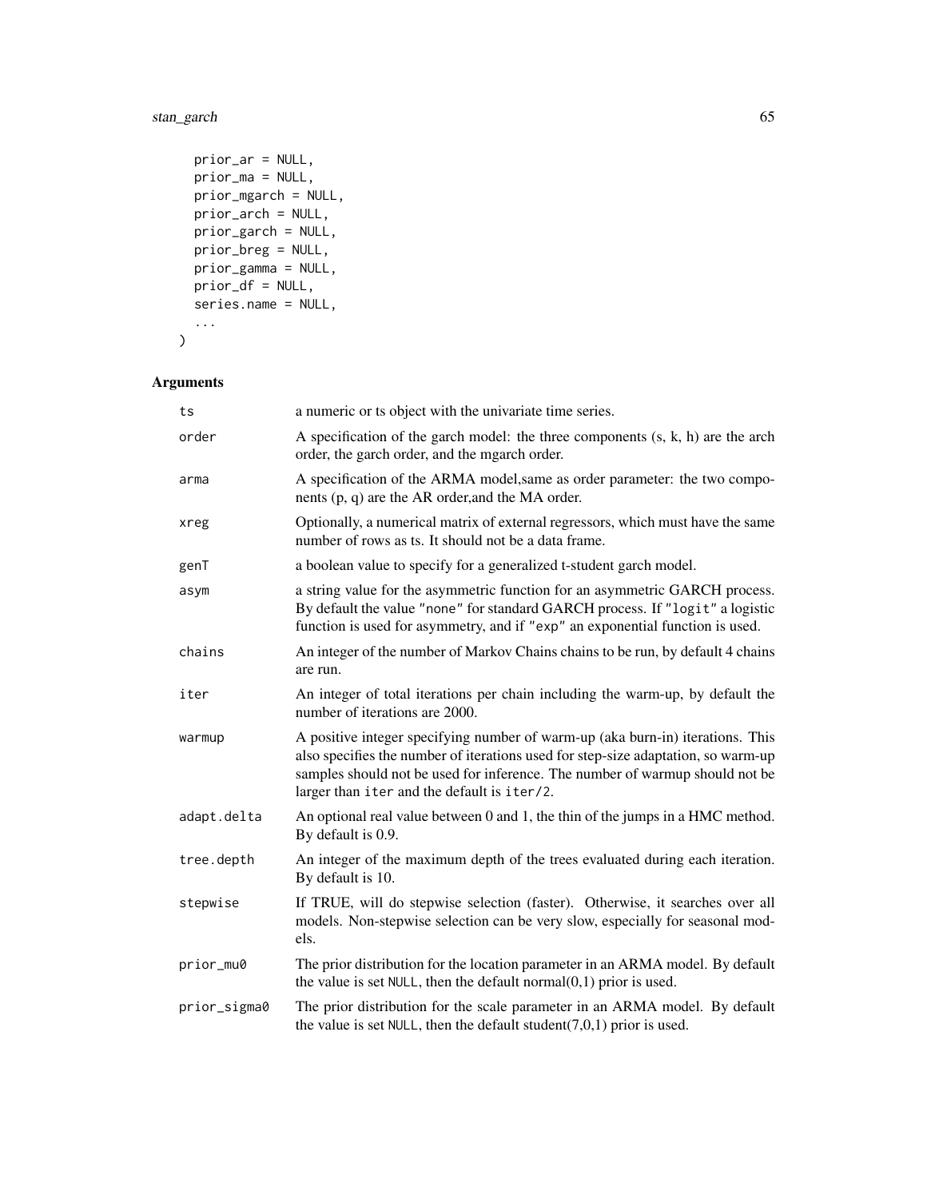```
  prior_ar = NULL,
  prior_ma = NULL,
  prior_mgarch = NULL,
  prior_arch = NULL,
  prior_garch = NULL,
  prior_breg = NULL,
  prior_gamma = NULL,
  prior_df = NULL,
  series.name = NULL,
  ...
)
```

## Arguments

| | |
|---|---|
| `ts` | a numeric or ts object with the univariate time series. |
| `order` | A specification of the garch model: the three components (s, k, h) are the arch order, the garch order, and the mgarch order. |
| `arma` | A specification of the ARMA model,same as order parameter: the two components (p, q) are the AR order,and the MA order. |
| `xreg` | Optionally, a numerical matrix of external regressors, which must have the same number of rows as ts. It should not be a data frame. |
| `genT` | a boolean value to specify for a generalized t-student garch model. |
| `asym` | a string value for the asymmetric function for an asymmetric GARCH process. By default the value `"none"` for standard GARCH process. If `"logit"` a logistic function is used for asymmetry, and if `"exp"` an exponential function is used. |
| `chains` | An integer of the number of Markov Chains chains to be run, by default 4 chains are run. |
| `iter` | An integer of total iterations per chain including the warm-up, by default the number of iterations are 2000. |
| `warmup` | A positive integer specifying number of warm-up (aka burn-in) iterations. This also specifies the number of iterations used for step-size adaptation, so warm-up samples should not be used for inference. The number of warmup should not be larger than `iter` and the default is `iter/2`. |
| `adapt.delta` | An optional real value between 0 and 1, the thin of the jumps in a HMC method. By default is 0.9. |
| `tree.depth` | An integer of the maximum depth of the trees evaluated during each iteration. By default is 10. |
| `stepwise` | If TRUE, will do stepwise selection (faster). Otherwise, it searches over all models. Non-stepwise selection can be very slow, especially for seasonal models. |
| `prior_mu0` | The prior distribution for the location parameter in an ARMA model. By default the value is set `NULL`, then the default normal(0,1) prior is used. |
| `prior_sigma0` | The prior distribution for the scale parameter in an ARMA model. By default the value is set `NULL`, then the default student(7,0,1) prior is used. |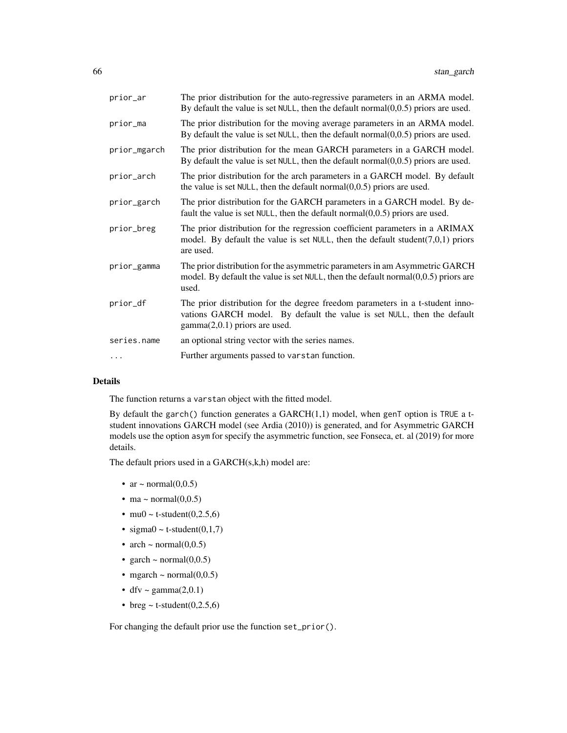| | |
|---|---|
| prior_ar | The prior distribution for the auto-regressive parameters in an ARMA model. By default the value is set NULL, then the default normal(0,0.5) priors are used. |
| prior_ma | The prior distribution for the moving average parameters in an ARMA model. By default the value is set NULL, then the default normal(0,0.5) priors are used. |
| prior_mgarch | The prior distribution for the mean GARCH parameters in a GARCH model. By default the value is set NULL, then the default normal(0,0.5) priors are used. |
| prior_arch | The prior distribution for the arch parameters in a GARCH model. By default the value is set NULL, then the default normal(0,0.5) priors are used. |
| prior_garch | The prior distribution for the GARCH parameters in a GARCH model. By default the value is set NULL, then the default normal(0,0.5) priors are used. |
| prior_breg | The prior distribution for the regression coefficient parameters in a ARIMAX model. By default the value is set NULL, then the default student(7,0,1) priors are used. |
| prior_gamma | The prior distribution for the asymmetric parameters in am Asymmetric GARCH model. By default the value is set NULL, then the default normal(0,0.5) priors are used. |
| prior_df | The prior distribution for the degree freedom parameters in a t-student innovations GARCH model. By default the value is set NULL, then the default gamma(2,0.1) priors are used. |
| series.name | an optional string vector with the series names. |
| ... | Further arguments passed to varstan function. |

## Details

The function returns a varstan object with the fitted model.

By default the garch() function generates a GARCH(1,1) model, when genT option is TRUE a t-student innovations GARCH model (see Ardia (2010)) is generated, and for Asymmetric GARCH models use the option asym for specify the asymmetric function, see Fonseca, et. al (2019) for more details.

The default priors used in a GARCH(s,k,h) model are:

- ar ~ normal(0,0.5)
- ma ~ normal(0,0.5)
- mu0 ~ t-student(0,2.5,6)
- sigma0 ~ t-student(0,1,7)
- arch ~ normal(0,0.5)
- garch ~ normal(0,0.5)
- mgarch ~ normal(0,0.5)
- dfv ~ gamma(2,0.1)
- breg ~ t-student(0,2.5,6)

For changing the default prior use the function set_prior().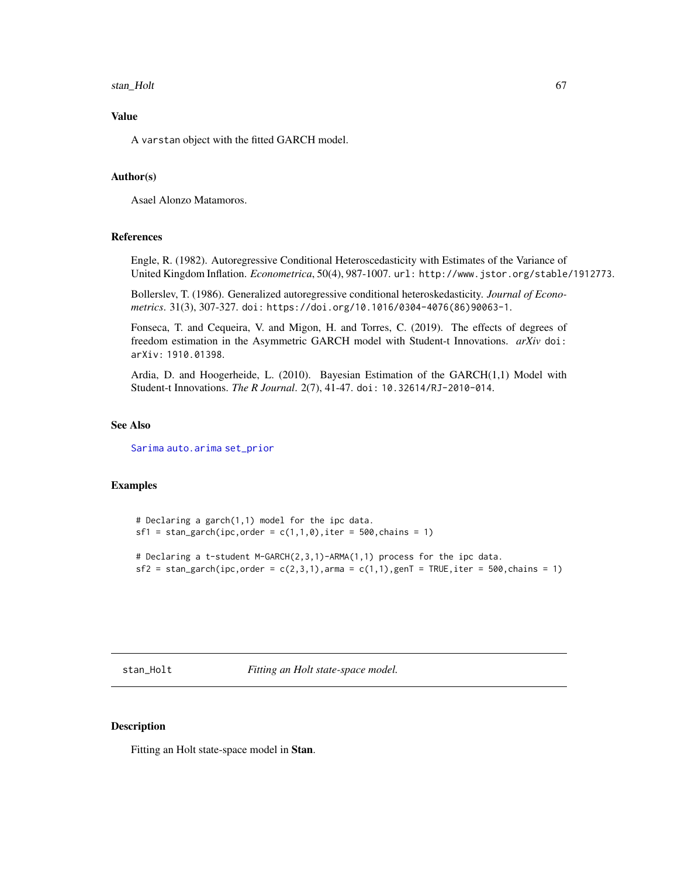### Value

A varstan object with the fitted GARCH model.

### Author(s)

Asael Alonzo Matamoros.

### References

Engle, R. (1982). Autoregressive Conditional Heteroscedasticity with Estimates of the Variance of United Kingdom Inflation. *Econometrica*, 50(4), 987-1007. url: http://www.jstor.org/stable/1912773.

Bollerslev, T. (1986). Generalized autoregressive conditional heteroskedasticity. *Journal of Econometrics*. 31(3), 307-327. doi: https://doi.org/10.1016/0304-4076(86)90063-1.

Fonseca, T. and Cequeira, V. and Migon, H. and Torres, C. (2019). The effects of degrees of freedom estimation in the Asymmetric GARCH model with Student-t Innovations. *arXiv* doi: arXiv: 1910.01398.

Ardia, D. and Hoogerheide, L. (2010). Bayesian Estimation of the GARCH(1,1) Model with Student-t Innovations. *The R Journal*. 2(7), 41-47. doi: 10.32614/RJ-2010-014.

### See Also

Sarima auto.arima set_prior

### Examples

```
# Declaring a garch(1,1) model for the ipc data.
sf1 = stan_garch(ipc,order = c(1,1,0),iter = 500,chains = 1)

# Declaring a t-student M-GARCH(2,3,1)-ARMA(1,1) process for the ipc data.
sf2 = stan_garch(ipc,order = c(2,3,1),arma = c(1,1),genT = TRUE,iter = 500,chains = 1)
```

---

## stan_Holt — *Fitting an Holt state-space model.*

### Description

Fitting an Holt state-space model in **Stan**.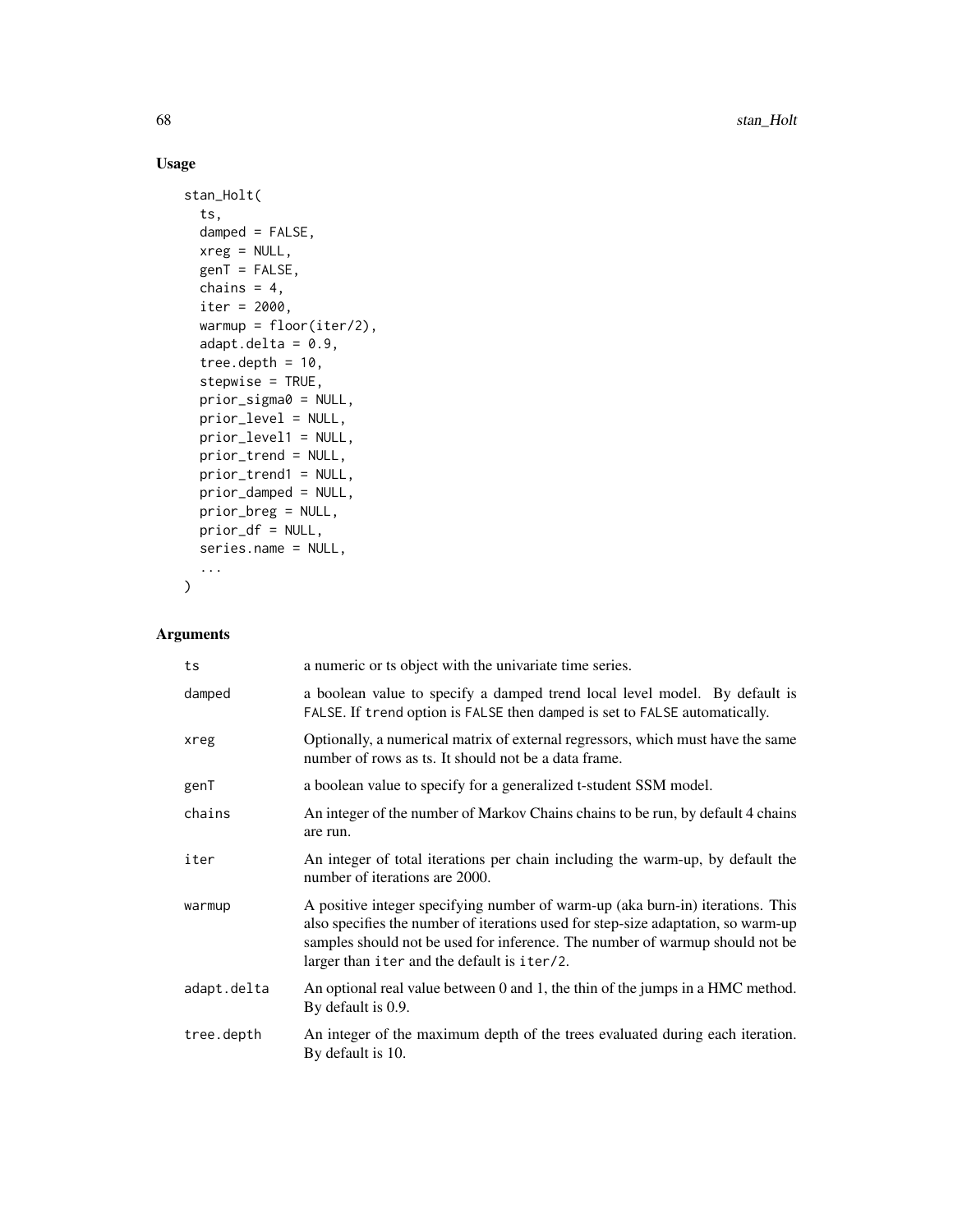## Usage

```
stan_Holt(
  ts,
  damped = FALSE,
  xreg = NULL,
  genT = FALSE,
  chains = 4,
  iter = 2000,
  warmup = floor(iter/2),
  adapt.delta = 0.9,
  tree.depth = 10,
  stepwise = TRUE,
  prior_sigma0 = NULL,
  prior_level = NULL,
  prior_level1 = NULL,
  prior_trend = NULL,
  prior_trend1 = NULL,
  prior_damped = NULL,
  prior_breg = NULL,
  prior_df = NULL,
  series.name = NULL,
  ...
)
```

## Arguments

| | |
|---|---|
| `ts` | a numeric or ts object with the univariate time series. |
| `damped` | a boolean value to specify a damped trend local level model. By default is `FALSE`. If `trend` option is `FALSE` then `damped` is set to `FALSE` automatically. |
| `xreg` | Optionally, a numerical matrix of external regressors, which must have the same number of rows as ts. It should not be a data frame. |
| `genT` | a boolean value to specify for a generalized t-student SSM model. |
| `chains` | An integer of the number of Markov Chains chains to be run, by default 4 chains are run. |
| `iter` | An integer of total iterations per chain including the warm-up, by default the number of iterations are 2000. |
| `warmup` | A positive integer specifying number of warm-up (aka burn-in) iterations. This also specifies the number of iterations used for step-size adaptation, so warm-up samples should not be used for inference. The number of warmup should not be larger than `iter` and the default is `iter/2`. |
| `adapt.delta` | An optional real value between 0 and 1, the thin of the jumps in a HMC method. By default is 0.9. |
| `tree.depth` | An integer of the maximum depth of the trees evaluated during each iteration. By default is 10. |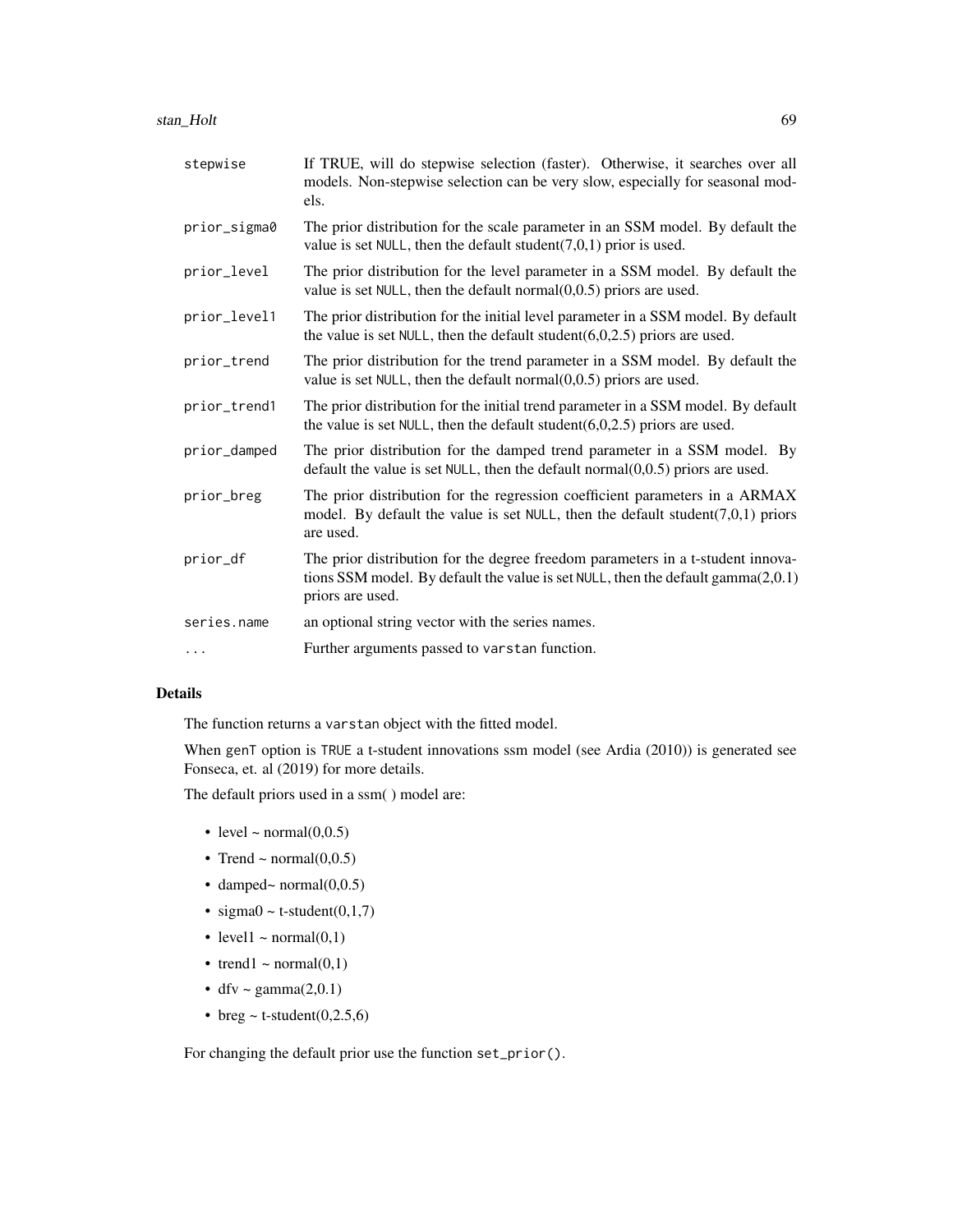| | |
|---|---|
| `stepwise` | If TRUE, will do stepwise selection (faster). Otherwise, it searches over all models. Non-stepwise selection can be very slow, especially for seasonal models. |
| `prior_sigma0` | The prior distribution for the scale parameter in an SSM model. By default the value is set `NULL`, then the default student(7,0,1) prior is used. |
| `prior_level` | The prior distribution for the level parameter in a SSM model. By default the value is set `NULL`, then the default normal(0,0.5) priors are used. |
| `prior_level1` | The prior distribution for the initial level parameter in a SSM model. By default the value is set `NULL`, then the default student(6,0,2.5) priors are used. |
| `prior_trend` | The prior distribution for the trend parameter in a SSM model. By default the value is set `NULL`, then the default normal(0,0.5) priors are used. |
| `prior_trend1` | The prior distribution for the initial trend parameter in a SSM model. By default the value is set `NULL`, then the default student(6,0,2.5) priors are used. |
| `prior_damped` | The prior distribution for the damped trend parameter in a SSM model. By default the value is set `NULL`, then the default normal(0,0.5) priors are used. |
| `prior_breg` | The prior distribution for the regression coefficient parameters in a ARMAX model. By default the value is set `NULL`, then the default student(7,0,1) priors are used. |
| `prior_df` | The prior distribution for the degree freedom parameters in a t-student innovations SSM model. By default the value is set `NULL`, then the default gamma(2,0.1) priors are used. |
| `series.name` | an optional string vector with the series names. |
| `...` | Further arguments passed to `varstan` function. |

## Details

The function returns a `varstan` object with the fitted model.

When `genT` option is `TRUE` a t-student innovations ssm model (see Ardia (2010)) is generated see Fonseca, et. al (2019) for more details.

The default priors used in a ssm( ) model are:

- level ~ normal(0,0.5)
- Trend ~ normal(0,0.5)
- damped~ normal(0,0.5)
- sigma0 ~ t-student(0,1,7)
- level1 ~ normal(0,1)
- trend1 ~ normal(0,1)
- dfv ~ gamma(2,0.1)
- breg ~ t-student(0,2.5,6)

For changing the default prior use the function `set_prior()`.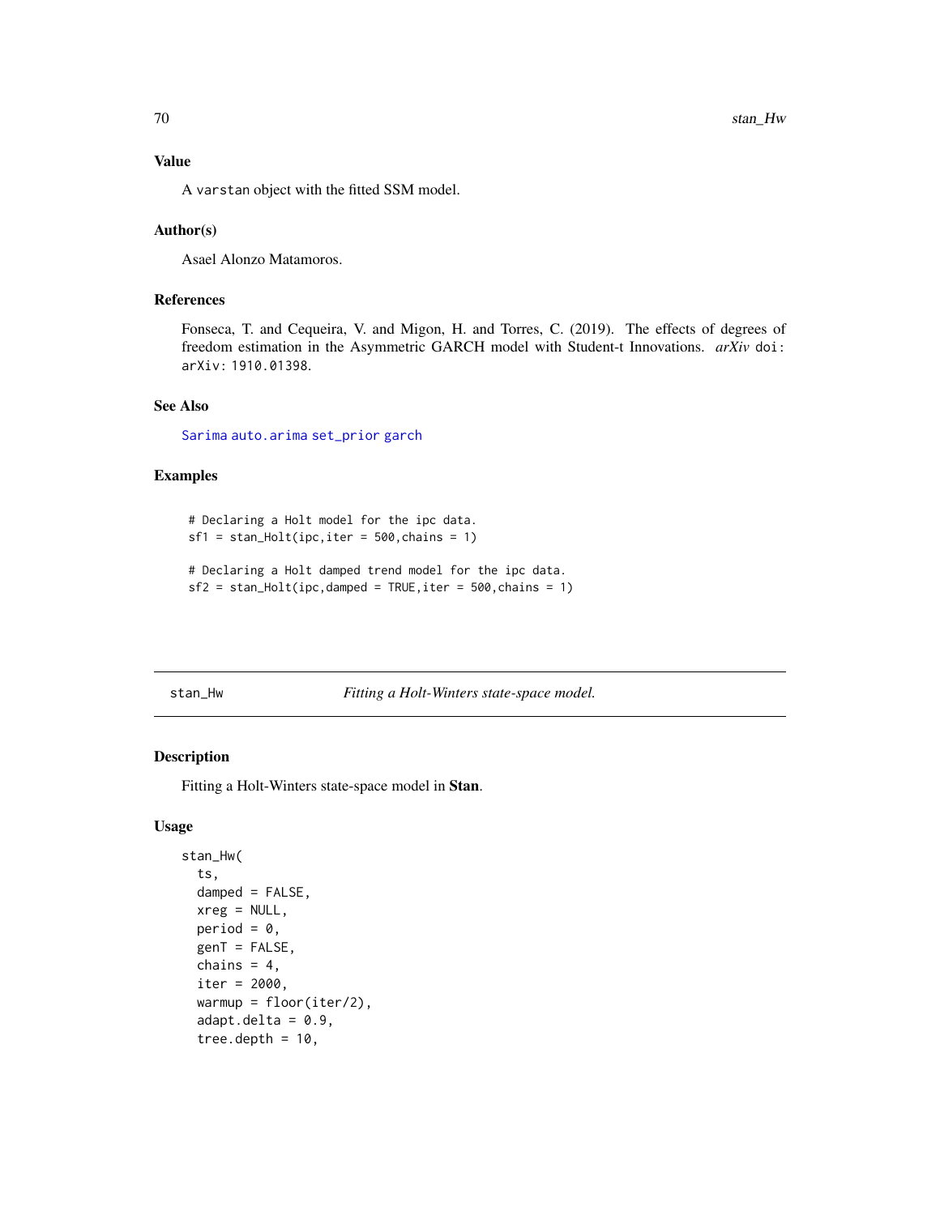### Value

A `varstan` object with the fitted SSM model.

### Author(s)

Asael Alonzo Matamoros.

### References

Fonseca, T. and Cequeira, V. and Migon, H. and Torres, C. (2019). The effects of degrees of freedom estimation in the Asymmetric GARCH model with Student-t Innovations. *arXiv* `doi: arXiv: 1910.01398`.

### See Also

`Sarima` `auto.arima` `set_prior` `garch`

### Examples

```
# Declaring a Holt model for the ipc data.
sf1 = stan_Holt(ipc,iter = 500,chains = 1)

# Declaring a Holt damped trend model for the ipc data.
sf2 = stan_Holt(ipc,damped = TRUE,iter = 500,chains = 1)
```

---

## stan_Hw — *Fitting a Holt-Winters state-space model.*

---

### Description

Fitting a Holt-Winters state-space model in **Stan**.

### Usage

```
stan_Hw(
  ts,
  damped = FALSE,
  xreg = NULL,
  period = 0,
  genT = FALSE,
  chains = 4,
  iter = 2000,
  warmup = floor(iter/2),
  adapt.delta = 0.9,
  tree.depth = 10,
```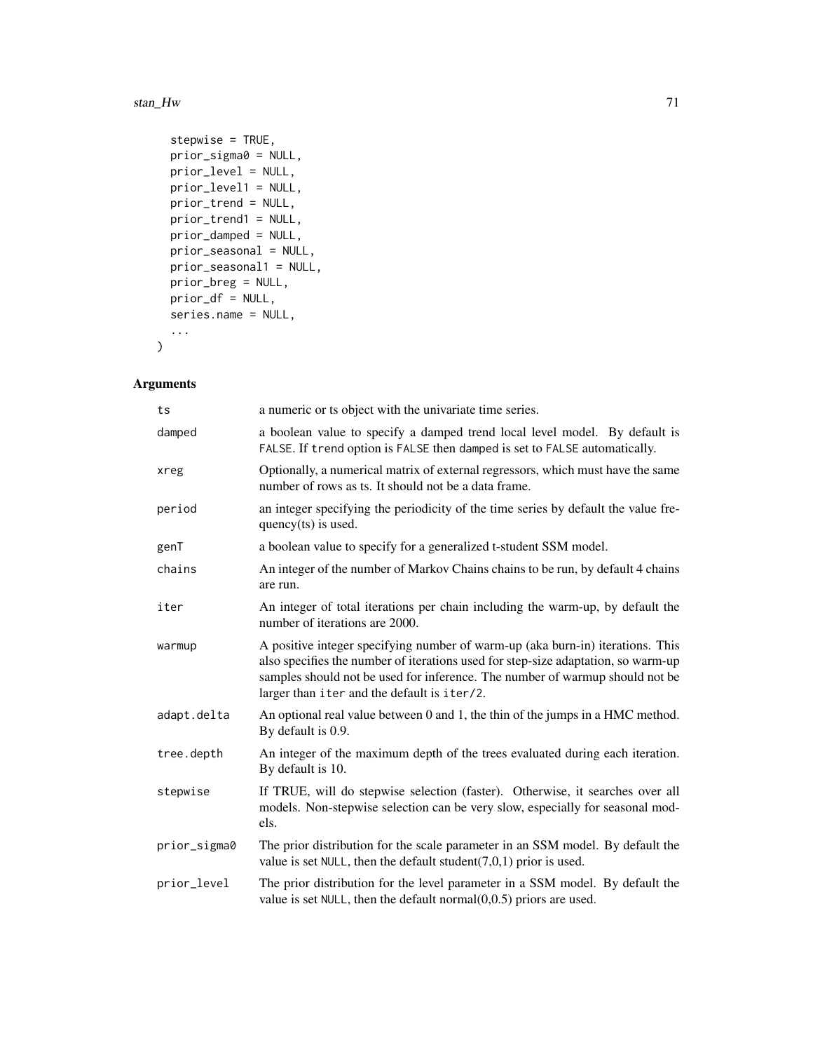```
  stepwise = TRUE,
  prior_sigma0 = NULL,
  prior_level = NULL,
  prior_level1 = NULL,
  prior_trend = NULL,
  prior_trend1 = NULL,
  prior_damped = NULL,
  prior_seasonal = NULL,
  prior_seasonal1 = NULL,
  prior_breg = NULL,
  prior_df = NULL,
  series.name = NULL,
  ...
)
```

## Arguments

| | |
|---|---|
| ts | a numeric or ts object with the univariate time series. |
| damped | a boolean value to specify a damped trend local level model. By default is FALSE. If trend option is FALSE then damped is set to FALSE automatically. |
| xreg | Optionally, a numerical matrix of external regressors, which must have the same number of rows as ts. It should not be a data frame. |
| period | an integer specifying the periodicity of the time series by default the value frequency(ts) is used. |
| genT | a boolean value to specify for a generalized t-student SSM model. |
| chains | An integer of the number of Markov Chains chains to be run, by default 4 chains are run. |
| iter | An integer of total iterations per chain including the warm-up, by default the number of iterations are 2000. |
| warmup | A positive integer specifying number of warm-up (aka burn-in) iterations. This also specifies the number of iterations used for step-size adaptation, so warm-up samples should not be used for inference. The number of warmup should not be larger than iter and the default is iter/2. |
| adapt.delta | An optional real value between 0 and 1, the thin of the jumps in a HMC method. By default is 0.9. |
| tree.depth | An integer of the maximum depth of the trees evaluated during each iteration. By default is 10. |
| stepwise | If TRUE, will do stepwise selection (faster). Otherwise, it searches over all models. Non-stepwise selection can be very slow, especially for seasonal models. |
| prior_sigma0 | The prior distribution for the scale parameter in an SSM model. By default the value is set NULL, then the default student(7,0,1) prior is used. |
| prior_level | The prior distribution for the level parameter in a SSM model. By default the value is set NULL, then the default normal(0,0.5) priors are used. |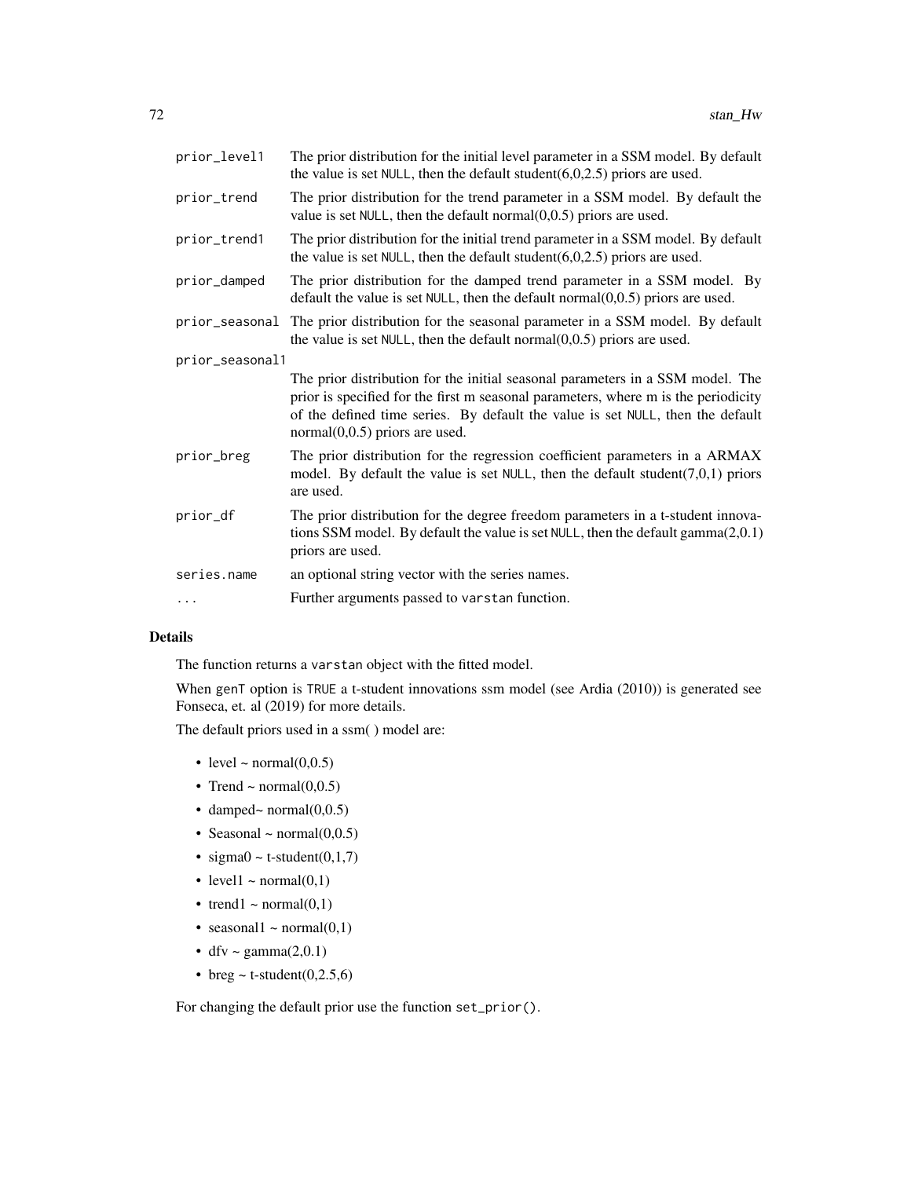| | |
|---|---|
| prior_level1 | The prior distribution for the initial level parameter in a SSM model. By default the value is set NULL, then the default student(6,0,2.5) priors are used. |
| prior_trend | The prior distribution for the trend parameter in a SSM model. By default the value is set NULL, then the default normal(0,0.5) priors are used. |
| prior_trend1 | The prior distribution for the initial trend parameter in a SSM model. By default the value is set NULL, then the default student(6,0,2.5) priors are used. |
| prior_damped | The prior distribution for the damped trend parameter in a SSM model. By default the value is set NULL, then the default normal(0,0.5) priors are used. |
| prior_seasonal | The prior distribution for the seasonal parameter in a SSM model. By default the value is set NULL, then the default normal(0,0.5) priors are used. |
| prior_seasonal1 | The prior distribution for the initial seasonal parameters in a SSM model. The prior is specified for the first m seasonal parameters, where m is the periodicity of the defined time series. By default the value is set NULL, then the default normal(0,0.5) priors are used. |
| prior_breg | The prior distribution for the regression coefficient parameters in a ARMAX model. By default the value is set NULL, then the default student(7,0,1) priors are used. |
| prior_df | The prior distribution for the degree freedom parameters in a t-student innovations SSM model. By default the value is set NULL, then the default gamma(2,0.1) priors are used. |
| series.name | an optional string vector with the series names. |
| ... | Further arguments passed to varstan function. |

## Details

The function returns a varstan object with the fitted model.

When genT option is TRUE a t-student innovations ssm model (see Ardia (2010)) is generated see Fonseca, et. al (2019) for more details.

The default priors used in a ssm( ) model are:

- level ~ normal(0,0.5)
- Trend ~ normal(0,0.5)
- damped~ normal(0,0.5)
- Seasonal ~ normal(0,0.5)
- sigma0 ~ t-student(0,1,7)
- level1 ~ normal(0,1)
- trend1 ~ normal(0,1)
- seasonal1 ~ normal(0,1)
- dfv ~ gamma(2,0.1)
- breg ~ t-student(0,2.5,6)

For changing the default prior use the function set_prior().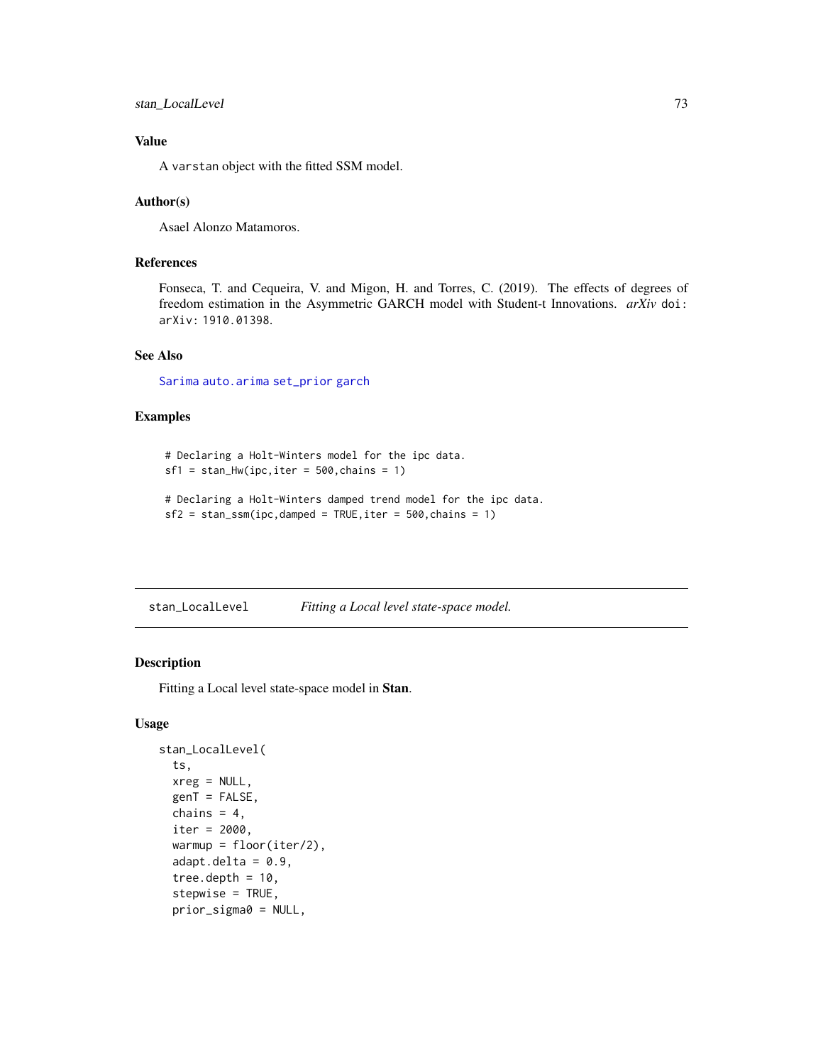## Value

A `varstan` object with the fitted SSM model.

## Author(s)

Asael Alonzo Matamoros.

## References

Fonseca, T. and Cequeira, V. and Migon, H. and Torres, C. (2019). The effects of degrees of freedom estimation in the Asymmetric GARCH model with Student-t Innovations. *arXiv* `doi: arXiv: 1910.01398`.

## See Also

`Sarima` `auto.arima` `set_prior` `garch`

## Examples

```
# Declaring a Holt-Winters model for the ipc data.
sf1 = stan_Hw(ipc,iter = 500,chains = 1)

# Declaring a Holt-Winters damped trend model for the ipc data.
sf2 = stan_ssm(ipc,damped = TRUE,iter = 500,chains = 1)
```

---

# stan_LocalLevel — *Fitting a Local level state-space model.*

## Description

Fitting a Local level state-space model in **Stan**.

## Usage

```
stan_LocalLevel(
  ts,
  xreg = NULL,
  genT = FALSE,
  chains = 4,
  iter = 2000,
  warmup = floor(iter/2),
  adapt.delta = 0.9,
  tree.depth = 10,
  stepwise = TRUE,
  prior_sigma0 = NULL,
```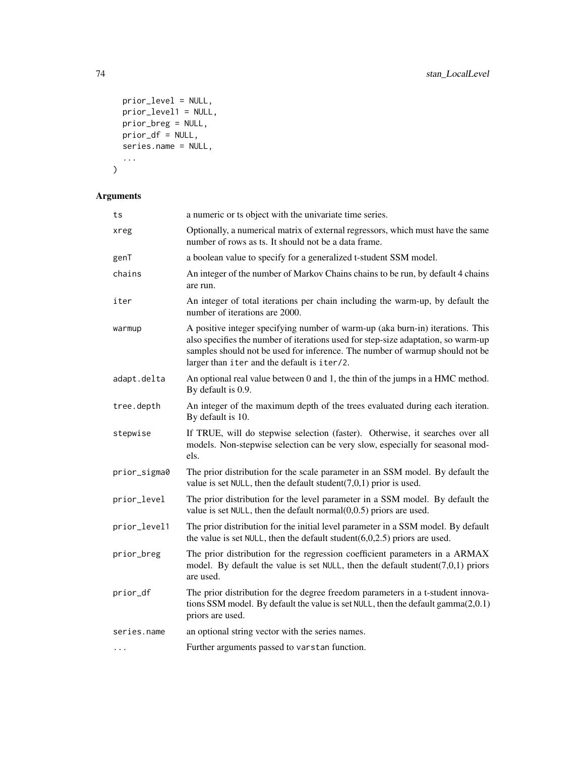```
  prior_level = NULL,
  prior_level1 = NULL,
  prior_breg = NULL,
  prior_df = NULL,
  series.name = NULL,
  ...
)
```

## Arguments

| | |
|---|---|
| `ts` | a numeric or ts object with the univariate time series. |
| `xreg` | Optionally, a numerical matrix of external regressors, which must have the same number of rows as ts. It should not be a data frame. |
| `genT` | a boolean value to specify for a generalized t-student SSM model. |
| `chains` | An integer of the number of Markov Chains chains to be run, by default 4 chains are run. |
| `iter` | An integer of total iterations per chain including the warm-up, by default the number of iterations are 2000. |
| `warmup` | A positive integer specifying number of warm-up (aka burn-in) iterations. This also specifies the number of iterations used for step-size adaptation, so warm-up samples should not be used for inference. The number of warmup should not be larger than `iter` and the default is `iter/2`. |
| `adapt.delta` | An optional real value between 0 and 1, the thin of the jumps in a HMC method. By default is 0.9. |
| `tree.depth` | An integer of the maximum depth of the trees evaluated during each iteration. By default is 10. |
| `stepwise` | If TRUE, will do stepwise selection (faster). Otherwise, it searches over all models. Non-stepwise selection can be very slow, especially for seasonal models. |
| `prior_sigma0` | The prior distribution for the scale parameter in an SSM model. By default the value is set `NULL`, then the default student(7,0,1) prior is used. |
| `prior_level` | The prior distribution for the level parameter in a SSM model. By default the value is set `NULL`, then the default normal(0,0.5) priors are used. |
| `prior_level1` | The prior distribution for the initial level parameter in a SSM model. By default the value is set `NULL`, then the default student(6,0,2.5) priors are used. |
| `prior_breg` | The prior distribution for the regression coefficient parameters in a ARMAX model. By default the value is set `NULL`, then the default student(7,0,1) priors are used. |
| `prior_df` | The prior distribution for the degree freedom parameters in a t-student innovations SSM model. By default the value is set `NULL`, then the default gamma(2,0.1) priors are used. |
| `series.name` | an optional string vector with the series names. |
| `...` | Further arguments passed to `varstan` function. |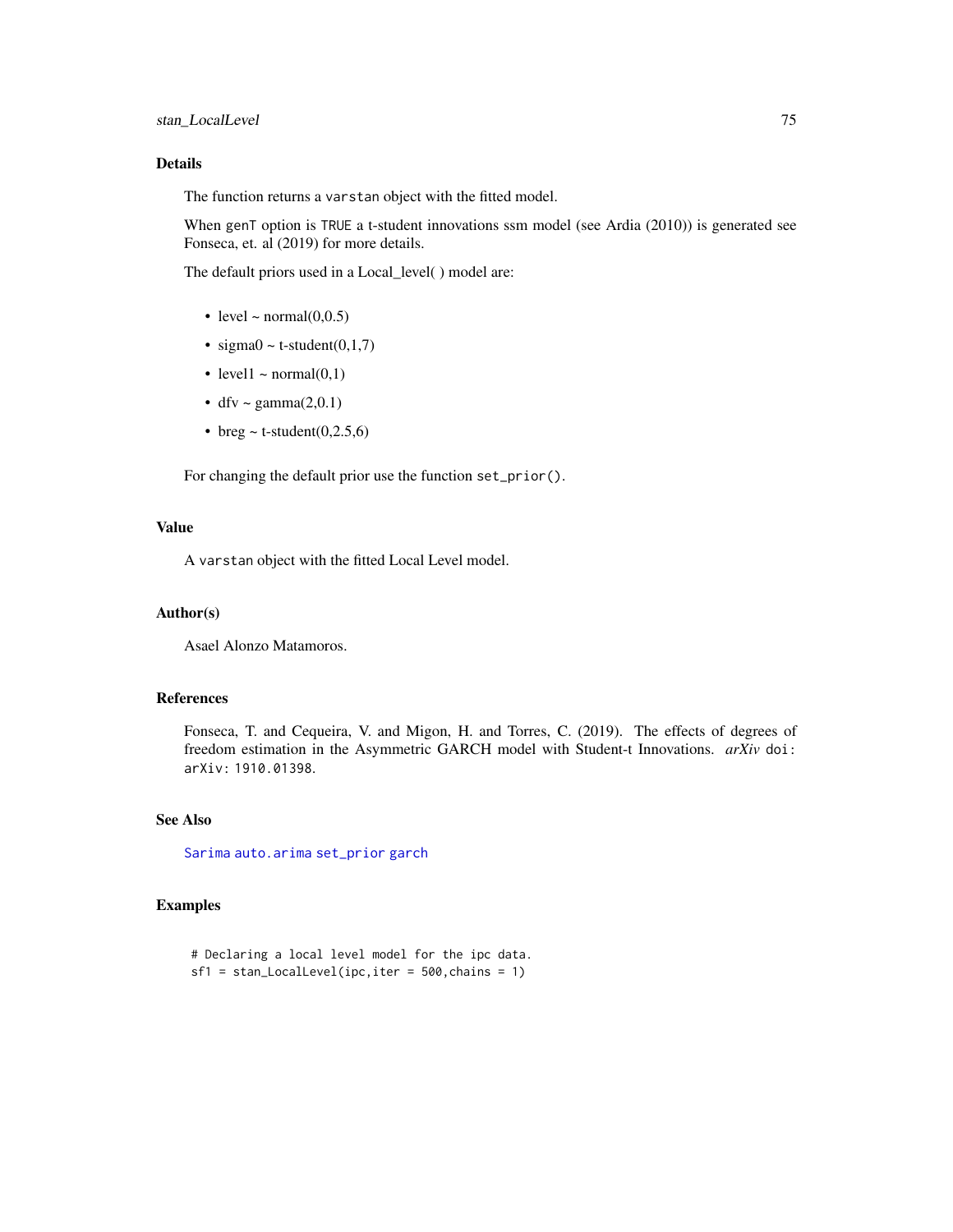## Details

The function returns a `varstan` object with the fitted model.

When `genT` option is `TRUE` a t-student innovations ssm model (see Ardia (2010)) is generated see Fonseca, et. al (2019) for more details.

The default priors used in a Local_level( ) model are:

- level ~ normal(0,0.5)
- sigma0 ~ t-student(0,1,7)
- level1 ~ normal(0,1)
- dfv ~ gamma(2,0.1)
- breg ~ t-student(0,2.5,6)

For changing the default prior use the function `set_prior()`.

## Value

A `varstan` object with the fitted Local Level model.

## Author(s)

Asael Alonzo Matamoros.

## References

Fonseca, T. and Cequeira, V. and Migon, H. and Torres, C. (2019). The effects of degrees of freedom estimation in the Asymmetric GARCH model with Student-t Innovations. *arXiv* `doi: arXiv: 1910.01398`.

## See Also

`Sarima` `auto.arima` `set_prior` `garch`

## Examples

```
# Declaring a local level model for the ipc data.
sf1 = stan_LocalLevel(ipc,iter = 500,chains = 1)
```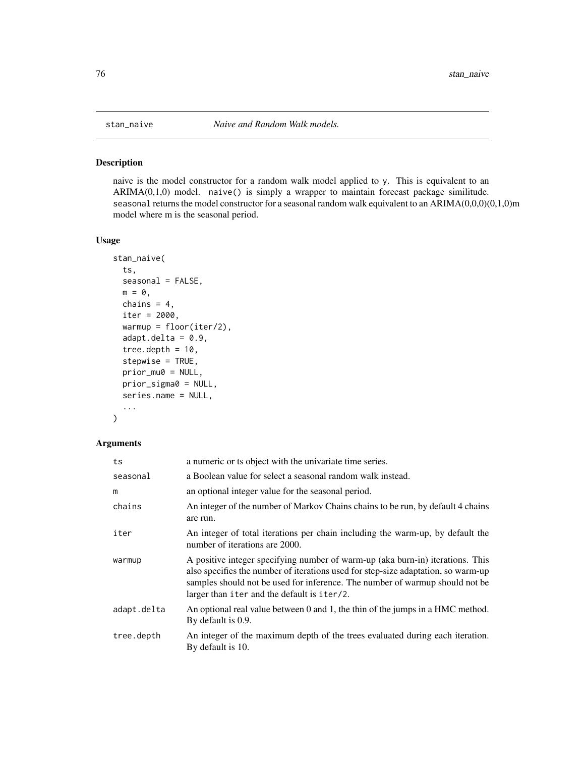stan_naive *Naive and Random Walk models.*

## Description

naive is the model constructor for a random walk model applied to y. This is equivalent to an ARIMA(0,1,0) model. naive() is simply a wrapper to maintain forecast package similitude. seasonal returns the model constructor for a seasonal random walk equivalent to an ARIMA(0,0,0)(0,1,0)m model where m is the seasonal period.

## Usage

```
stan_naive(
  ts,
  seasonal = FALSE,
  m = 0,
  chains = 4,
  iter = 2000,
  warmup = floor(iter/2),
  adapt.delta = 0.9,
  tree.depth = 10,
  stepwise = TRUE,
  prior_mu0 = NULL,
  prior_sigma0 = NULL,
  series.name = NULL,
  ...
)
```

## Arguments

| | |
|---|---|
| ts | a numeric or ts object with the univariate time series. |
| seasonal | a Boolean value for select a seasonal random walk instead. |
| m | an optional integer value for the seasonal period. |
| chains | An integer of the number of Markov Chains chains to be run, by default 4 chains are run. |
| iter | An integer of total iterations per chain including the warm-up, by default the number of iterations are 2000. |
| warmup | A positive integer specifying number of warm-up (aka burn-in) iterations. This also specifies the number of iterations used for step-size adaptation, so warm-up samples should not be used for inference. The number of warmup should not be larger than iter and the default is iter/2. |
| adapt.delta | An optional real value between 0 and 1, the thin of the jumps in a HMC method. By default is 0.9. |
| tree.depth | An integer of the maximum depth of the trees evaluated during each iteration. By default is 10. |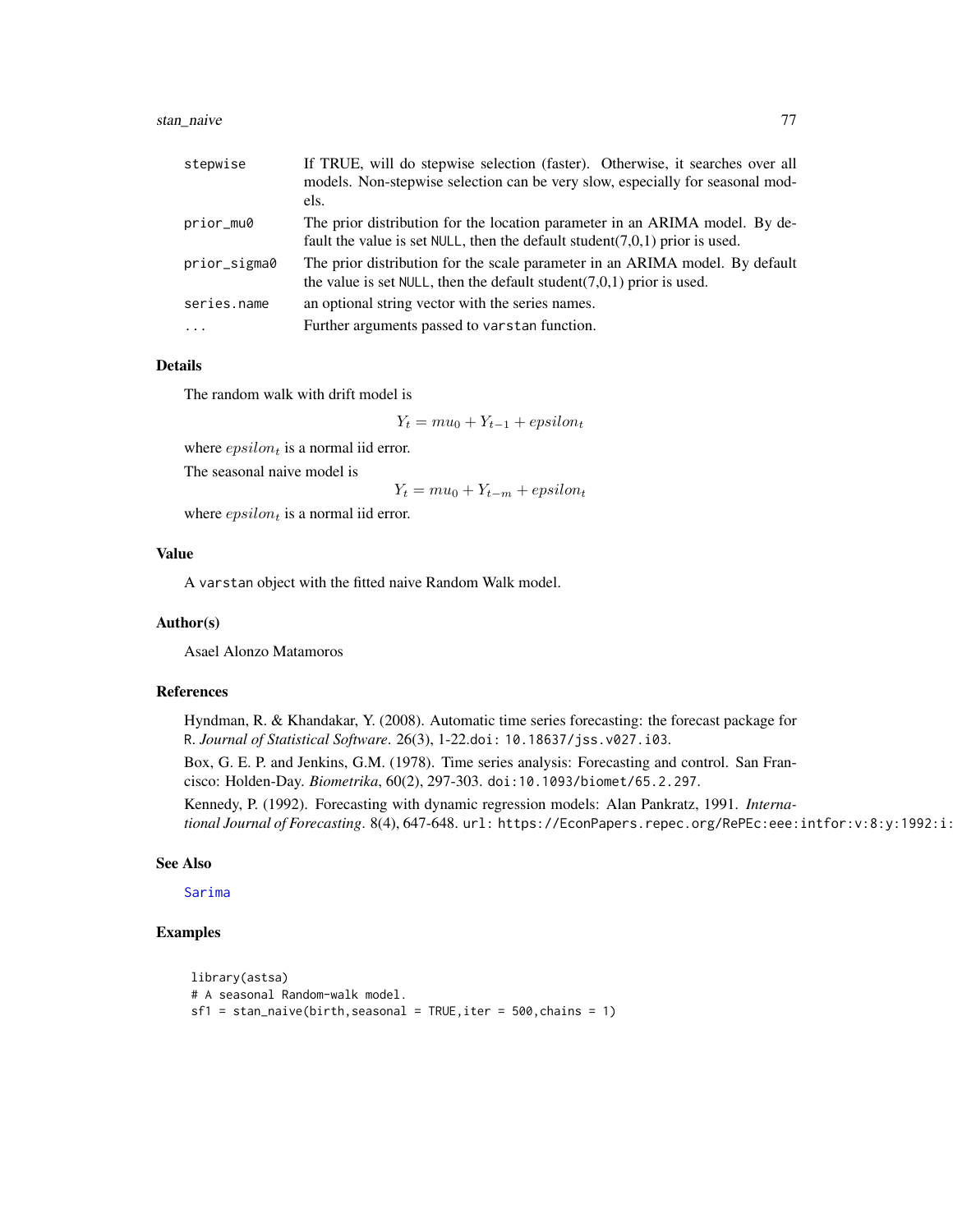| | |
|---|---|
| stepwise | If TRUE, will do stepwise selection (faster). Otherwise, it searches over all models. Non-stepwise selection can be very slow, especially for seasonal models. |
| prior_mu0 | The prior distribution for the location parameter in an ARIMA model. By default the value is set NULL, then the default student(7,0,1) prior is used. |
| prior_sigma0 | The prior distribution for the scale parameter in an ARIMA model. By default the value is set NULL, then the default student(7,0,1) prior is used. |
| series.name | an optional string vector with the series names. |
| ... | Further arguments passed to varstan function. |

## Details

The random walk with drift model is

$$Y_t = mu_0 + Y_{t-1} + epsilon_t$$

where $epsilon_t$ is a normal iid error.

The seasonal naive model is

$$Y_t = mu_0 + Y_{t-m} + epsilon_t$$

where $epsilon_t$ is a normal iid error.

## Value

A varstan object with the fitted naive Random Walk model.

## Author(s)

Asael Alonzo Matamoros

## References

Hyndman, R. & Khandakar, Y. (2008). Automatic time series forecasting: the forecast package for R. *Journal of Statistical Software*. 26(3), 1-22.doi: 10.18637/jss.v027.i03.

Box, G. E. P. and Jenkins, G.M. (1978). Time series analysis: Forecasting and control. San Francisco: Holden-Day. *Biometrika*, 60(2), 297-303. doi:10.1093/biomet/65.2.297.

Kennedy, P. (1992). Forecasting with dynamic regression models: Alan Pankratz, 1991. *International Journal of Forecasting*. 8(4), 647-648. url: https://EconPapers.repec.org/RePEc:eee:intfor:v:8:y:1992:i:

## See Also

Sarima

## Examples

```
library(astsa)
# A seasonal Random-walk model.
sf1 = stan_naive(birth,seasonal = TRUE,iter = 500,chains = 1)
```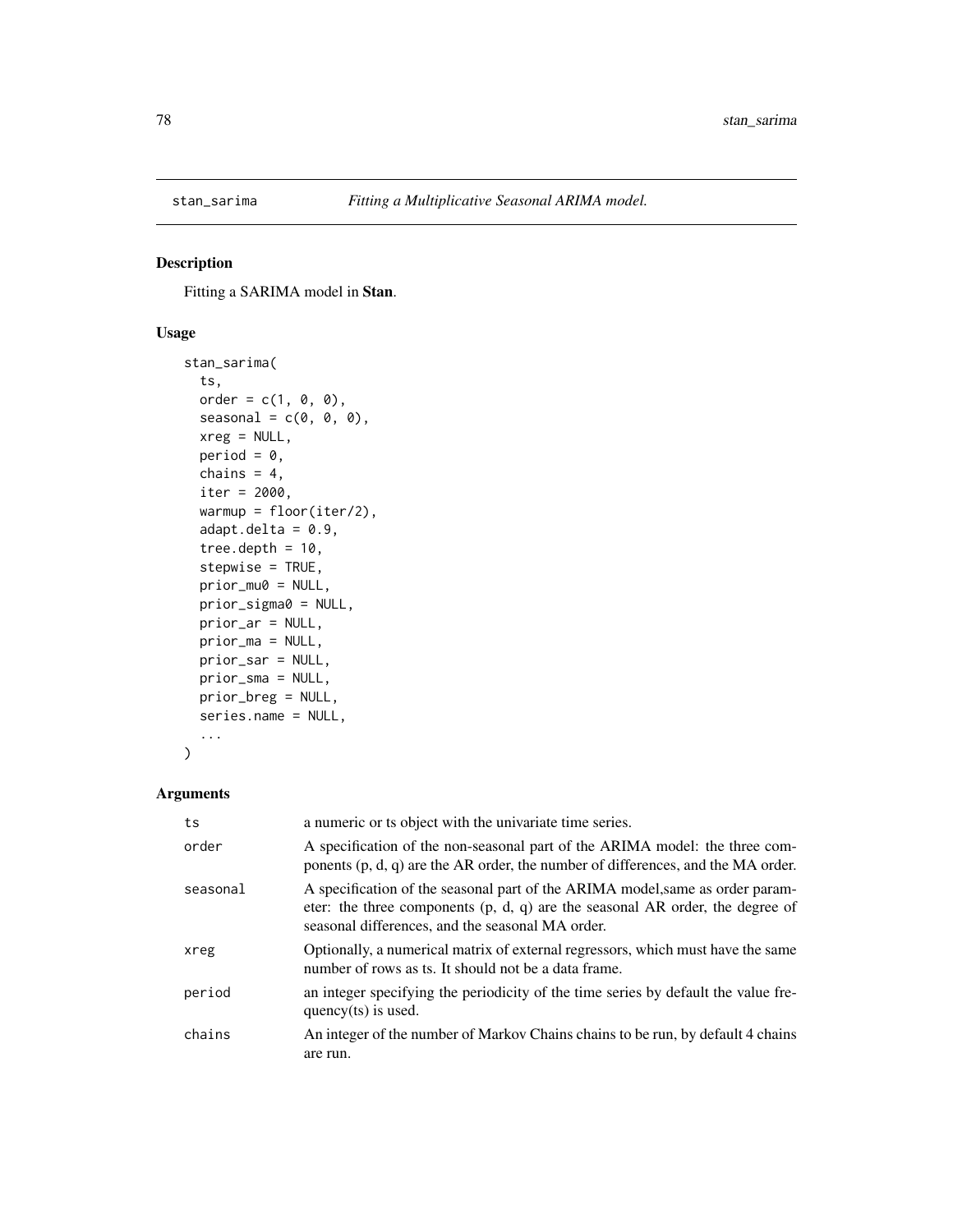## stan_sarima — *Fitting a Multiplicative Seasonal ARIMA model.*

### Description

Fitting a SARIMA model in **Stan**.

### Usage

```
stan_sarima(
  ts,
  order = c(1, 0, 0),
  seasonal = c(0, 0, 0),
  xreg = NULL,
  period = 0,
  chains = 4,
  iter = 2000,
  warmup = floor(iter/2),
  adapt.delta = 0.9,
  tree.depth = 10,
  stepwise = TRUE,
  prior_mu0 = NULL,
  prior_sigma0 = NULL,
  prior_ar = NULL,
  prior_ma = NULL,
  prior_sar = NULL,
  prior_sma = NULL,
  prior_breg = NULL,
  series.name = NULL,
  ...
)
```

### Arguments

| | |
|---|---|
| `ts` | a numeric or ts object with the univariate time series. |
| `order` | A specification of the non-seasonal part of the ARIMA model: the three components (p, d, q) are the AR order, the number of differences, and the MA order. |
| `seasonal` | A specification of the seasonal part of the ARIMA model,same as order parameter: the three components (p, d, q) are the seasonal AR order, the degree of seasonal differences, and the seasonal MA order. |
| `xreg` | Optionally, a numerical matrix of external regressors, which must have the same number of rows as ts. It should not be a data frame. |
| `period` | an integer specifying the periodicity of the time series by default the value frequency(ts) is used. |
| `chains` | An integer of the number of Markov Chains chains to be run, by default 4 chains are run. |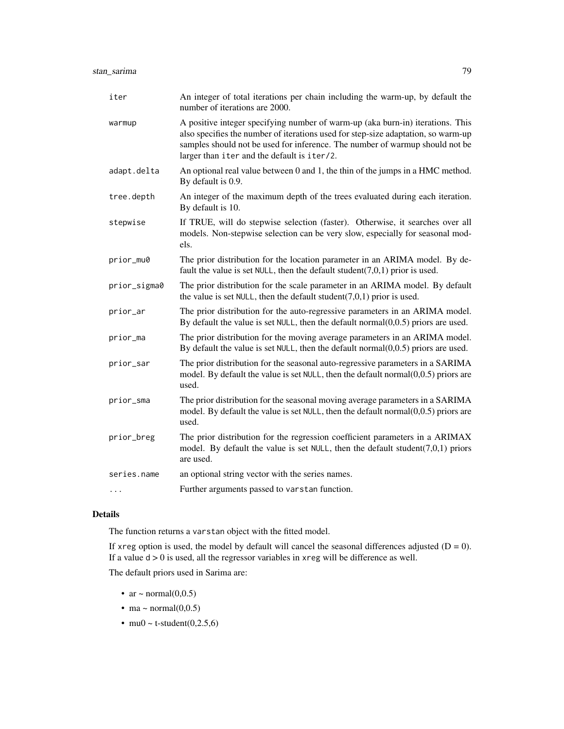| | |
|---|---|
| `iter` | An integer of total iterations per chain including the warm-up, by default the number of iterations are 2000. |
| `warmup` | A positive integer specifying number of warm-up (aka burn-in) iterations. This also specifies the number of iterations used for step-size adaptation, so warm-up samples should not be used for inference. The number of warmup should not be larger than `iter` and the default is `iter/2`. |
| `adapt.delta` | An optional real value between 0 and 1, the thin of the jumps in a HMC method. By default is 0.9. |
| `tree.depth` | An integer of the maximum depth of the trees evaluated during each iteration. By default is 10. |
| `stepwise` | If TRUE, will do stepwise selection (faster). Otherwise, it searches over all models. Non-stepwise selection can be very slow, especially for seasonal models. |
| `prior_mu0` | The prior distribution for the location parameter in an ARIMA model. By default the value is set `NULL`, then the default student(7,0,1) prior is used. |
| `prior_sigma0` | The prior distribution for the scale parameter in an ARIMA model. By default the value is set `NULL`, then the default student(7,0,1) prior is used. |
| `prior_ar` | The prior distribution for the auto-regressive parameters in an ARIMA model. By default the value is set `NULL`, then the default normal(0,0.5) priors are used. |
| `prior_ma` | The prior distribution for the moving average parameters in an ARIMA model. By default the value is set `NULL`, then the default normal(0,0.5) priors are used. |
| `prior_sar` | The prior distribution for the seasonal auto-regressive parameters in a SARIMA model. By default the value is set `NULL`, then the default normal(0,0.5) priors are used. |
| `prior_sma` | The prior distribution for the seasonal moving average parameters in a SARIMA model. By default the value is set `NULL`, then the default normal(0,0.5) priors are used. |
| `prior_breg` | The prior distribution for the regression coefficient parameters in a ARIMAX model. By default the value is set `NULL`, then the default student(7,0,1) priors are used. |
| `series.name` | an optional string vector with the series names. |
| `...` | Further arguments passed to `varstan` function. |

## Details

The function returns a `varstan` object with the fitted model.

If `xreg` option is used, the model by default will cancel the seasonal differences adjusted (D = 0). If a value `d` > 0 is used, all the regressor variables in `xreg` will be difference as well.

The default priors used in Sarima are:

- ar ~ normal(0,0.5)
- ma ~ normal(0,0.5)
- mu0 ~ t-student(0,2.5,6)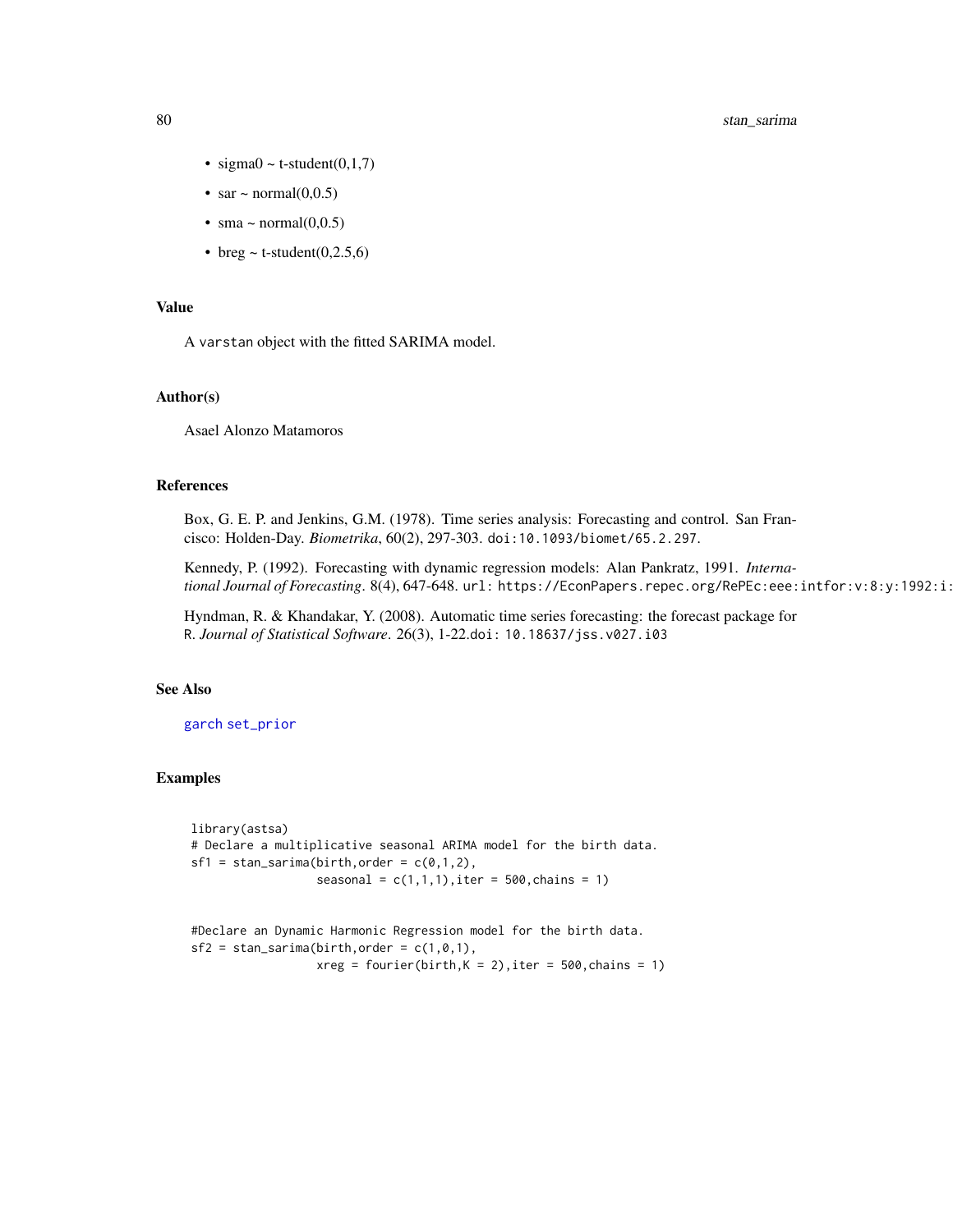- sigma0 ~ t-student(0,1,7)
- sar ~ normal(0,0.5)
- sma ~ normal(0,0.5)
- breg ~ t-student(0,2.5,6)

## Value

A varstan object with the fitted SARIMA model.

## Author(s)

Asael Alonzo Matamoros

## References

Box, G. E. P. and Jenkins, G.M. (1978). Time series analysis: Forecasting and control. San Francisco: Holden-Day. *Biometrika*, 60(2), 297-303. doi:10.1093/biomet/65.2.297.

Kennedy, P. (1992). Forecasting with dynamic regression models: Alan Pankratz, 1991. *International Journal of Forecasting*. 8(4), 647-648. url: https://EconPapers.repec.org/RePEc:eee:intfor:v:8:y:1992:i:

Hyndman, R. & Khandakar, Y. (2008). Automatic time series forecasting: the forecast package for R. *Journal of Statistical Software*. 26(3), 1-22.doi: 10.18637/jss.v027.i03

## See Also

garch set_prior

## Examples

```
library(astsa)
# Declare a multiplicative seasonal ARIMA model for the birth data.
sf1 = stan_sarima(birth,order = c(0,1,2),
                  seasonal = c(1,1,1),iter = 500,chains = 1)


#Declare an Dynamic Harmonic Regression model for the birth data.
sf2 = stan_sarima(birth,order = c(1,0,1),
                  xreg = fourier(birth,K = 2),iter = 500,chains = 1)
```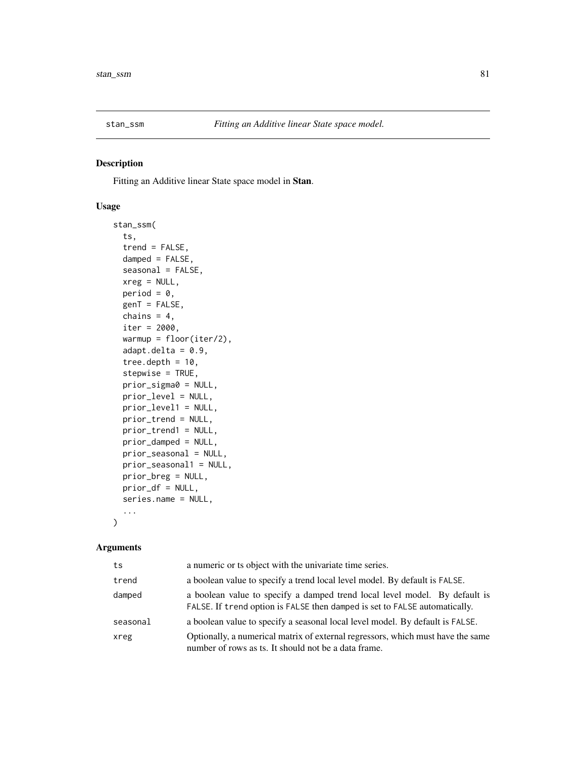stan_ssm *Fitting an Additive linear State space model.*

## Description

Fitting an Additive linear State space model in **Stan**.

## Usage

```
stan_ssm(
  ts,
  trend = FALSE,
  damped = FALSE,
  seasonal = FALSE,
  xreg = NULL,
  period = 0,
  genT = FALSE,
  chains = 4,
  iter = 2000,
  warmup = floor(iter/2),
  adapt.delta = 0.9,
  tree.depth = 10,
  stepwise = TRUE,
  prior_sigma0 = NULL,
  prior_level = NULL,
  prior_level1 = NULL,
  prior_trend = NULL,
  prior_trend1 = NULL,
  prior_damped = NULL,
  prior_seasonal = NULL,
  prior_seasonal1 = NULL,
  prior_breg = NULL,
  prior_df = NULL,
  series.name = NULL,
  ...
)
```

## Arguments

| | |
|---|---|
| ts | a numeric or ts object with the univariate time series. |
| trend | a boolean value to specify a trend local level model. By default is FALSE. |
| damped | a boolean value to specify a damped trend local level model. By default is FALSE. If trend option is FALSE then damped is set to FALSE automatically. |
| seasonal | a boolean value to specify a seasonal local level model. By default is FALSE. |
| xreg | Optionally, a numerical matrix of external regressors, which must have the same number of rows as ts. It should not be a data frame. |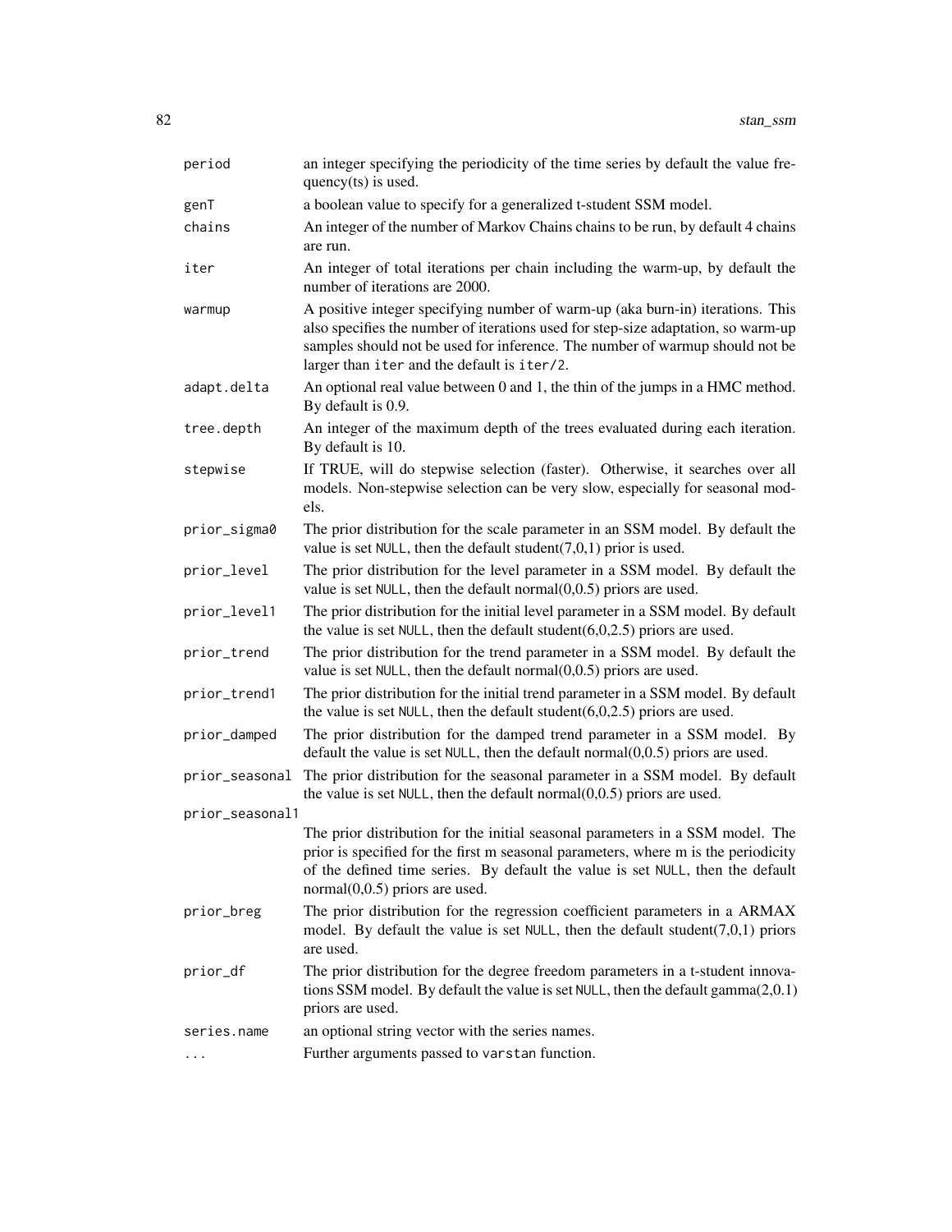| | |
|---|---|
| `period` | an integer specifying the periodicity of the time series by default the value frequency(ts) is used. |
| `genT` | a boolean value to specify for a generalized t-student SSM model. |
| `chains` | An integer of the number of Markov Chains chains to be run, by default 4 chains are run. |
| `iter` | An integer of total iterations per chain including the warm-up, by default the number of iterations are 2000. |
| `warmup` | A positive integer specifying number of warm-up (aka burn-in) iterations. This also specifies the number of iterations used for step-size adaptation, so warm-up samples should not be used for inference. The number of warmup should not be larger than `iter` and the default is `iter/2`. |
| `adapt.delta` | An optional real value between 0 and 1, the thin of the jumps in a HMC method. By default is 0.9. |
| `tree.depth` | An integer of the maximum depth of the trees evaluated during each iteration. By default is 10. |
| `stepwise` | If TRUE, will do stepwise selection (faster). Otherwise, it searches over all models. Non-stepwise selection can be very slow, especially for seasonal models. |
| `prior_sigma0` | The prior distribution for the scale parameter in an SSM model. By default the value is set `NULL`, then the default student(7,0,1) prior is used. |
| `prior_level` | The prior distribution for the level parameter in a SSM model. By default the value is set `NULL`, then the default normal(0,0.5) priors are used. |
| `prior_level1` | The prior distribution for the initial level parameter in a SSM model. By default the value is set `NULL`, then the default student(6,0,2.5) priors are used. |
| `prior_trend` | The prior distribution for the trend parameter in a SSM model. By default the value is set `NULL`, then the default normal(0,0.5) priors are used. |
| `prior_trend1` | The prior distribution for the initial trend parameter in a SSM model. By default the value is set `NULL`, then the default student(6,0,2.5) priors are used. |
| `prior_damped` | The prior distribution for the damped trend parameter in a SSM model. By default the value is set `NULL`, then the default normal(0,0.5) priors are used. |
| `prior_seasonal` | The prior distribution for the seasonal parameter in a SSM model. By default the value is set `NULL`, then the default normal(0,0.5) priors are used. |
| `prior_seasonal1` | The prior distribution for the initial seasonal parameters in a SSM model. The prior is specified for the first m seasonal parameters, where m is the periodicity of the defined time series. By default the value is set `NULL`, then the default normal(0,0.5) priors are used. |
| `prior_breg` | The prior distribution for the regression coefficient parameters in a ARMAX model. By default the value is set `NULL`, then the default student(7,0,1) priors are used. |
| `prior_df` | The prior distribution for the degree freedom parameters in a t-student innovations SSM model. By default the value is set `NULL`, then the default gamma(2,0.1) priors are used. |
| `series.name` | an optional string vector with the series names. |
| `...` | Further arguments passed to `varstan` function. |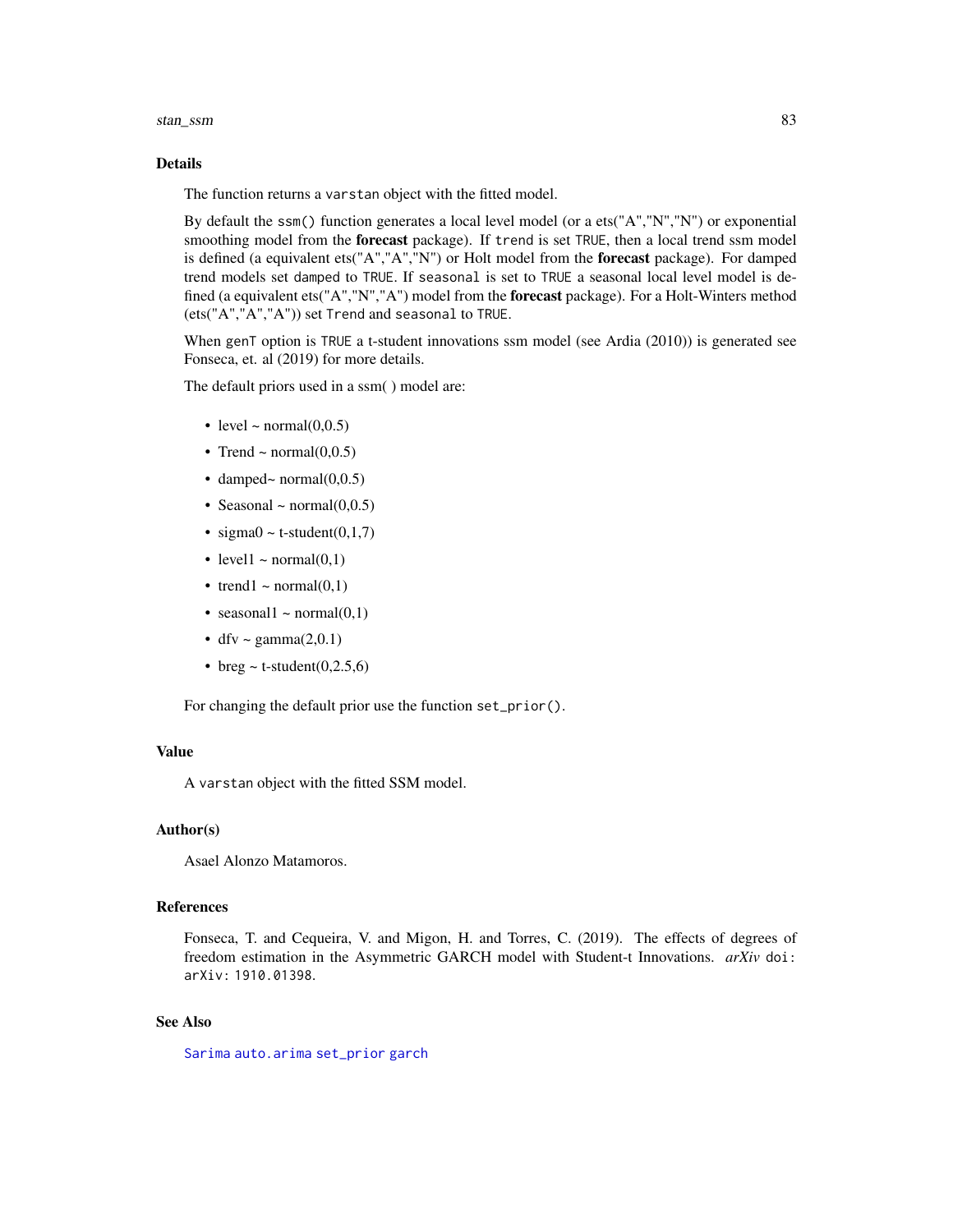## Details

The function returns a `varstan` object with the fitted model.

By default the `ssm()` function generates a local level model (or a ets("A","N","N") or exponential smoothing model from the **forecast** package). If `trend` is set `TRUE`, then a local trend ssm model is defined (a equivalent ets("A","A","N") or Holt model from the **forecast** package). For damped trend models set `damped` to `TRUE`. If `seasonal` is set to `TRUE` a seasonal local level model is defined (a equivalent ets("A","N","A") model from the **forecast** package). For a Holt-Winters method (ets("A","A","A")) set `Trend` and `seasonal` to `TRUE`.

When `genT` option is `TRUE` a t-student innovations ssm model (see Ardia (2010)) is generated see Fonseca, et. al (2019) for more details.

The default priors used in a ssm( ) model are:

- level ~ normal(0,0.5)
- Trend ~ normal(0,0.5)
- damped~ normal(0,0.5)
- Seasonal ~ normal(0,0.5)
- sigma0 ~ t-student(0,1,7)
- level1 ~ normal(0,1)
- trend1 ~ normal(0,1)
- seasonal1 ~ normal(0,1)
- dfv ~ gamma(2,0.1)
- breg ~ t-student(0,2.5,6)

For changing the default prior use the function `set_prior()`.

## Value

A `varstan` object with the fitted SSM model.

## Author(s)

Asael Alonzo Matamoros.

## References

Fonseca, T. and Cequeira, V. and Migon, H. and Torres, C. (2019). The effects of degrees of freedom estimation in the Asymmetric GARCH model with Student-t Innovations. *arXiv* `doi: arXiv: 1910.01398`.

## See Also

`Sarima` `auto.arima` `set_prior` `garch`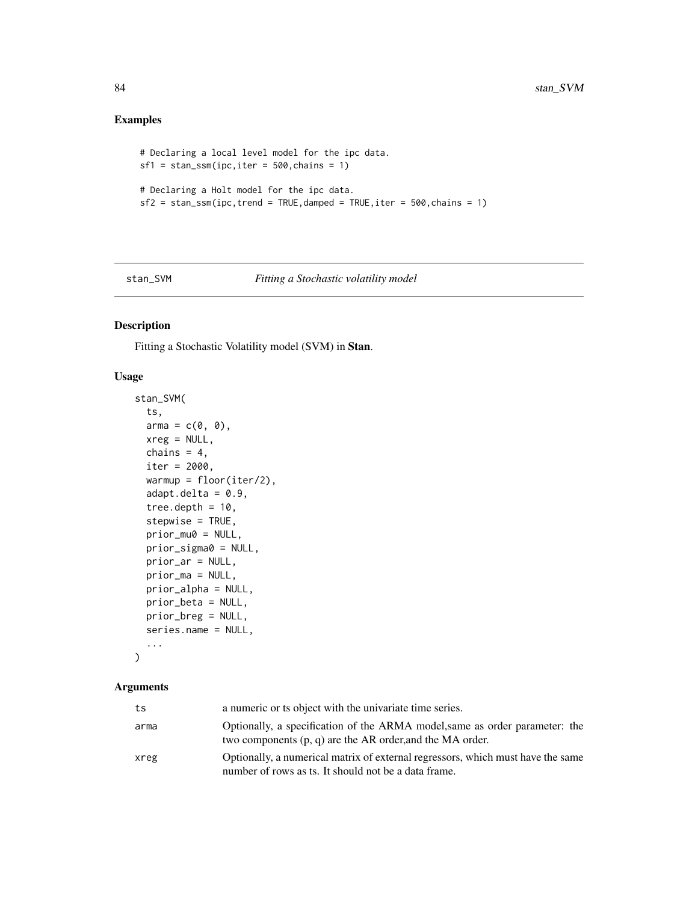## Examples

```
# Declaring a local level model for the ipc data.
sf1 = stan_ssm(ipc,iter = 500,chains = 1)

# Declaring a Holt model for the ipc data.
sf2 = stan_ssm(ipc,trend = TRUE,damped = TRUE,iter = 500,chains = 1)
```

---

stan_SVM — *Fitting a Stochastic volatility model*

---

## Description

Fitting a Stochastic Volatility model (SVM) in **Stan**.

## Usage

```
stan_SVM(
  ts,
  arma = c(0, 0),
  xreg = NULL,
  chains = 4,
  iter = 2000,
  warmup = floor(iter/2),
  adapt.delta = 0.9,
  tree.depth = 10,
  stepwise = TRUE,
  prior_mu0 = NULL,
  prior_sigma0 = NULL,
  prior_ar = NULL,
  prior_ma = NULL,
  prior_alpha = NULL,
  prior_beta = NULL,
  prior_breg = NULL,
  series.name = NULL,
  ...
)
```

## Arguments

| | |
|---|---|
| ts | a numeric or ts object with the univariate time series. |
| arma | Optionally, a specification of the ARMA model,same as order parameter: the two components (p, q) are the AR order,and the MA order. |
| xreg | Optionally, a numerical matrix of external regressors, which must have the same number of rows as ts. It should not be a data frame. |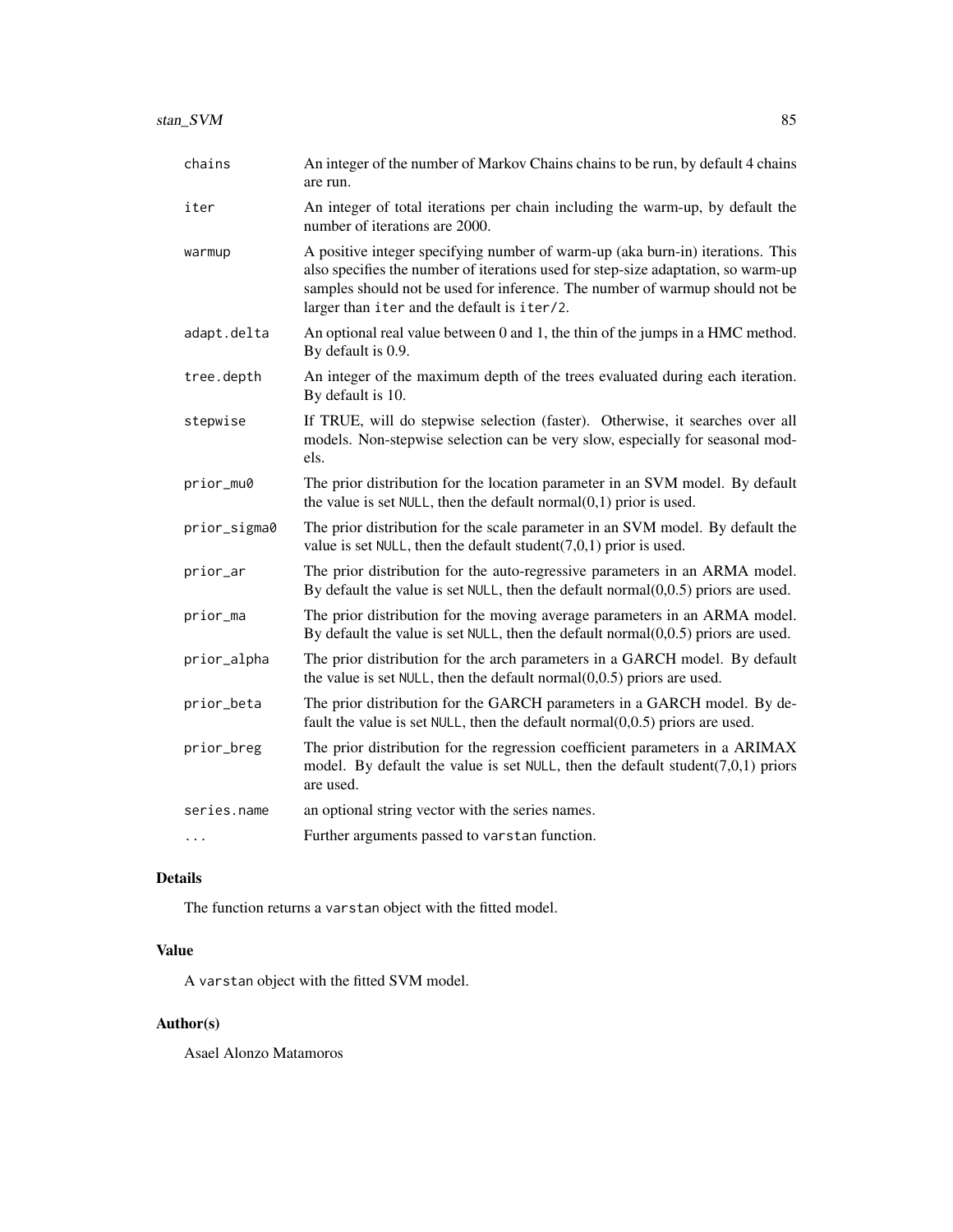| | |
|---|---|
| `chains` | An integer of the number of Markov Chains chains to be run, by default 4 chains are run. |
| `iter` | An integer of total iterations per chain including the warm-up, by default the number of iterations are 2000. |
| `warmup` | A positive integer specifying number of warm-up (aka burn-in) iterations. This also specifies the number of iterations used for step-size adaptation, so warm-up samples should not be used for inference. The number of warmup should not be larger than `iter` and the default is `iter/2`. |
| `adapt.delta` | An optional real value between 0 and 1, the thin of the jumps in a HMC method. By default is 0.9. |
| `tree.depth` | An integer of the maximum depth of the trees evaluated during each iteration. By default is 10. |
| `stepwise` | If TRUE, will do stepwise selection (faster). Otherwise, it searches over all models. Non-stepwise selection can be very slow, especially for seasonal models. |
| `prior_mu0` | The prior distribution for the location parameter in an SVM model. By default the value is set `NULL`, then the default normal(0,1) prior is used. |
| `prior_sigma0` | The prior distribution for the scale parameter in an SVM model. By default the value is set `NULL`, then the default student(7,0,1) prior is used. |
| `prior_ar` | The prior distribution for the auto-regressive parameters in an ARMA model. By default the value is set `NULL`, then the default normal(0,0.5) priors are used. |
| `prior_ma` | The prior distribution for the moving average parameters in an ARMA model. By default the value is set `NULL`, then the default normal(0,0.5) priors are used. |
| `prior_alpha` | The prior distribution for the arch parameters in a GARCH model. By default the value is set `NULL`, then the default normal(0,0.5) priors are used. |
| `prior_beta` | The prior distribution for the GARCH parameters in a GARCH model. By default the value is set `NULL`, then the default normal(0,0.5) priors are used. |
| `prior_breg` | The prior distribution for the regression coefficient parameters in a ARIMAX model. By default the value is set `NULL`, then the default student(7,0,1) priors are used. |
| `series.name` | an optional string vector with the series names. |
| `...` | Further arguments passed to `varstan` function. |

## Details

The function returns a `varstan` object with the fitted model.

## Value

A `varstan` object with the fitted SVM model.

## Author(s)

Asael Alonzo Matamoros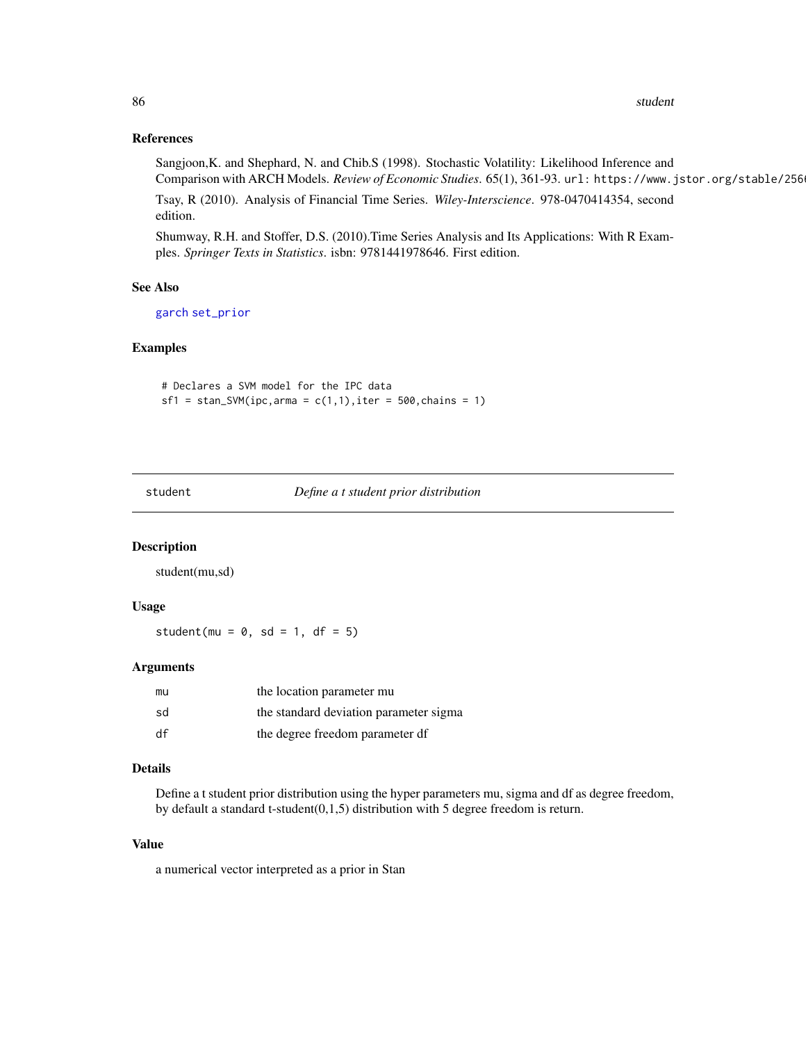### References

Sangjoon,K. and Shephard, N. and Chib.S (1998). Stochastic Volatility: Likelihood Inference and Comparison with ARCH Models. *Review of Economic Studies*. 65(1), 361-93. url: https://www.jstor.org/stable/256

Tsay, R (2010). Analysis of Financial Time Series. *Wiley-Interscience*. 978-0470414354, second edition.

Shumway, R.H. and Stoffer, D.S. (2010).Time Series Analysis and Its Applications: With R Examples. *Springer Texts in Statistics*. isbn: 9781441978646. First edition.

### See Also

garch set_prior

### Examples

```
# Declares a SVM model for the IPC data
sf1 = stan_SVM(ipc,arma = c(1,1),iter = 500,chains = 1)
```

---

## student — *Define a t student prior distribution*

### Description

student(mu,sd)

### Usage

```
student(mu = 0, sd = 1, df = 5)
```

### Arguments

| | |
|---|---|
| mu | the location parameter mu |
| sd | the standard deviation parameter sigma |
| df | the degree freedom parameter df |

### Details

Define a t student prior distribution using the hyper parameters mu, sigma and df as degree freedom, by default a standard t-student(0,1,5) distribution with 5 degree freedom is return.

### Value

a numerical vector interpreted as a prior in Stan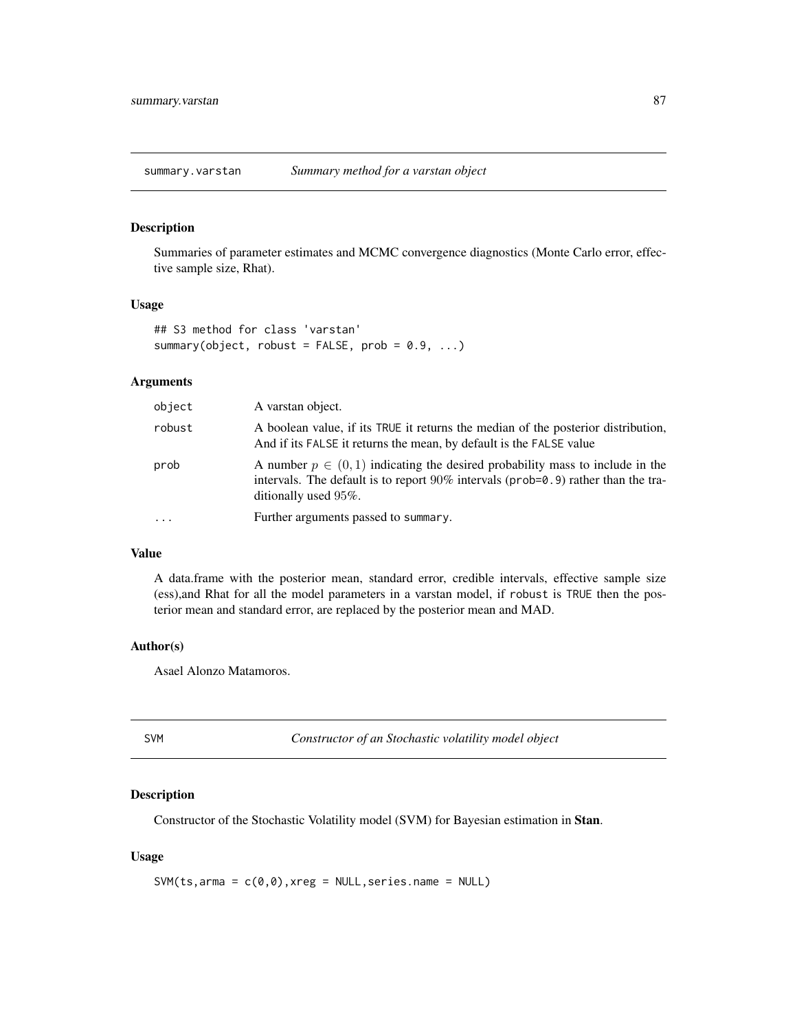## summary.varstan — *Summary method for a varstan object*

### Description

Summaries of parameter estimates and MCMC convergence diagnostics (Monte Carlo error, effective sample size, Rhat).

### Usage

```
## S3 method for class 'varstan'
summary(object, robust = FALSE, prob = 0.9, ...)
```

### Arguments

| | |
|---|---|
| object | A varstan object. |
| robust | A boolean value, if its TRUE it returns the median of the posterior distribution, And if its FALSE it returns the mean, by default is the FALSE value |
| prob | A number $p \in (0, 1)$ indicating the desired probability mass to include in the intervals. The default is to report 90% intervals (prob=0.9) rather than the traditionally used 95%. |
| ... | Further arguments passed to summary. |

### Value

A data.frame with the posterior mean, standard error, credible intervals, effective sample size (ess),and Rhat for all the model parameters in a varstan model, if robust is TRUE then the posterior mean and standard error, are replaced by the posterior mean and MAD.

### Author(s)

Asael Alonzo Matamoros.

## SVM — *Constructor of an Stochastic volatility model object*

### Description

Constructor of the Stochastic Volatility model (SVM) for Bayesian estimation in **Stan**.

### Usage

```
SVM(ts,arma = c(0,0),xreg = NULL,series.name = NULL)
```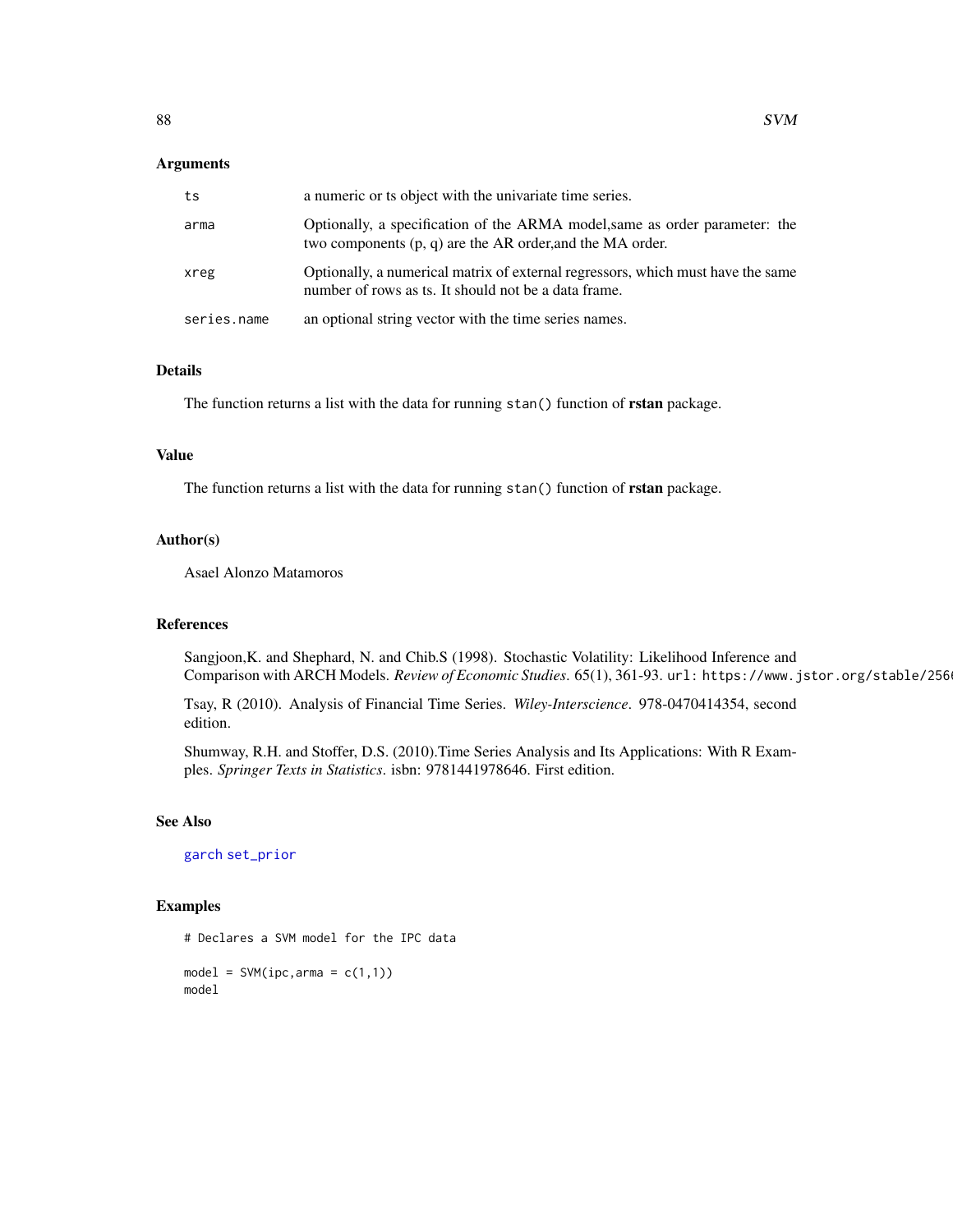## Arguments

| | |
|---|---|
| ts | a numeric or ts object with the univariate time series. |
| arma | Optionally, a specification of the ARMA model,same as order parameter: the two components (p, q) are the AR order,and the MA order. |
| xreg | Optionally, a numerical matrix of external regressors, which must have the same number of rows as ts. It should not be a data frame. |
| series.name | an optional string vector with the time series names. |

## Details

The function returns a list with the data for running `stan()` function of **rstan** package.

## Value

The function returns a list with the data for running `stan()` function of **rstan** package.

## Author(s)

Asael Alonzo Matamoros

## References

Sangjoon,K. and Shephard, N. and Chib.S (1998). Stochastic Volatility: Likelihood Inference and Comparison with ARCH Models. *Review of Economic Studies*. 65(1), 361-93. url: https://www.jstor.org/stable/256

Tsay, R (2010). Analysis of Financial Time Series. *Wiley-Interscience*. 978-0470414354, second edition.

Shumway, R.H. and Stoffer, D.S. (2010).Time Series Analysis and Its Applications: With R Examples. *Springer Texts in Statistics*. isbn: 9781441978646. First edition.

## See Also

garch set_prior

## Examples

```
# Declares a SVM model for the IPC data

model = SVM(ipc,arma = c(1,1))
model
```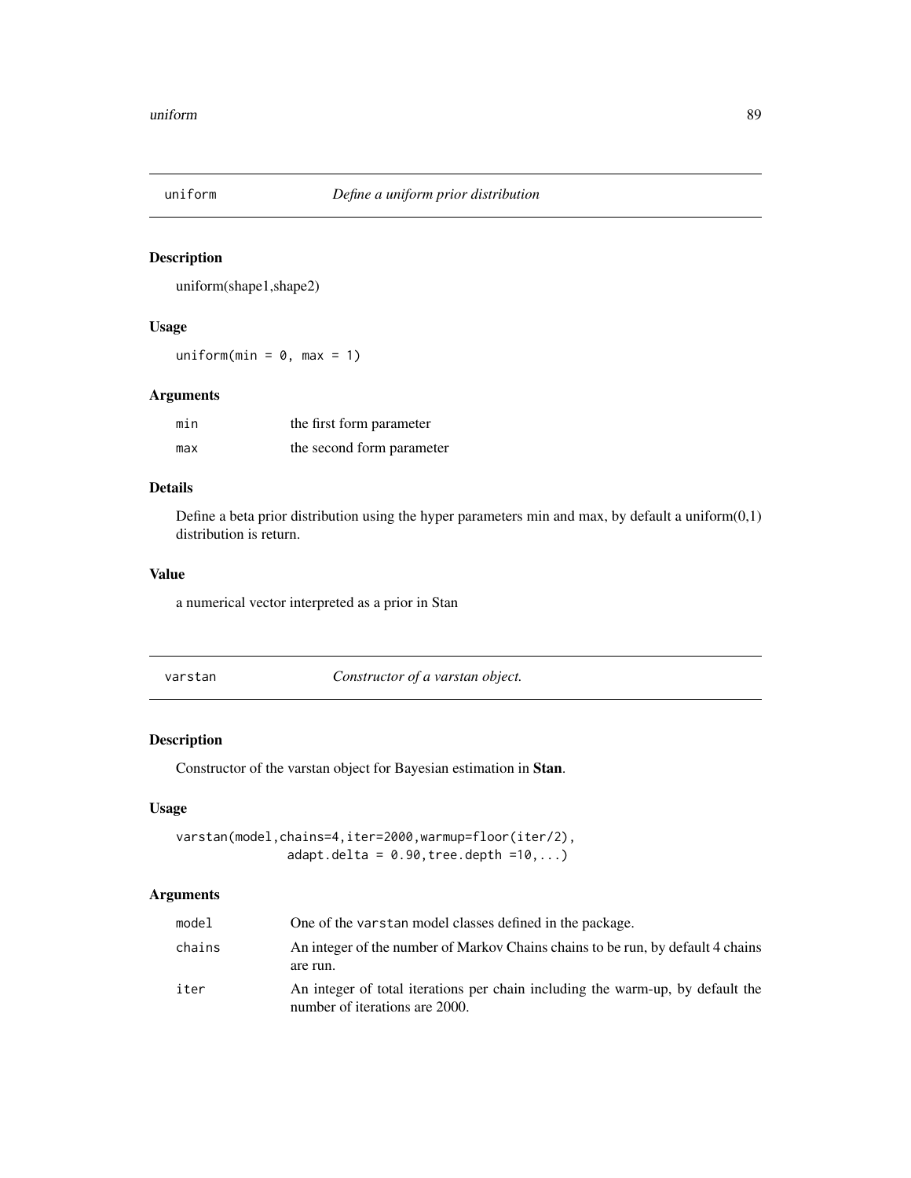## uniform — *Define a uniform prior distribution*

### Description

uniform(shape1,shape2)

### Usage

```
uniform(min = 0, max = 1)
```

### Arguments

| | |
|---|---|
| min | the first form parameter |
| max | the second form parameter |

### Details

Define a beta prior distribution using the hyper parameters min and max, by default a uniform(0,1) distribution is return.

### Value

a numerical vector interpreted as a prior in Stan

## varstan — *Constructor of a varstan object.*

### Description

Constructor of the varstan object for Bayesian estimation in **Stan**.

### Usage

```
varstan(model,chains=4,iter=2000,warmup=floor(iter/2),
              adapt.delta = 0.90,tree.depth =10,...)
```

### Arguments

| | |
|---|---|
| model | One of the varstan model classes defined in the package. |
| chains | An integer of the number of Markov Chains chains to be run, by default 4 chains are run. |
| iter | An integer of total iterations per chain including the warm-up, by default the number of iterations are 2000. |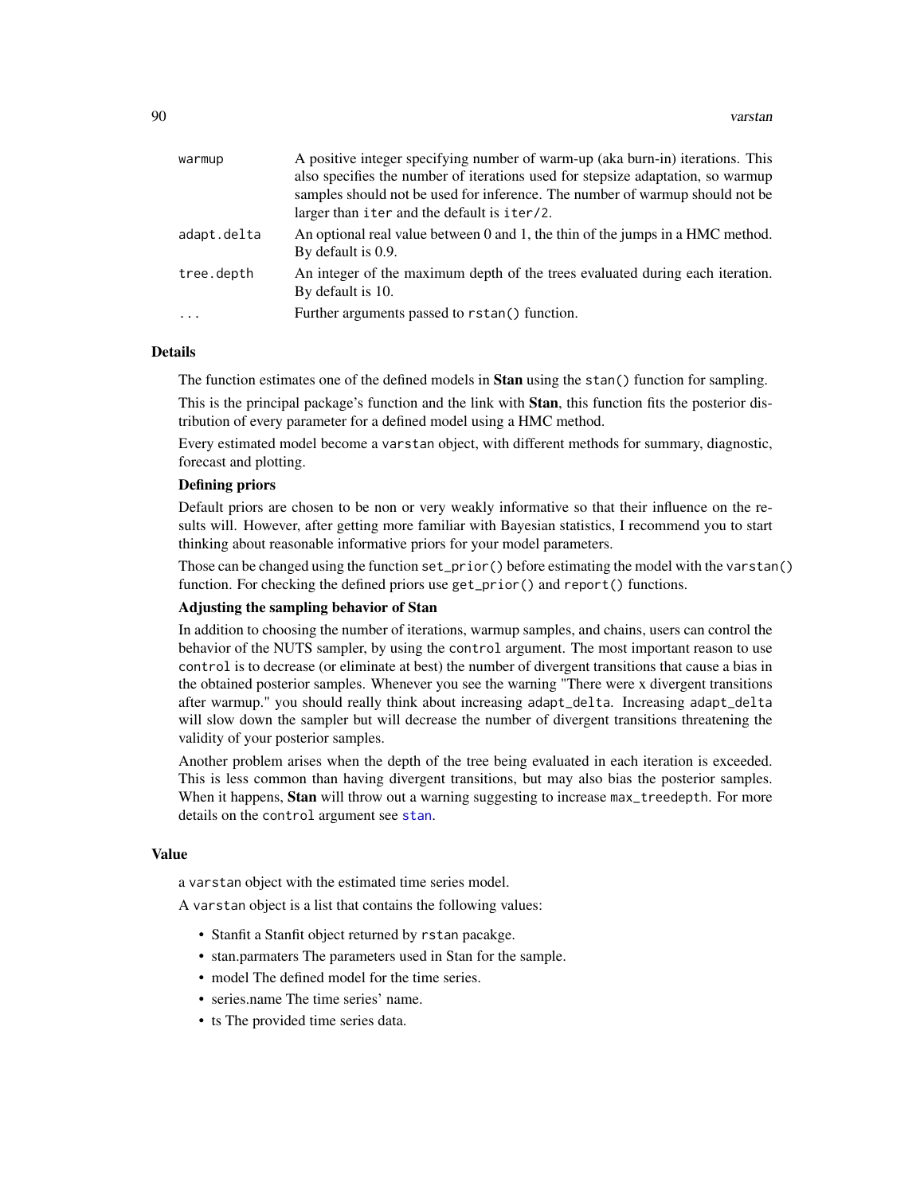| | |
|---|---|
| `warmup` | A positive integer specifying number of warm-up (aka burn-in) iterations. This also specifies the number of iterations used for stepsize adaptation, so warmup samples should not be used for inference. The number of warmup should not be larger than `iter` and the default is `iter/2`. |
| `adapt.delta` | An optional real value between 0 and 1, the thin of the jumps in a HMC method. By default is 0.9. |
| `tree.depth` | An integer of the maximum depth of the trees evaluated during each iteration. By default is 10. |
| `...` | Further arguments passed to `rstan()` function. |

## Details

The function estimates one of the defined models in **Stan** using the `stan()` function for sampling.

This is the principal package's function and the link with **Stan**, this function fits the posterior distribution of every parameter for a defined model using a HMC method.

Every estimated model become a `varstan` object, with different methods for summary, diagnostic, forecast and plotting.

### Defining priors

Default priors are chosen to be non or very weakly informative so that their influence on the results will. However, after getting more familiar with Bayesian statistics, I recommend you to start thinking about reasonable informative priors for your model parameters.

Those can be changed using the function `set_prior()` before estimating the model with the `varstan()` function. For checking the defined priors use `get_prior()` and `report()` functions.

### Adjusting the sampling behavior of Stan

In addition to choosing the number of iterations, warmup samples, and chains, users can control the behavior of the NUTS sampler, by using the `control` argument. The most important reason to use `control` is to decrease (or eliminate at best) the number of divergent transitions that cause a bias in the obtained posterior samples. Whenever you see the warning "There were x divergent transitions after warmup." you should really think about increasing `adapt_delta`. Increasing `adapt_delta` will slow down the sampler but will decrease the number of divergent transitions threatening the validity of your posterior samples.

Another problem arises when the depth of the tree being evaluated in each iteration is exceeded. This is less common than having divergent transitions, but may also bias the posterior samples. When it happens, **Stan** will throw out a warning suggesting to increase `max_treedepth`. For more details on the `control` argument see `stan`.

## Value

a `varstan` object with the estimated time series model.

A `varstan` object is a list that contains the following values:

- Stanfit a Stanfit object returned by `rstan` pacakge.
- stan.parmaters The parameters used in Stan for the sample.
- model The defined model for the time series.
- series.name The time series' name.
- ts The provided time series data.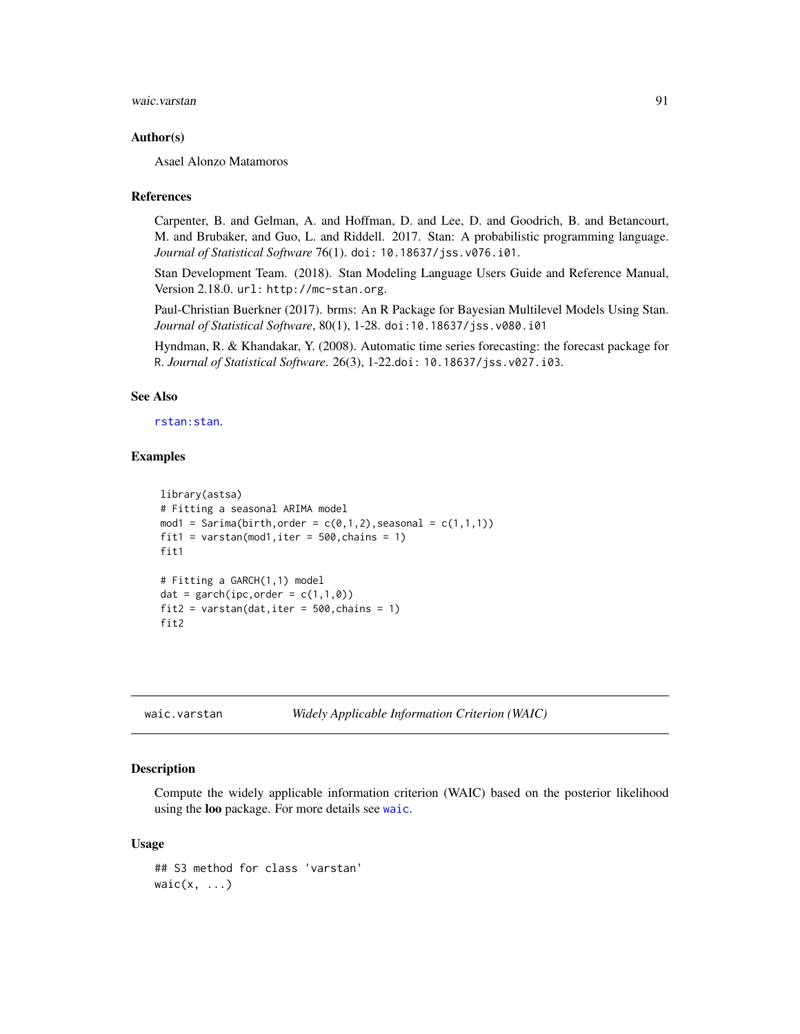### Author(s)

Asael Alonzo Matamoros

### References

Carpenter, B. and Gelman, A. and Hoffman, D. and Lee, D. and Goodrich, B. and Betancourt, M. and Brubaker, and Guo, L. and Riddell. 2017. Stan: A probabilistic programming language. *Journal of Statistical Software* 76(1). doi: 10.18637/jss.v076.i01.

Stan Development Team. (2018). Stan Modeling Language Users Guide and Reference Manual, Version 2.18.0. url: http://mc-stan.org.

Paul-Christian Buerkner (2017). brms: An R Package for Bayesian Multilevel Models Using Stan. *Journal of Statistical Software*, 80(1), 1-28. doi:10.18637/jss.v080.i01

Hyndman, R. & Khandakar, Y. (2008). Automatic time series forecasting: the forecast package for R. *Journal of Statistical Software*. 26(3), 1-22.doi: 10.18637/jss.v027.i03.

### See Also

rstan:stan.

### Examples

```
library(astsa)
# Fitting a seasonal ARIMA model
mod1 = Sarima(birth,order = c(0,1,2),seasonal = c(1,1,1))
fit1 = varstan(mod1,iter = 500,chains = 1)
fit1

# Fitting a GARCH(1,1) model
dat = garch(ipc,order = c(1,1,0))
fit2 = varstan(dat,iter = 500,chains = 1)
fit2
```

---

## waic.varstan — *Widely Applicable Information Criterion (WAIC)*

### Description

Compute the widely applicable information criterion (WAIC) based on the posterior likelihood using the **loo** package. For more details see waic.

### Usage

```
## S3 method for class 'varstan'
waic(x, ...)
```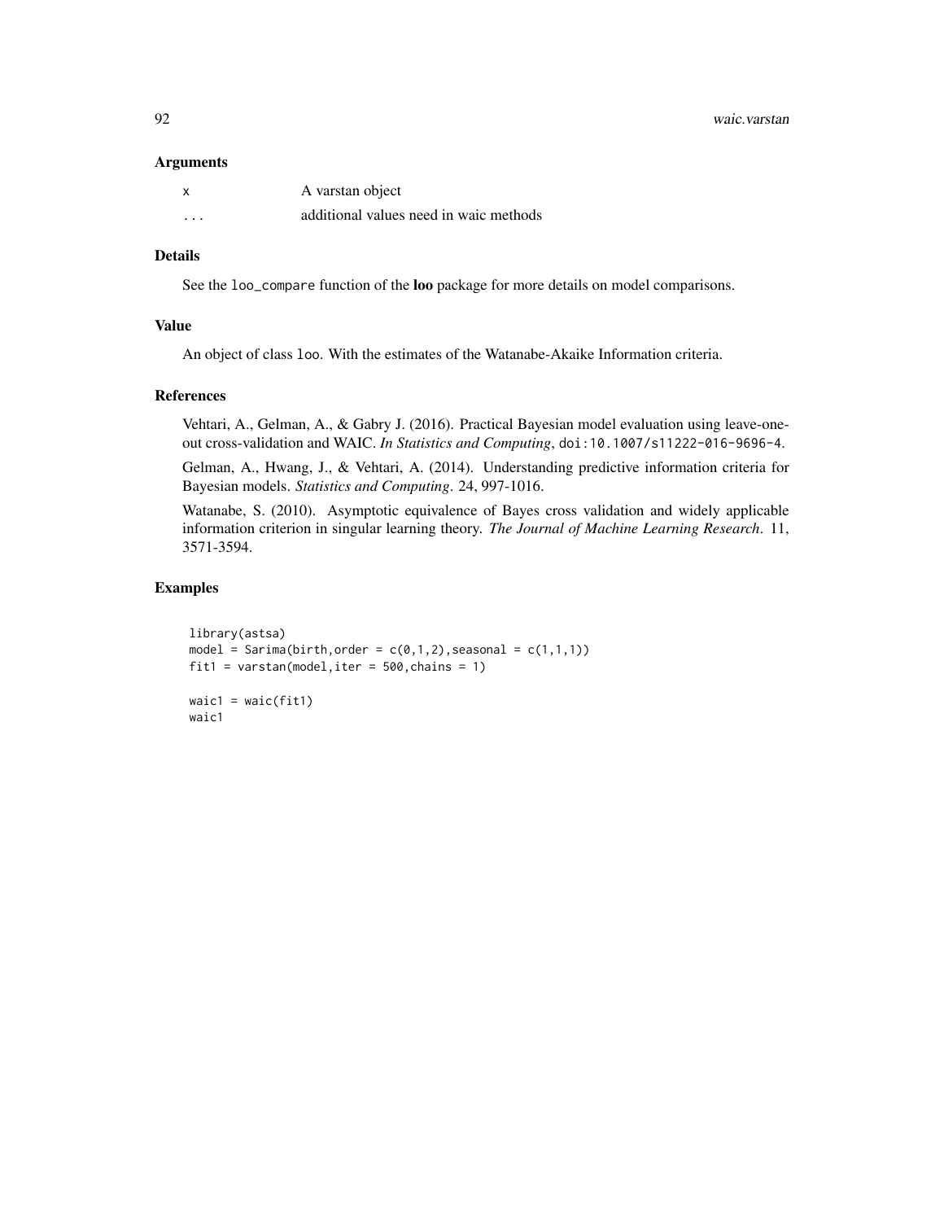### Arguments

| | |
|---|---|
| x | A varstan object |
| ... | additional values need in waic methods |

### Details

See the `loo_compare` function of the **loo** package for more details on model comparisons.

### Value

An object of class `loo`. With the estimates of the Watanabe-Akaike Information criteria.

### References

Vehtari, A., Gelman, A., & Gabry J. (2016). Practical Bayesian model evaluation using leave-one-out cross-validation and WAIC. *In Statistics and Computing*, `doi:10.1007/s11222-016-9696-4`.

Gelman, A., Hwang, J., & Vehtari, A. (2014). Understanding predictive information criteria for Bayesian models. *Statistics and Computing*. 24, 997-1016.

Watanabe, S. (2010). Asymptotic equivalence of Bayes cross validation and widely applicable information criterion in singular learning theory. *The Journal of Machine Learning Research*. 11, 3571-3594.

### Examples

```
library(astsa)
model = Sarima(birth,order = c(0,1,2),seasonal = c(1,1,1))
fit1 = varstan(model,iter = 500,chains = 1)

waic1 = waic(fit1)
waic1
```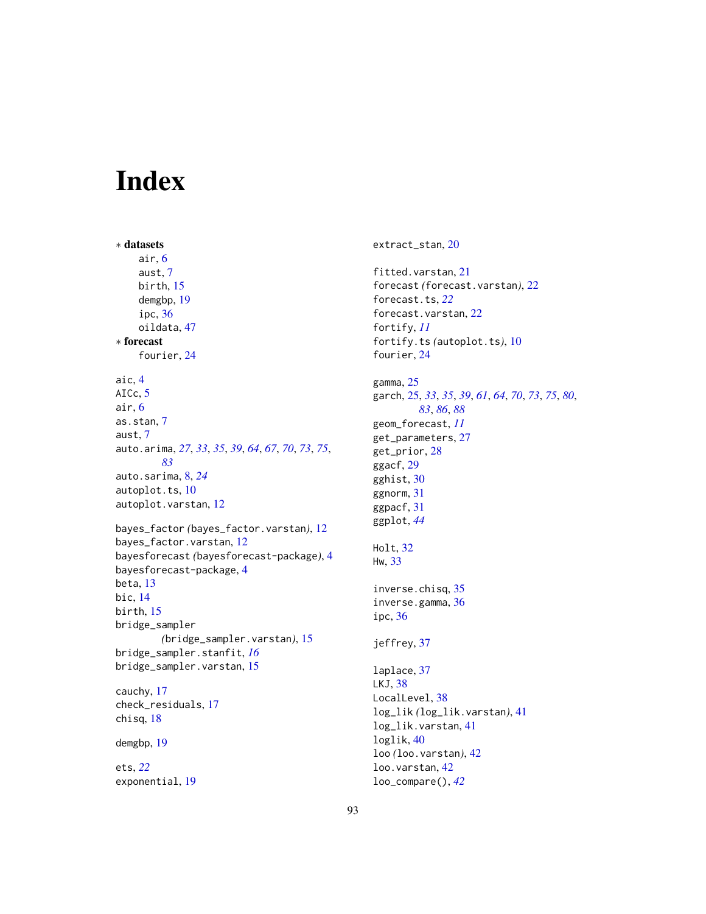# Index

∗ **datasets**
- air, 6
- aust, 7
- birth, 15
- demgbp, 19
- ipc, 36
- oildata, 47

∗ **forecast**
- fourier, 24

aic, 4
AICc, 5
air, 6
as.stan, 7
aust, 7
auto.arima, *27*, *33*, *35*, *39*, *64*, *67*, *70*, *73*, *75*, *83*
auto.sarima, 8, *24*
autoplot.ts, 10
autoplot.varstan, 12

bayes_factor *(*bayes_factor.varstan*)*, 12
bayes_factor.varstan, 12
bayesforecast *(*bayesforecast-package*)*, 4
bayesforecast-package, 4
beta, 13
bic, 14
birth, 15
bridge_sampler *(*bridge_sampler.varstan*)*, 15
bridge_sampler.stanfit, *16*
bridge_sampler.varstan, 15

cauchy, 17
check_residuals, 17
chisq, 18

demgbp, 19

ets, *22*
exponential, 19

extract_stan, 20

fitted.varstan, 21
forecast *(*forecast.varstan*)*, 22
forecast.ts, *22*
forecast.varstan, 22
fortify, *11*
fortify.ts *(*autoplot.ts*)*, 10
fourier, 24

gamma, 25
garch, 25, *33*, *35*, *39*, *61*, *64*, *70*, *73*, *75*, *80*, *83*, *86*, *88*
geom_forecast, *11*
get_parameters, 27
get_prior, 28
ggacf, 29
gghist, 30
ggnorm, 31
ggpacf, 31
ggplot, *44*

Holt, 32
Hw, 33

inverse.chisq, 35
inverse.gamma, 36
ipc, 36

jeffrey, 37

laplace, 37
LKJ, 38
LocalLevel, 38
log_lik *(*log_lik.varstan*)*, 41
log_lik.varstan, 41
loglik, 40
loo *(*loo.varstan*)*, 42
loo.varstan, 42
loo_compare(), *42*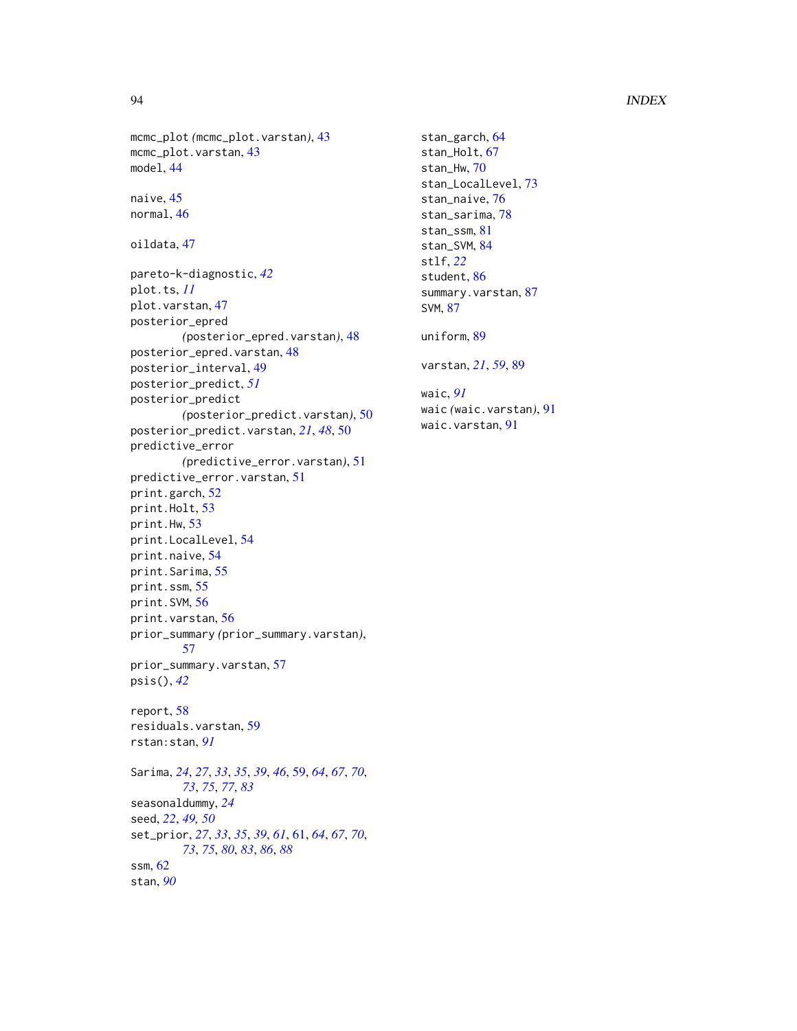mcmc_plot *(*mcmc_plot.varstan*)*, 43
mcmc_plot.varstan, 43
model, 44

naive, 45
normal, 46

oildata, 47

pareto-k-diagnostic, *42*
plot.ts, *11*
plot.varstan, 47
posterior_epred
*(*posterior_epred.varstan*)*, 48
posterior_epred.varstan, 48
posterior_interval, 49
posterior_predict, *51*
posterior_predict
*(*posterior_predict.varstan*)*, 50
posterior_predict.varstan, *21*, *48*, 50
predictive_error
*(*predictive_error.varstan*)*, 51
predictive_error.varstan, 51
print.garch, 52
print.Holt, 53
print.Hw, 53
print.LocalLevel, 54
print.naive, 54
print.Sarima, 55
print.ssm, 55
print.SVM, 56
print.varstan, 56
prior_summary *(*prior_summary.varstan*)*, 57
prior_summary.varstan, 57
psis(), *42*

report, 58
residuals.varstan, 59
rstan:stan, *91*

Sarima, *24*, *27*, *33*, *35*, *39*, *46*, 59, *64*, *67*, *70*, *73*, *75*, *77*, *83*
seasonaldummy, *24*
seed, *22*, *49, 50*
set_prior, *27*, *33*, *35*, *39*, *61*, 61, *64*, *67*, *70*, *73*, *75*, *80*, *83*, *86*, *88*
ssm, 62
stan, *90*
stan_garch, 64
stan_Holt, 67
stan_Hw, 70
stan_LocalLevel, 73
stan_naive, 76
stan_sarima, 78
stan_ssm, 81
stan_SVM, 84
stlf, *22*
student, 86
summary.varstan, 87
SVM, 87

uniform, 89

varstan, *21*, *59*, 89

waic, *91*
waic *(*waic.varstan*)*, 91
waic.varstan, 91